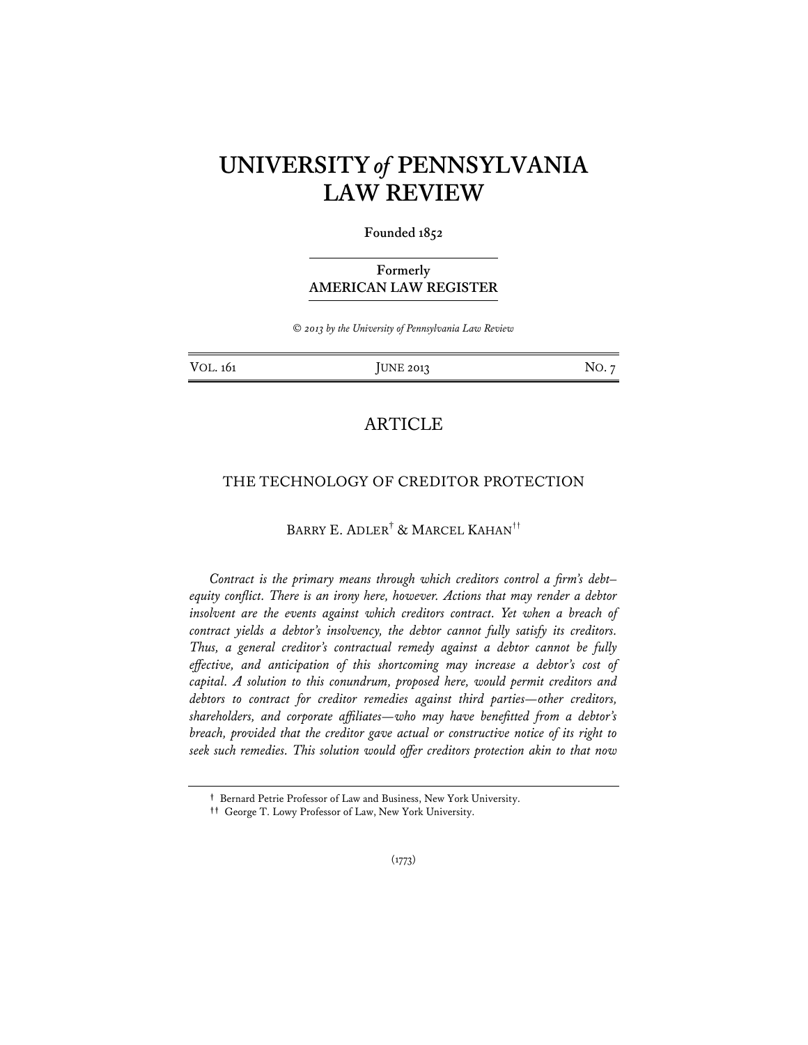# UNIVERSITY *of* PENNSYLVANIA LAW REVIEW

**Founded 1852**

**Formerly**
**AMERICAN LAW REGISTER**

*© 2013 by the University of Pennsylvania Law Review*

| VOL. 161 | JUNE 2013 | NO. 7 |
|---|---|---|

## ARTICLE

## THE TECHNOLOGY OF CREDITOR PROTECTION

BARRY E. ADLER[†] & MARCEL KAHAN[††]

*Contract is the primary means through which creditors control a firm's debt–equity conflict. There is an irony here, however. Actions that may render a debtor insolvent are the events against which creditors contract. Yet when a breach of contract yields a debtor's insolvency, the debtor cannot fully satisfy its creditors. Thus, a general creditor's contractual remedy against a debtor cannot be fully effective, and anticipation of this shortcoming may increase a debtor's cost of capital. A solution to this conundrum, proposed here, would permit creditors and debtors to contract for creditor remedies against third parties—other creditors, shareholders, and corporate affiliates—who may have benefitted from a debtor's breach, provided that the creditor gave actual or constructive notice of its right to seek such remedies. This solution would offer creditors protection akin to that now*

† Bernard Petrie Professor of Law and Business, New York University.

†† George T. Lowy Professor of Law, New York University.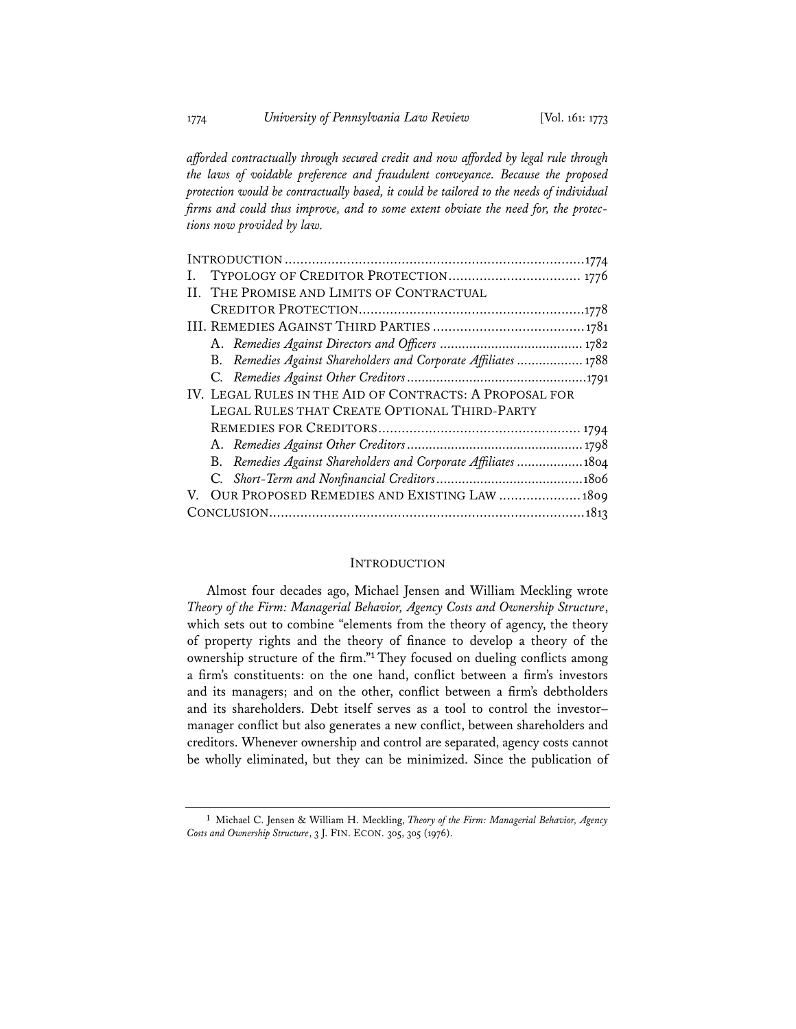*afforded contractually through secured credit and now afforded by legal rule through the laws of voidable preference and fraudulent conveyance. Because the proposed protection would be contractually based, it could be tailored to the needs of individual firms and could thus improve, and to some extent obviate the need for, the protections now provided by law.*

INTRODUCTION ............................................................................ 1774

I. TYPOLOGY OF CREDITOR PROTECTION .................................. 1776

II. THE PROMISE AND LIMITS OF CONTRACTUAL CREDITOR PROTECTION .......................................................... 1778

III. REMEDIES AGAINST THIRD PARTIES ....................................... 1781

- A. *Remedies Against Directors and Officers* ...................................... 1782
- B. *Remedies Against Shareholders and Corporate Affiliates* .................. 1788
- C. *Remedies Against Other Creditors* ................................................ 1791

IV. LEGAL RULES IN THE AID OF CONTRACTS: A PROPOSAL FOR LEGAL RULES THAT CREATE OPTIONAL THIRD-PARTY REMEDIES FOR CREDITORS .................................................... 1794

- A. *Remedies Against Other Creditors* ............................................... 1798
- B. *Remedies Against Shareholders and Corporate Affiliates* .................. 1804
- C. *Short-Term and Nonfinancial Creditors* ....................................... 1806

V. OUR PROPOSED REMEDIES AND EXISTING LAW ..................... 1809

CONCLUSION ................................................................................. 1813

## INTRODUCTION

Almost four decades ago, Michael Jensen and William Meckling wrote *Theory of the Firm: Managerial Behavior, Agency Costs and Ownership Structure*, which sets out to combine "elements from the theory of agency, the theory of property rights and the theory of finance to develop a theory of the ownership structure of the firm."[1] They focused on dueling conflicts among a firm's constituents: on the one hand, conflict between a firm's investors and its managers; and on the other, conflict between a firm's debtholders and its shareholders. Debt itself serves as a tool to control the investor–manager conflict but also generates a new conflict, between shareholders and creditors. Whenever ownership and control are separated, agency costs cannot be wholly eliminated, but they can be minimized. Since the publication of

---

[1] Michael C. Jensen & William H. Meckling, *Theory of the Firm: Managerial Behavior, Agency Costs and Ownership Structure*, 3 J. FIN. ECON. 305, 305 (1976).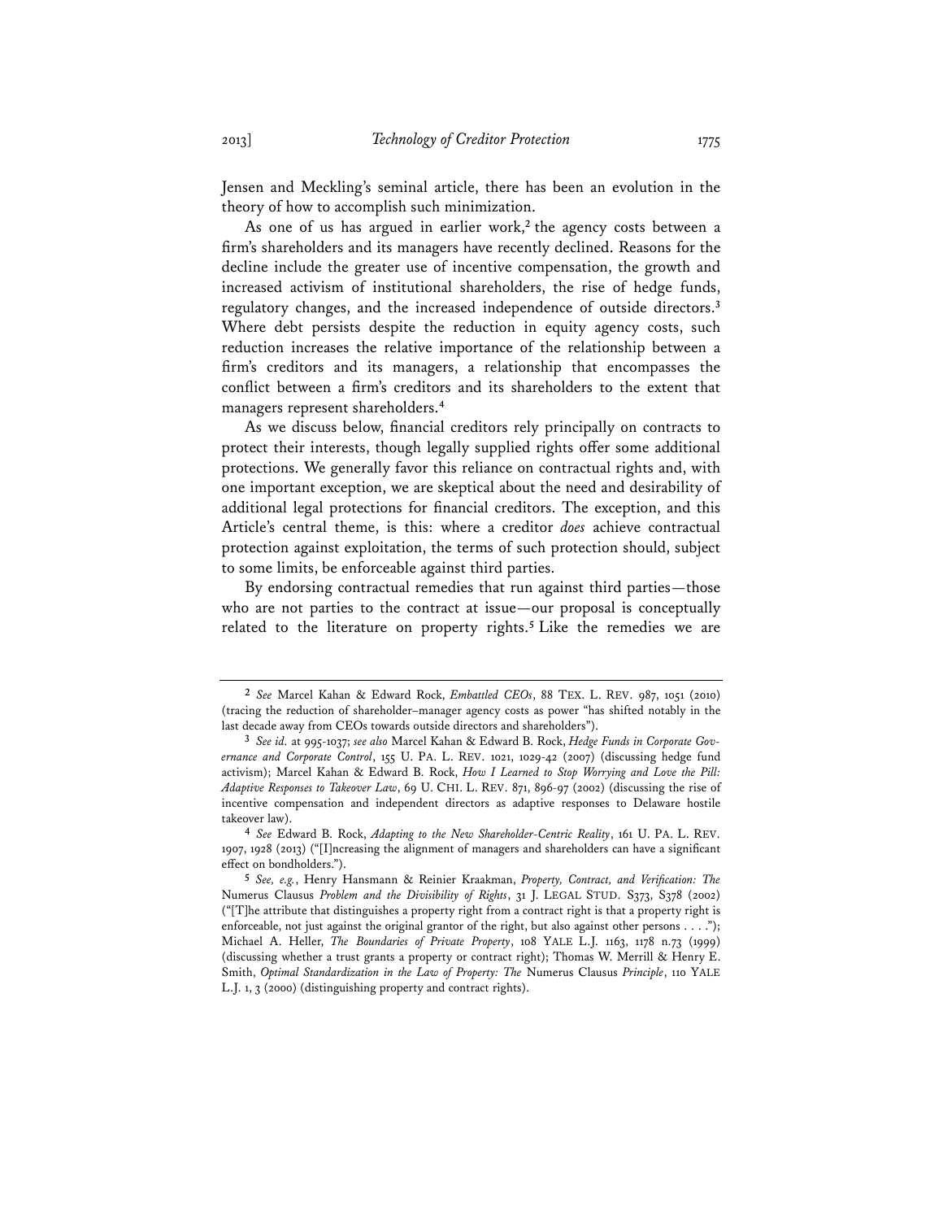Jensen and Meckling's seminal article, there has been an evolution in the theory of how to accomplish such minimization.

As one of us has argued in earlier work,[2] the agency costs between a firm's shareholders and its managers have recently declined. Reasons for the decline include the greater use of incentive compensation, the growth and increased activism of institutional shareholders, the rise of hedge funds, regulatory changes, and the increased independence of outside directors.[3] Where debt persists despite the reduction in equity agency costs, such reduction increases the relative importance of the relationship between a firm's creditors and its managers, a relationship that encompasses the conflict between a firm's creditors and its shareholders to the extent that managers represent shareholders.[4]

As we discuss below, financial creditors rely principally on contracts to protect their interests, though legally supplied rights offer some additional protections. We generally favor this reliance on contractual rights and, with one important exception, we are skeptical about the need and desirability of additional legal protections for financial creditors. The exception, and this Article's central theme, is this: where a creditor *does* achieve contractual protection against exploitation, the terms of such protection should, subject to some limits, be enforceable against third parties.

By endorsing contractual remedies that run against third parties—those who are not parties to the contract at issue—our proposal is conceptually related to the literature on property rights.[5] Like the remedies we are

---

[2] *See* Marcel Kahan & Edward Rock, *Embattled CEOs*, 88 TEX. L. REV. 987, 1051 (2010) (tracing the reduction of shareholder–manager agency costs as power "has shifted notably in the last decade away from CEOs towards outside directors and shareholders").

[3] *See id.* at 995-1037; *see also* Marcel Kahan & Edward B. Rock, *Hedge Funds in Corporate Governance and Corporate Control*, 155 U. PA. L. REV. 1021, 1029-42 (2007) (discussing hedge fund activism); Marcel Kahan & Edward B. Rock, *How I Learned to Stop Worrying and Love the Pill: Adaptive Responses to Takeover Law*, 69 U. CHI. L. REV. 871, 896-97 (2002) (discussing the rise of incentive compensation and independent directors as adaptive responses to Delaware hostile takeover law).

[4] *See* Edward B. Rock, *Adapting to the New Shareholder-Centric Reality*, 161 U. PA. L. REV. 1907, 1928 (2013) ("[I]ncreasing the alignment of managers and shareholders can have a significant effect on bondholders.").

[5] *See, e.g.*, Henry Hansmann & Reinier Kraakman, *Property, Contract, and Verification: The* Numerus Clausus *Problem and the Divisibility of Rights*, 31 J. LEGAL STUD. S373, S378 (2002) ("[T]he attribute that distinguishes a property right from a contract right is that a property right is enforceable, not just against the original grantor of the right, but also against other persons . . . ."); Michael A. Heller, *The Boundaries of Private Property*, 108 YALE L.J. 1163, 1178 n.73 (1999) (discussing whether a trust grants a property or contract right); Thomas W. Merrill & Henry E. Smith, *Optimal Standardization in the Law of Property: The* Numerus Clausus *Principle*, 110 YALE L.J. 1, 3 (2000) (distinguishing property and contract rights).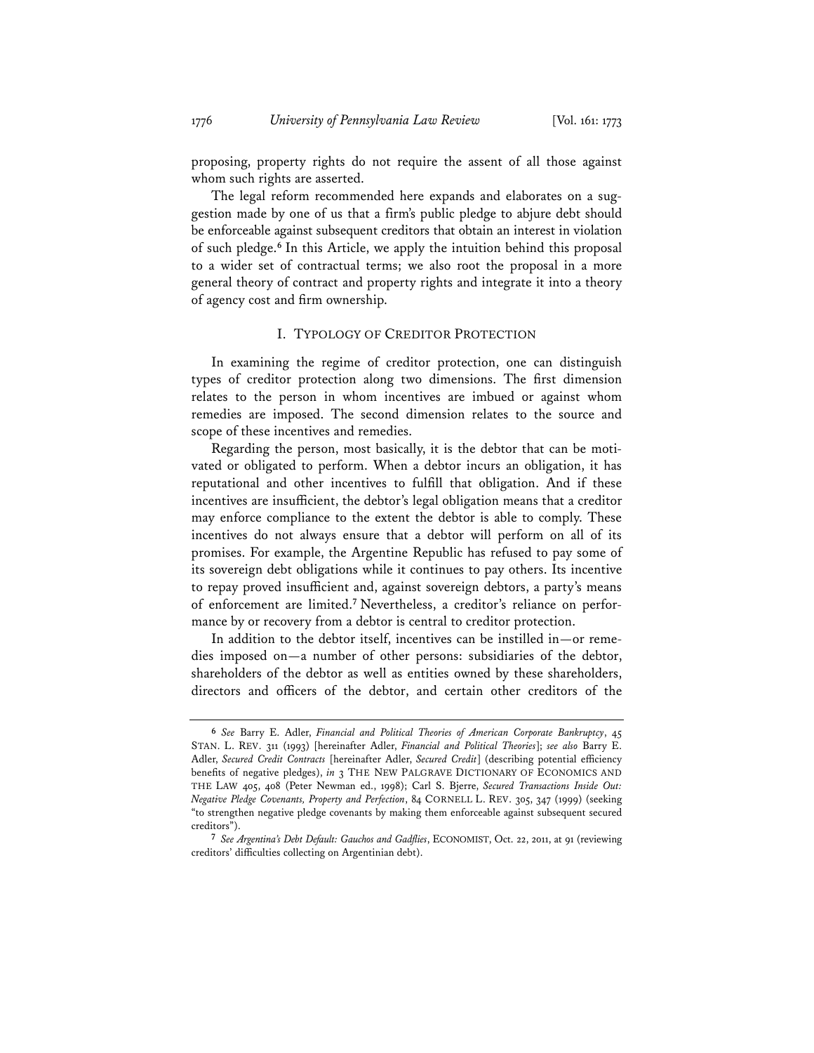proposing, property rights do not require the assent of all those against whom such rights are asserted.

The legal reform recommended here expands and elaborates on a suggestion made by one of us that a firm's public pledge to abjure debt should be enforceable against subsequent creditors that obtain an interest in violation of such pledge.[6] In this Article, we apply the intuition behind this proposal to a wider set of contractual terms; we also root the proposal in a more general theory of contract and property rights and integrate it into a theory of agency cost and firm ownership.

## I. TYPOLOGY OF CREDITOR PROTECTION

In examining the regime of creditor protection, one can distinguish types of creditor protection along two dimensions. The first dimension relates to the person in whom incentives are imbued or against whom remedies are imposed. The second dimension relates to the source and scope of these incentives and remedies.

Regarding the person, most basically, it is the debtor that can be motivated or obligated to perform. When a debtor incurs an obligation, it has reputational and other incentives to fulfill that obligation. And if these incentives are insufficient, the debtor's legal obligation means that a creditor may enforce compliance to the extent the debtor is able to comply. These incentives do not always ensure that a debtor will perform on all of its promises. For example, the Argentine Republic has refused to pay some of its sovereign debt obligations while it continues to pay others. Its incentive to repay proved insufficient and, against sovereign debtors, a party's means of enforcement are limited.[7] Nevertheless, a creditor's reliance on performance by or recovery from a debtor is central to creditor protection.

In addition to the debtor itself, incentives can be instilled in—or remedies imposed on—a number of other persons: subsidiaries of the debtor, shareholders of the debtor as well as entities owned by these shareholders, directors and officers of the debtor, and certain other creditors of the

---

[6] *See* Barry E. Adler, *Financial and Political Theories of American Corporate Bankruptcy*, 45 STAN. L. REV. 311 (1993) [hereinafter Adler, *Financial and Political Theories*]; *see also* Barry E. Adler, *Secured Credit Contracts* [hereinafter Adler, *Secured Credit*] (describing potential efficiency benefits of negative pledges), *in* 3 THE NEW PALGRAVE DICTIONARY OF ECONOMICS AND THE LAW 405, 408 (Peter Newman ed., 1998); Carl S. Bjerre, *Secured Transactions Inside Out: Negative Pledge Covenants, Property and Perfection*, 84 CORNELL L. REV. 305, 347 (1999) (seeking "to strengthen negative pledge covenants by making them enforceable against subsequent secured creditors").

[7] *See Argentina's Debt Default: Gauchos and Gadflies*, ECONOMIST, Oct. 22, 2011, at 91 (reviewing creditors' difficulties collecting on Argentinian debt).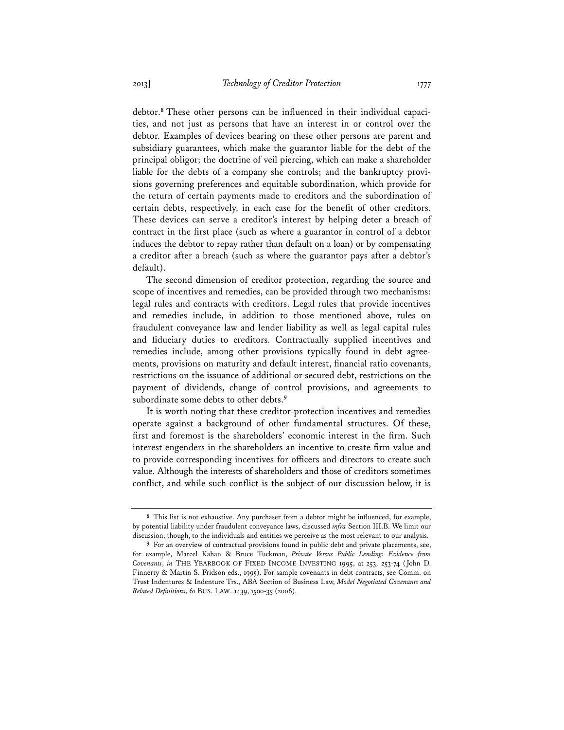debtor.[8] These other persons can be influenced in their individual capacities, and not just as persons that have an interest in or control over the debtor. Examples of devices bearing on these other persons are parent and subsidiary guarantees, which make the guarantor liable for the debt of the principal obligor; the doctrine of veil piercing, which can make a shareholder liable for the debts of a company she controls; and the bankruptcy provisions governing preferences and equitable subordination, which provide for the return of certain payments made to creditors and the subordination of certain debts, respectively, in each case for the benefit of other creditors. These devices can serve a creditor's interest by helping deter a breach of contract in the first place (such as where a guarantor in control of a debtor induces the debtor to repay rather than default on a loan) or by compensating a creditor after a breach (such as where the guarantor pays after a debtor's default).

The second dimension of creditor protection, regarding the source and scope of incentives and remedies, can be provided through two mechanisms: legal rules and contracts with creditors. Legal rules that provide incentives and remedies include, in addition to those mentioned above, rules on fraudulent conveyance law and lender liability as well as legal capital rules and fiduciary duties to creditors. Contractually supplied incentives and remedies include, among other provisions typically found in debt agreements, provisions on maturity and default interest, financial ratio covenants, restrictions on the issuance of additional or secured debt, restrictions on the payment of dividends, change of control provisions, and agreements to subordinate some debts to other debts.[9]

It is worth noting that these creditor-protection incentives and remedies operate against a background of other fundamental structures. Of these, first and foremost is the shareholders' economic interest in the firm. Such interest engenders in the shareholders an incentive to create firm value and to provide corresponding incentives for officers and directors to create such value. Although the interests of shareholders and those of creditors sometimes conflict, and while such conflict is the subject of our discussion below, it is

---

[8] This list is not exhaustive. Any purchaser from a debtor might be influenced, for example, by potential liability under fraudulent conveyance laws, discussed *infra* Section III.B. We limit our discussion, though, to the individuals and entities we perceive as the most relevant to our analysis.

[9] For an overview of contractual provisions found in public debt and private placements, see, for example, Marcel Kahan & Bruce Tuckman, *Private Versus Public Lending: Evidence from Covenants*, *in* THE YEARBOOK OF FIXED INCOME INVESTING 1995, at 253, 253-74 (John D. Finnerty & Martin S. Fridson eds., 1995). For sample covenants in debt contracts, see Comm. on Trust Indentures & Indenture Trs., ABA Section of Business Law, *Model Negotiated Covenants and Related Definitions*, 61 BUS. LAW. 1439, 1500-35 (2006).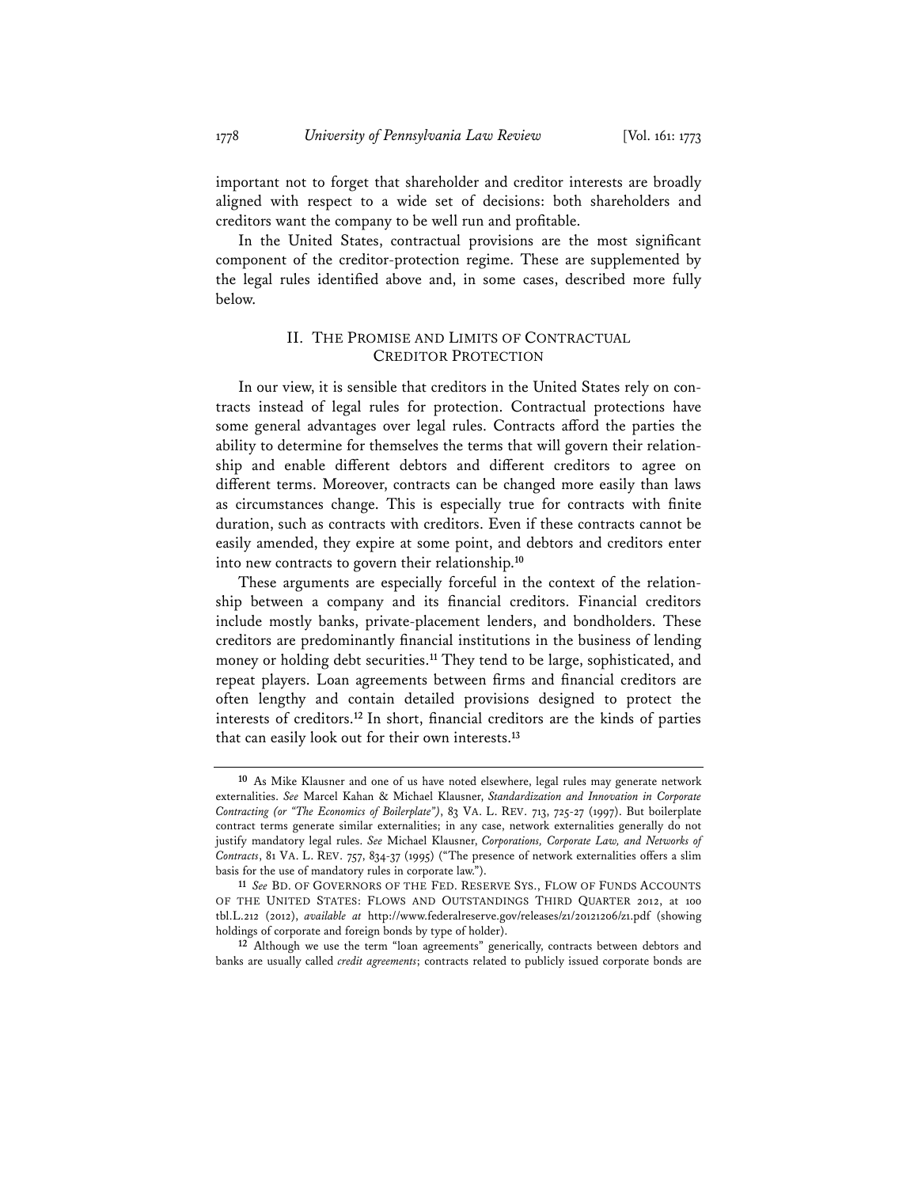important not to forget that shareholder and creditor interests are broadly aligned with respect to a wide set of decisions: both shareholders and creditors want the company to be well run and profitable.

In the United States, contractual provisions are the most significant component of the creditor-protection regime. These are supplemented by the legal rules identified above and, in some cases, described more fully below.

## II. The Promise and Limits of Contractual Creditor Protection

In our view, it is sensible that creditors in the United States rely on contracts instead of legal rules for protection. Contractual protections have some general advantages over legal rules. Contracts afford the parties the ability to determine for themselves the terms that will govern their relationship and enable different debtors and different creditors to agree on different terms. Moreover, contracts can be changed more easily than laws as circumstances change. This is especially true for contracts with finite duration, such as contracts with creditors. Even if these contracts cannot be easily amended, they expire at some point, and debtors and creditors enter into new contracts to govern their relationship.[10]

These arguments are especially forceful in the context of the relationship between a company and its financial creditors. Financial creditors include mostly banks, private-placement lenders, and bondholders. These creditors are predominantly financial institutions in the business of lending money or holding debt securities.[11] They tend to be large, sophisticated, and repeat players. Loan agreements between firms and financial creditors are often lengthy and contain detailed provisions designed to protect the interests of creditors.[12] In short, financial creditors are the kinds of parties that can easily look out for their own interests.[13]

---

[10] As Mike Klausner and one of us have noted elsewhere, legal rules may generate network externalities. *See* Marcel Kahan & Michael Klausner, *Standardization and Innovation in Corporate Contracting (or "The Economics of Boilerplate")*, 83 VA. L. REV. 713, 725-27 (1997). But boilerplate contract terms generate similar externalities; in any case, network externalities generally do not justify mandatory legal rules. *See* Michael Klausner, *Corporations, Corporate Law, and Networks of Contracts*, 81 VA. L. REV. 757, 834-37 (1995) ("The presence of network externalities offers a slim basis for the use of mandatory rules in corporate law.").

[11] *See* BD. OF GOVERNORS OF THE FED. RESERVE SYS., FLOW OF FUNDS ACCOUNTS OF THE UNITED STATES: FLOWS AND OUTSTANDINGS THIRD QUARTER 2012, at 100 tbl.L.212 (2012), *available at* http://www.federalreserve.gov/releases/z1/20121206/z1.pdf (showing holdings of corporate and foreign bonds by type of holder).

[12] Although we use the term "loan agreements" generically, contracts between debtors and banks are usually called *credit agreements*; contracts related to publicly issued corporate bonds are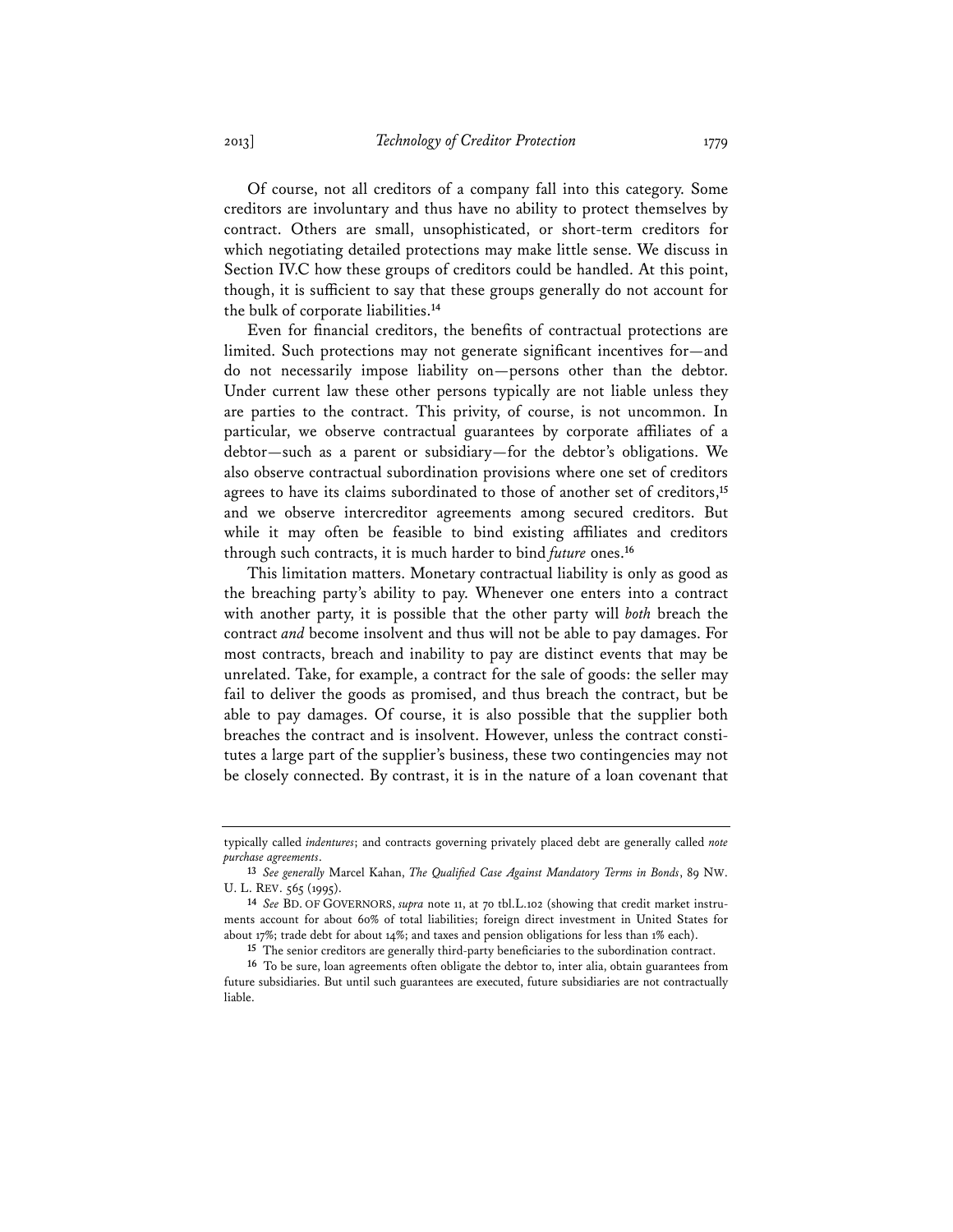Of course, not all creditors of a company fall into this category. Some creditors are involuntary and thus have no ability to protect themselves by contract. Others are small, unsophisticated, or short-term creditors for which negotiating detailed protections may make little sense. We discuss in Section IV.C how these groups of creditors could be handled. At this point, though, it is sufficient to say that these groups generally do not account for the bulk of corporate liabilities.[14]

Even for financial creditors, the benefits of contractual protections are limited. Such protections may not generate significant incentives for—and do not necessarily impose liability on—persons other than the debtor. Under current law these other persons typically are not liable unless they are parties to the contract. This privity, of course, is not uncommon. In particular, we observe contractual guarantees by corporate affiliates of a debtor—such as a parent or subsidiary—for the debtor's obligations. We also observe contractual subordination provisions where one set of creditors agrees to have its claims subordinated to those of another set of creditors,[15] and we observe intercreditor agreements among secured creditors. But while it may often be feasible to bind existing affiliates and creditors through such contracts, it is much harder to bind *future* ones.[16]

This limitation matters. Monetary contractual liability is only as good as the breaching party's ability to pay. Whenever one enters into a contract with another party, it is possible that the other party will *both* breach the contract *and* become insolvent and thus will not be able to pay damages. For most contracts, breach and inability to pay are distinct events that may be unrelated. Take, for example, a contract for the sale of goods: the seller may fail to deliver the goods as promised, and thus breach the contract, but be able to pay damages. Of course, it is also possible that the supplier both breaches the contract and is insolvent. However, unless the contract constitutes a large part of the supplier's business, these two contingencies may not be closely connected. By contrast, it is in the nature of a loan covenant that

---

typically called *indentures*; and contracts governing privately placed debt are generally called *note purchase agreements*.

[13] *See generally* Marcel Kahan, *The Qualified Case Against Mandatory Terms in Bonds*, 89 NW. U. L. REV. 565 (1995).

[14] *See* BD. OF GOVERNORS, *supra* note 11, at 70 tbl.L.102 (showing that credit market instruments account for about 60% of total liabilities; foreign direct investment in United States for about 17%; trade debt for about 14%; and taxes and pension obligations for less than 1% each).

[15] The senior creditors are generally third-party beneficiaries to the subordination contract.

[16] To be sure, loan agreements often obligate the debtor to, inter alia, obtain guarantees from future subsidiaries. But until such guarantees are executed, future subsidiaries are not contractually liable.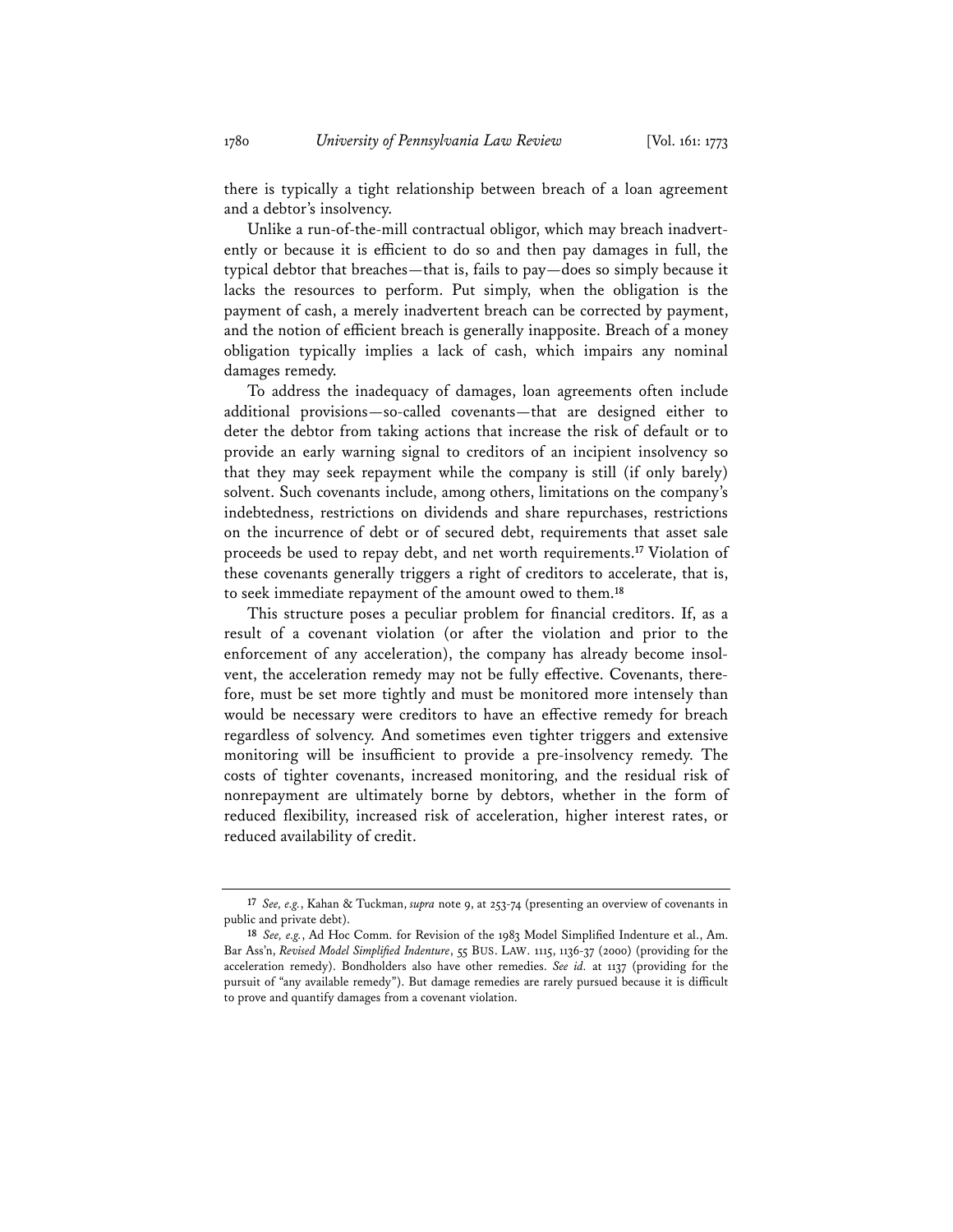there is typically a tight relationship between breach of a loan agreement and a debtor's insolvency.

Unlike a run-of-the-mill contractual obligor, which may breach inadvertently or because it is efficient to do so and then pay damages in full, the typical debtor that breaches—that is, fails to pay—does so simply because it lacks the resources to perform. Put simply, when the obligation is the payment of cash, a merely inadvertent breach can be corrected by payment, and the notion of efficient breach is generally inapposite. Breach of a money obligation typically implies a lack of cash, which impairs any nominal damages remedy.

To address the inadequacy of damages, loan agreements often include additional provisions—so-called covenants—that are designed either to deter the debtor from taking actions that increase the risk of default or to provide an early warning signal to creditors of an incipient insolvency so that they may seek repayment while the company is still (if only barely) solvent. Such covenants include, among others, limitations on the company's indebtedness, restrictions on dividends and share repurchases, restrictions on the incurrence of debt or of secured debt, requirements that asset sale proceeds be used to repay debt, and net worth requirements.[17] Violation of these covenants generally triggers a right of creditors to accelerate, that is, to seek immediate repayment of the amount owed to them.[18]

This structure poses a peculiar problem for financial creditors. If, as a result of a covenant violation (or after the violation and prior to the enforcement of any acceleration), the company has already become insolvent, the acceleration remedy may not be fully effective. Covenants, therefore, must be set more tightly and must be monitored more intensely than would be necessary were creditors to have an effective remedy for breach regardless of solvency. And sometimes even tighter triggers and extensive monitoring will be insufficient to provide a pre-insolvency remedy. The costs of tighter covenants, increased monitoring, and the residual risk of nonrepayment are ultimately borne by debtors, whether in the form of reduced flexibility, increased risk of acceleration, higher interest rates, or reduced availability of credit.

---

[17] *See, e.g.*, Kahan & Tuckman, *supra* note 9, at 253-74 (presenting an overview of covenants in public and private debt).

[18] *See, e.g.*, Ad Hoc Comm. for Revision of the 1983 Model Simplified Indenture et al., Am. Bar Ass'n, *Revised Model Simplified Indenture*, 55 BUS. LAW. 1115, 1136-37 (2000) (providing for the acceleration remedy). Bondholders also have other remedies. *See id.* at 1137 (providing for the pursuit of "any available remedy"). But damage remedies are rarely pursued because it is difficult to prove and quantify damages from a covenant violation.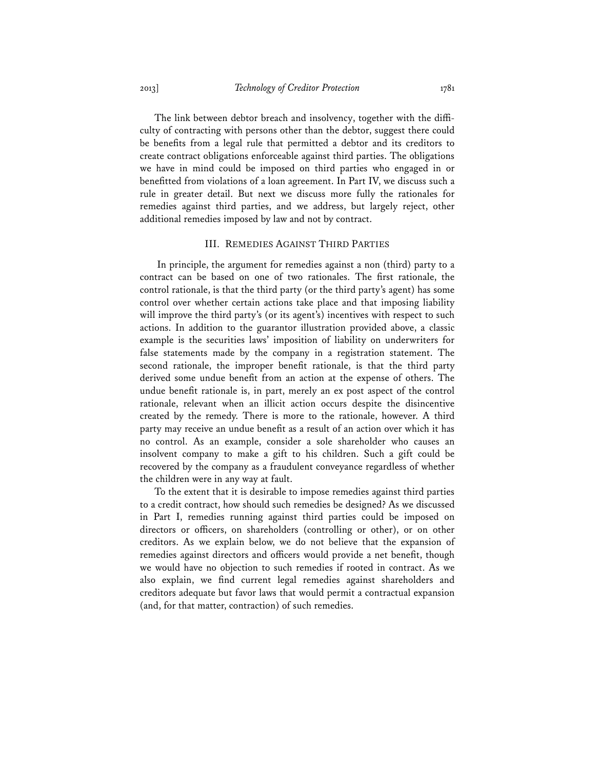The link between debtor breach and insolvency, together with the difficulty of contracting with persons other than the debtor, suggest there could be benefits from a legal rule that permitted a debtor and its creditors to create contract obligations enforceable against third parties. The obligations we have in mind could be imposed on third parties who engaged in or benefitted from violations of a loan agreement. In Part IV, we discuss such a rule in greater detail. But next we discuss more fully the rationales for remedies against third parties, and we address, but largely reject, other additional remedies imposed by law and not by contract.

## III. Remedies Against Third Parties

In principle, the argument for remedies against a non (third) party to a contract can be based on one of two rationales. The first rationale, the control rationale, is that the third party (or the third party's agent) has some control over whether certain actions take place and that imposing liability will improve the third party's (or its agent's) incentives with respect to such actions. In addition to the guarantor illustration provided above, a classic example is the securities laws' imposition of liability on underwriters for false statements made by the company in a registration statement. The second rationale, the improper benefit rationale, is that the third party derived some undue benefit from an action at the expense of others. The undue benefit rationale is, in part, merely an ex post aspect of the control rationale, relevant when an illicit action occurs despite the disincentive created by the remedy. There is more to the rationale, however. A third party may receive an undue benefit as a result of an action over which it has no control. As an example, consider a sole shareholder who causes an insolvent company to make a gift to his children. Such a gift could be recovered by the company as a fraudulent conveyance regardless of whether the children were in any way at fault.

To the extent that it is desirable to impose remedies against third parties to a credit contract, how should such remedies be designed? As we discussed in Part I, remedies running against third parties could be imposed on directors or officers, on shareholders (controlling or other), or on other creditors. As we explain below, we do not believe that the expansion of remedies against directors and officers would provide a net benefit, though we would have no objection to such remedies if rooted in contract. As we also explain, we find current legal remedies against shareholders and creditors adequate but favor laws that would permit a contractual expansion (and, for that matter, contraction) of such remedies.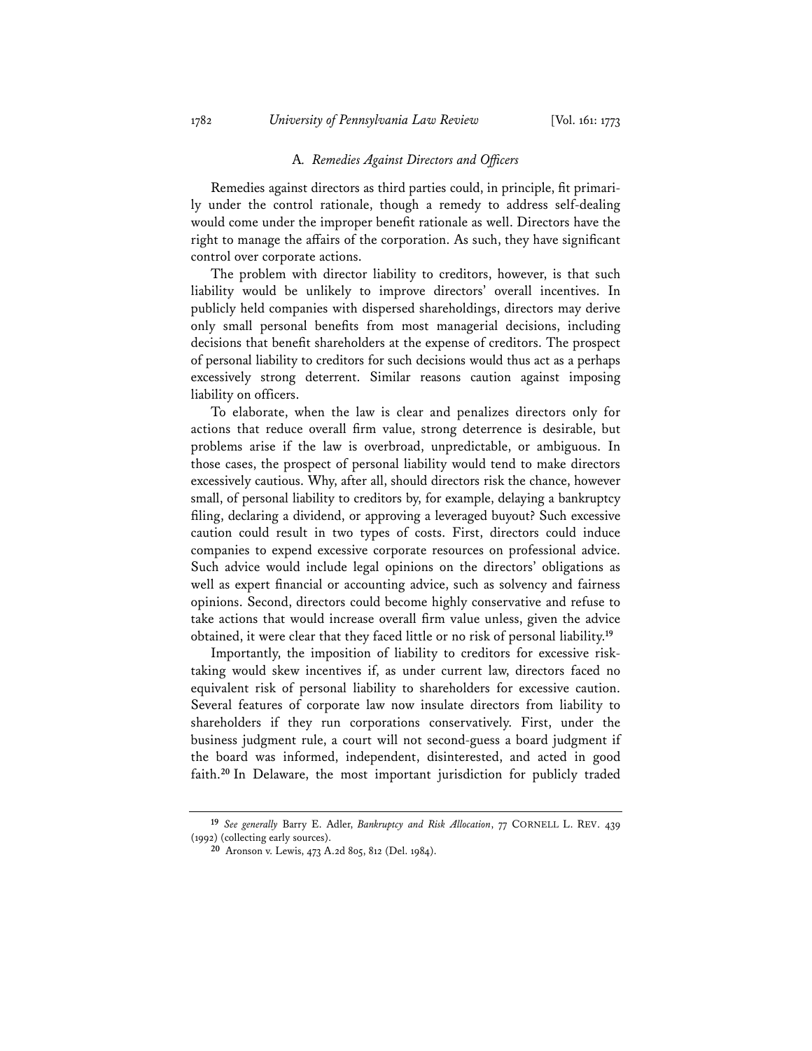### A. *Remedies Against Directors and Officers*

Remedies against directors as third parties could, in principle, fit primarily under the control rationale, though a remedy to address self-dealing would come under the improper benefit rationale as well. Directors have the right to manage the affairs of the corporation. As such, they have significant control over corporate actions.

The problem with director liability to creditors, however, is that such liability would be unlikely to improve directors' overall incentives. In publicly held companies with dispersed shareholdings, directors may derive only small personal benefits from most managerial decisions, including decisions that benefit shareholders at the expense of creditors. The prospect of personal liability to creditors for such decisions would thus act as a perhaps excessively strong deterrent. Similar reasons caution against imposing liability on officers.

To elaborate, when the law is clear and penalizes directors only for actions that reduce overall firm value, strong deterrence is desirable, but problems arise if the law is overbroad, unpredictable, or ambiguous. In those cases, the prospect of personal liability would tend to make directors excessively cautious. Why, after all, should directors risk the chance, however small, of personal liability to creditors by, for example, delaying a bankruptcy filing, declaring a dividend, or approving a leveraged buyout? Such excessive caution could result in two types of costs. First, directors could induce companies to expend excessive corporate resources on professional advice. Such advice would include legal opinions on the directors' obligations as well as expert financial or accounting advice, such as solvency and fairness opinions. Second, directors could become highly conservative and refuse to take actions that would increase overall firm value unless, given the advice obtained, it were clear that they faced little or no risk of personal liability.[19]

Importantly, the imposition of liability to creditors for excessive risk-taking would skew incentives if, as under current law, directors faced no equivalent risk of personal liability to shareholders for excessive caution. Several features of corporate law now insulate directors from liability to shareholders if they run corporations conservatively. First, under the business judgment rule, a court will not second-guess a board judgment if the board was informed, independent, disinterested, and acted in good faith.[20] In Delaware, the most important jurisdiction for publicly traded

---

[19] *See generally* Barry E. Adler, *Bankruptcy and Risk Allocation*, 77 CORNELL L. REV. 439 (1992) (collecting early sources).

[20] Aronson v. Lewis, 473 A.2d 805, 812 (Del. 1984).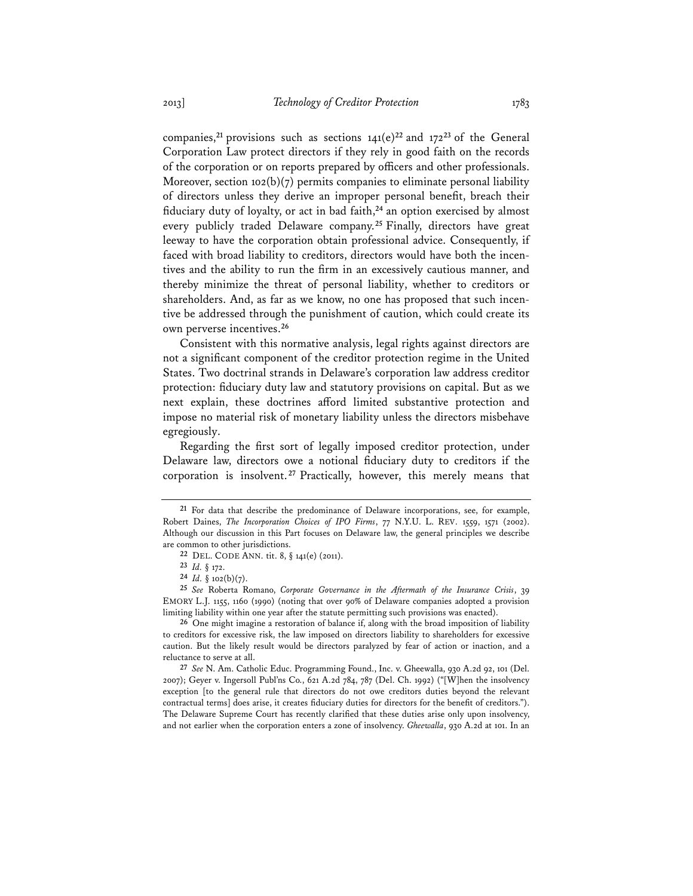companies,[21] provisions such as sections 141(e)[22] and 172[23] of the General Corporation Law protect directors if they rely in good faith on the records of the corporation or on reports prepared by officers and other professionals. Moreover, section 102(b)(7) permits companies to eliminate personal liability of directors unless they derive an improper personal benefit, breach their fiduciary duty of loyalty, or act in bad faith,[24] an option exercised by almost every publicly traded Delaware company.[25] Finally, directors have great leeway to have the corporation obtain professional advice. Consequently, if faced with broad liability to creditors, directors would have both the incentives and the ability to run the firm in an excessively cautious manner, and thereby minimize the threat of personal liability, whether to creditors or shareholders. And, as far as we know, no one has proposed that such incentive be addressed through the punishment of caution, which could create its own perverse incentives.[26]

Consistent with this normative analysis, legal rights against directors are not a significant component of the creditor protection regime in the United States. Two doctrinal strands in Delaware's corporation law address creditor protection: fiduciary duty law and statutory provisions on capital. But as we next explain, these doctrines afford limited substantive protection and impose no material risk of monetary liability unless the directors misbehave egregiously.

Regarding the first sort of legally imposed creditor protection, under Delaware law, directors owe a notional fiduciary duty to creditors if the corporation is insolvent.[27] Practically, however, this merely means that

---

[21] For data that describe the predominance of Delaware incorporations, see, for example, Robert Daines, *The Incorporation Choices of IPO Firms*, 77 N.Y.U. L. REV. 1559, 1571 (2002). Although our discussion in this Part focuses on Delaware law, the general principles we describe are common to other jurisdictions.

[22] DEL. CODE ANN. tit. 8, § 141(e) (2011).

[23] *Id.* § 172.

[24] *Id.* § 102(b)(7).

[25] *See* Roberta Romano, *Corporate Governance in the Aftermath of the Insurance Crisis*, 39 EMORY L.J. 1155, 1160 (1990) (noting that over 90% of Delaware companies adopted a provision limiting liability within one year after the statute permitting such provisions was enacted).

[26] One might imagine a restoration of balance if, along with the broad imposition of liability to creditors for excessive risk, the law imposed on directors liability to shareholders for excessive caution. But the likely result would be directors paralyzed by fear of action or inaction, and a reluctance to serve at all.

[27] *See* N. Am. Catholic Educ. Programming Found., Inc. v. Gheewalla, 930 A.2d 92, 101 (Del. 2007); Geyer v. Ingersoll Publ'ns Co., 621 A.2d 784, 787 (Del. Ch. 1992) ("[W]hen the insolvency exception [to the general rule that directors do not owe creditors duties beyond the relevant contractual terms] does arise, it creates fiduciary duties for directors for the benefit of creditors."). The Delaware Supreme Court has recently clarified that these duties arise only upon insolvency, and not earlier when the corporation enters a zone of insolvency. *Gheewalla*, 930 A.2d at 101. In an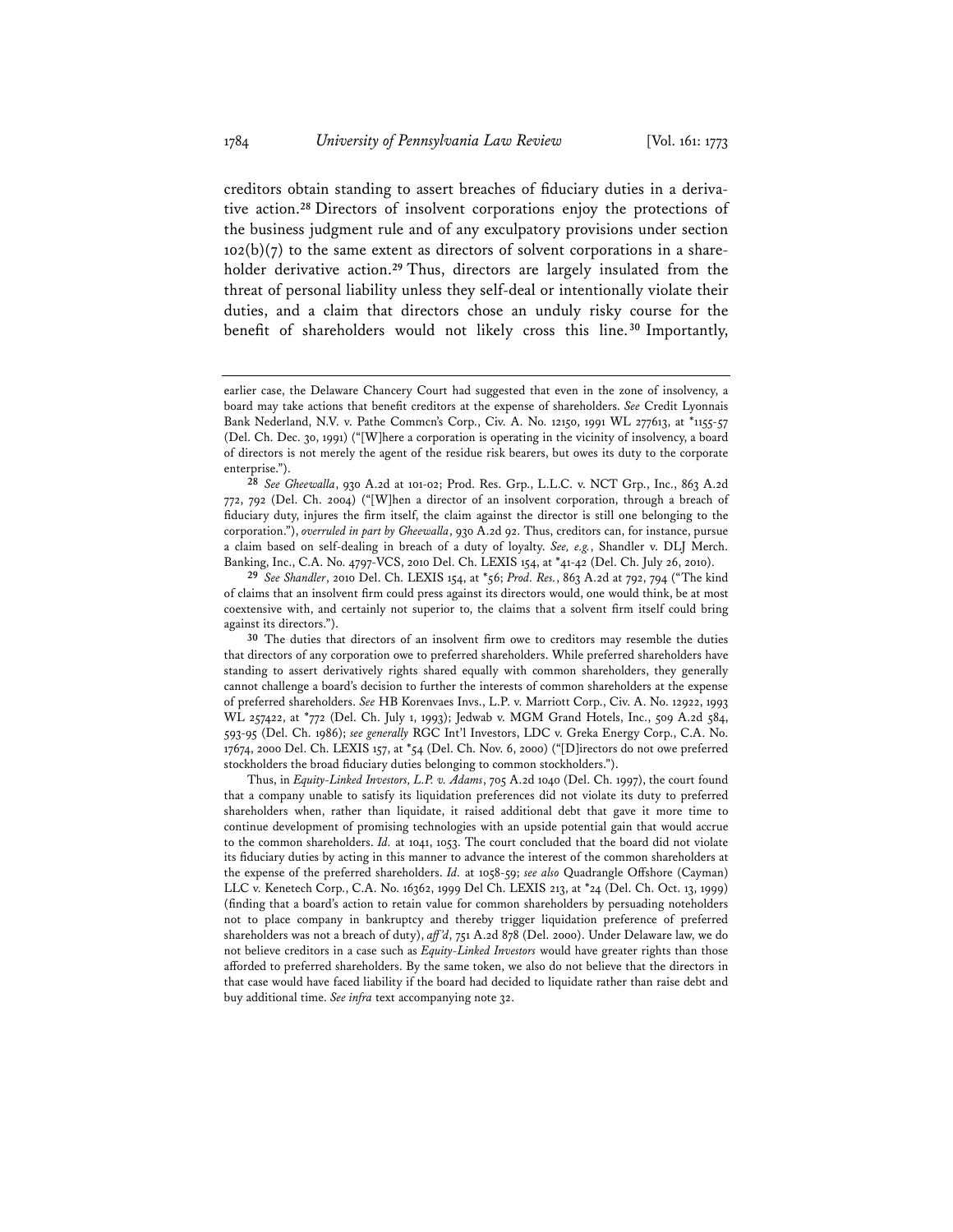creditors obtain standing to assert breaches of fiduciary duties in a derivative action.[28] Directors of insolvent corporations enjoy the protections of the business judgment rule and of any exculpatory provisions under section 102(b)(7) to the same extent as directors of solvent corporations in a shareholder derivative action.[29] Thus, directors are largely insulated from the threat of personal liability unless they self-deal or intentionally violate their duties, and a claim that directors chose an unduly risky course for the benefit of shareholders would not likely cross this line.[30] Importantly,

---

earlier case, the Delaware Chancery Court had suggested that even in the zone of insolvency, a board may take actions that benefit creditors at the expense of shareholders. *See* Credit Lyonnais Bank Nederland, N.V. v. Pathe Commcn's Corp., Civ. A. No. 12150, 1991 WL 277613, at *1155-57 (Del. Ch. Dec. 30, 1991) ("[W]here a corporation is operating in the vicinity of insolvency, a board of directors is not merely the agent of the residue risk bearers, but owes its duty to the corporate enterprise.").

[28] *See Gheewalla*, 930 A.2d at 101-02; Prod. Res. Grp., L.L.C. v. NCT Grp., Inc., 863 A.2d 772, 792 (Del. Ch. 2004) ("[W]hen a director of an insolvent corporation, through a breach of fiduciary duty, injures the firm itself, the claim against the director is still one belonging to the corporation."), *overruled in part by Gheewalla*, 930 A.2d 92. Thus, creditors can, for instance, pursue a claim based on self-dealing in breach of a duty of loyalty. *See, e.g.*, Shandler v. DLJ Merch. Banking, Inc., C.A. No. 4797-VCS, 2010 Del. Ch. LEXIS 154, at *41-42 (Del. Ch. July 26, 2010).

[29] *See Shandler*, 2010 Del. Ch. LEXIS 154, at *56; *Prod. Res.*, 863 A.2d at 792, 794 ("The kind of claims that an insolvent firm could press against its directors would, one would think, be at most coextensive with, and certainly not superior to, the claims that a solvent firm itself could bring against its directors.").

[30] The duties that directors of an insolvent firm owe to creditors may resemble the duties that directors of any corporation owe to preferred shareholders. While preferred shareholders have standing to assert derivatively rights shared equally with common shareholders, they generally cannot challenge a board's decision to further the interests of common shareholders at the expense of preferred shareholders. *See* HB Korenvaes Invs., L.P. v. Marriott Corp., Civ. A. No. 12922, 1993 WL 257422, at *772 (Del. Ch. July 1, 1993); Jedwab v. MGM Grand Hotels, Inc., 509 A.2d 584, 593-95 (Del. Ch. 1986); *see generally* RGC Int'l Investors, LDC v. Greka Energy Corp., C.A. No. 17674, 2000 Del. Ch. LEXIS 157, at *54 (Del. Ch. Nov. 6, 2000) ("[D]irectors do not owe preferred stockholders the broad fiduciary duties belonging to common stockholders.").

Thus, in *Equity-Linked Investors, L.P. v. Adams*, 705 A.2d 1040 (Del. Ch. 1997), the court found that a company unable to satisfy its liquidation preferences did not violate its duty to preferred shareholders when, rather than liquidate, it raised additional debt that gave it more time to continue development of promising technologies with an upside potential gain that would accrue to the common shareholders. *Id.* at 1041, 1053. The court concluded that the board did not violate its fiduciary duties by acting in this manner to advance the interest of the common shareholders at the expense of the preferred shareholders. *Id.* at 1058-59; *see also* Quadrangle Offshore (Cayman) LLC v. Kenetech Corp., C.A. No. 16362, 1999 Del Ch. LEXIS 213, at *24 (Del. Ch. Oct. 13, 1999) (finding that a board's action to retain value for common shareholders by persuading noteholders not to place company in bankruptcy and thereby trigger liquidation preference of preferred shareholders was not a breach of duty), *aff'd*, 751 A.2d 878 (Del. 2000). Under Delaware law, we do not believe creditors in a case such as *Equity-Linked Investors* would have greater rights than those afforded to preferred shareholders. By the same token, we also do not believe that the directors in that case would have faced liability if the board had decided to liquidate rather than raise debt and buy additional time. *See infra* text accompanying note 32.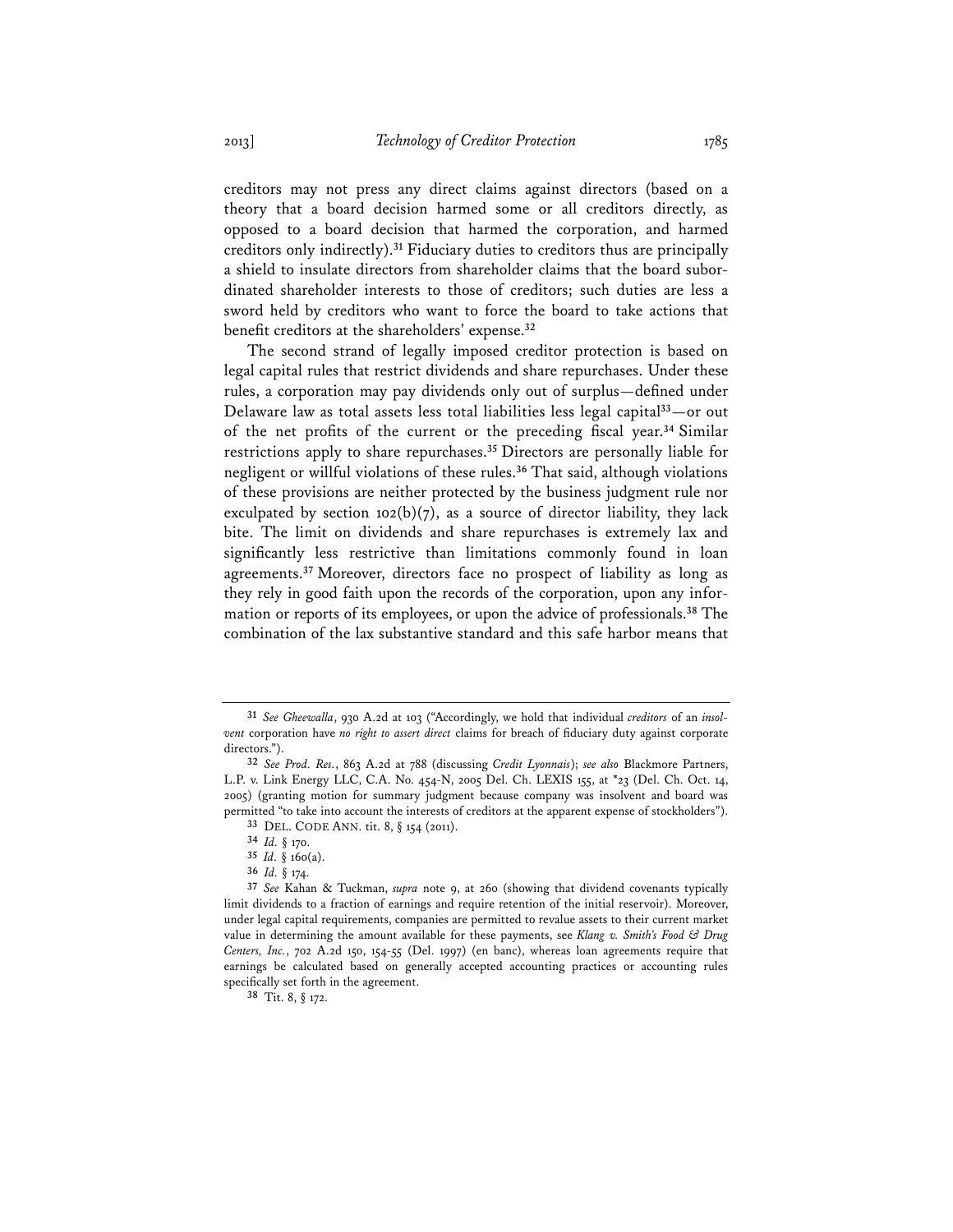creditors may not press any direct claims against directors (based on a theory that a board decision harmed some or all creditors directly, as opposed to a board decision that harmed the corporation, and harmed creditors only indirectly).[31] Fiduciary duties to creditors thus are principally a shield to insulate directors from shareholder claims that the board subordinated shareholder interests to those of creditors; such duties are less a sword held by creditors who want to force the board to take actions that benefit creditors at the shareholders' expense.[32]

The second strand of legally imposed creditor protection is based on legal capital rules that restrict dividends and share repurchases. Under these rules, a corporation may pay dividends only out of surplus—defined under Delaware law as total assets less total liabilities less legal capital[33]—or out of the net profits of the current or the preceding fiscal year.[34] Similar restrictions apply to share repurchases.[35] Directors are personally liable for negligent or willful violations of these rules.[36] That said, although violations of these provisions are neither protected by the business judgment rule nor exculpated by section 102(b)(7), as a source of director liability, they lack bite. The limit on dividends and share repurchases is extremely lax and significantly less restrictive than limitations commonly found in loan agreements.[37] Moreover, directors face no prospect of liability as long as they rely in good faith upon the records of the corporation, upon any information or reports of its employees, or upon the advice of professionals.[38] The combination of the lax substantive standard and this safe harbor means that

---

[31] *See Gheewalla*, 930 A.2d at 103 ("Accordingly, we hold that individual *creditors* of an *insolvent* corporation have *no right to assert direct* claims for breach of fiduciary duty against corporate directors.").

[32] *See Prod. Res.*, 863 A.2d at 788 (discussing *Credit Lyonnais*); *see also* Blackmore Partners, L.P. v. Link Energy LLC, C.A. No. 454-N, 2005 Del. Ch. LEXIS 155, at *23 (Del. Ch. Oct. 14, 2005) (granting motion for summary judgment because company was insolvent and board was permitted "to take into account the interests of creditors at the apparent expense of stockholders").

[33] DEL. CODE ANN. tit. 8, § 154 (2011).

[34] *Id.* § 170.

[35] *Id.* § 160(a).

[36] *Id.* § 174.

[37] *See* Kahan & Tuckman, *supra* note 9, at 260 (showing that dividend covenants typically limit dividends to a fraction of earnings and require retention of the initial reservoir). Moreover, under legal capital requirements, companies are permitted to revalue assets to their current market value in determining the amount available for these payments, see *Klang v. Smith's Food & Drug Centers, Inc.*, 702 A.2d 150, 154-55 (Del. 1997) (en banc), whereas loan agreements require that earnings be calculated based on generally accepted accounting practices or accounting rules specifically set forth in the agreement.

[38] Tit. 8, § 172.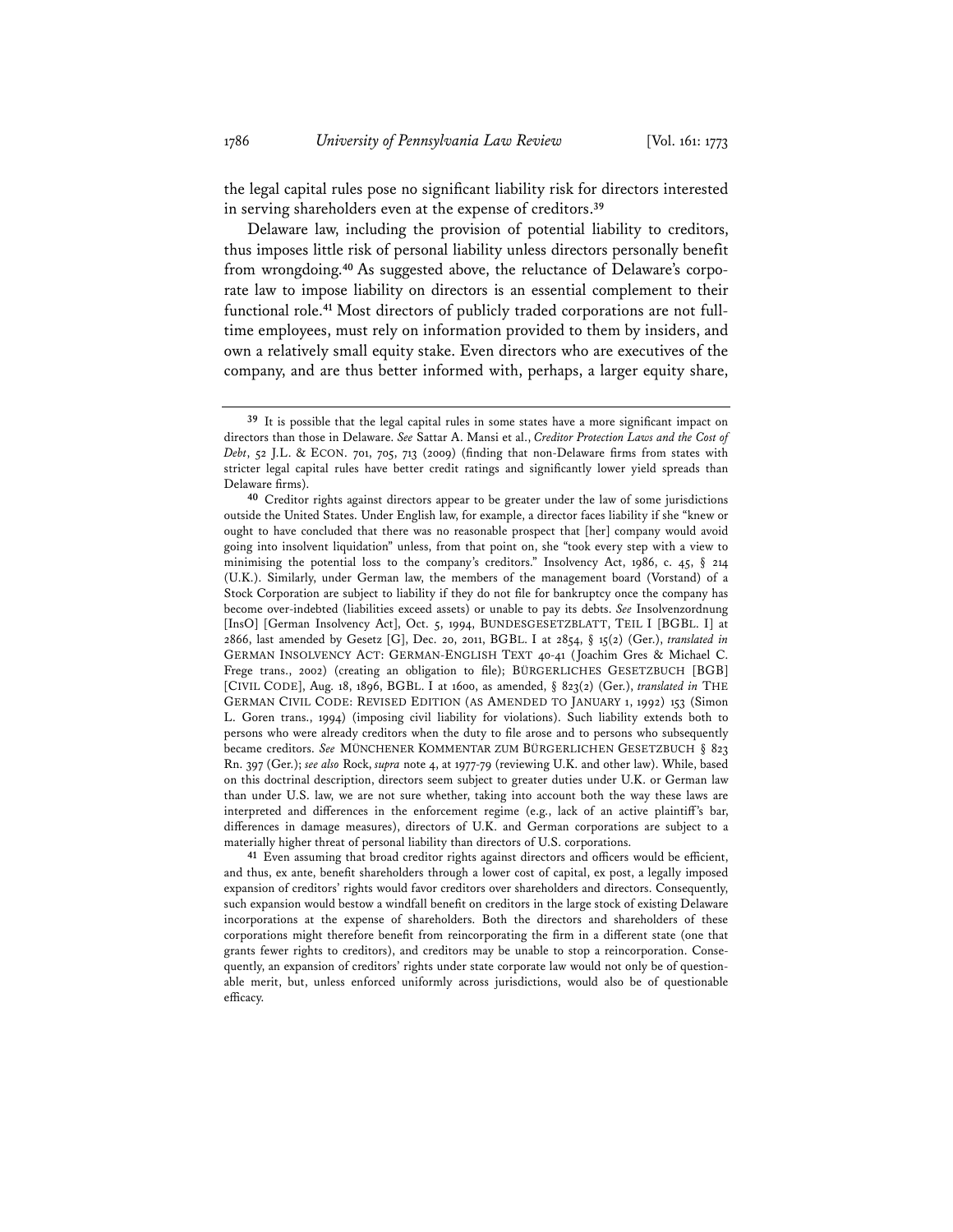the legal capital rules pose no significant liability risk for directors interested in serving shareholders even at the expense of creditors.[39]

Delaware law, including the provision of potential liability to creditors, thus imposes little risk of personal liability unless directors personally benefit from wrongdoing.[40] As suggested above, the reluctance of Delaware's corporate law to impose liability on directors is an essential complement to their functional role.[41] Most directors of publicly traded corporations are not full-time employees, must rely on information provided to them by insiders, and own a relatively small equity stake. Even directors who are executives of the company, and are thus better informed with, perhaps, a larger equity share,

---

[39] It is possible that the legal capital rules in some states have a more significant impact on directors than those in Delaware. *See* Sattar A. Mansi et al., *Creditor Protection Laws and the Cost of Debt*, 52 J.L. & ECON. 701, 705, 713 (2009) (finding that non-Delaware firms from states with stricter legal capital rules have better credit ratings and significantly lower yield spreads than Delaware firms).

[40] Creditor rights against directors appear to be greater under the law of some jurisdictions outside the United States. Under English law, for example, a director faces liability if she "knew or ought to have concluded that there was no reasonable prospect that [her] company would avoid going into insolvent liquidation" unless, from that point on, she "took every step with a view to minimising the potential loss to the company's creditors." Insolvency Act, 1986, c. 45, § 214 (U.K.). Similarly, under German law, the members of the management board (Vorstand) of a Stock Corporation are subject to liability if they do not file for bankruptcy once the company has become over-indebted (liabilities exceed assets) or unable to pay its debts. *See* Insolvenzordnung [InsO] [German Insolvency Act], Oct. 5, 1994, BUNDESGESETZBLATT, TEIL I [BGBL. I] at 2866, last amended by Gesetz [G], Dec. 20, 2011, BGBL. I at 2854, § 15(2) (Ger.), *translated in* GERMAN INSOLVENCY ACT: GERMAN-ENGLISH TEXT 40-41 (Joachim Gres & Michael C. Frege trans., 2002) (creating an obligation to file); BÜRGERLICHES GESETZBUCH [BGB] [CIVIL CODE], Aug. 18, 1896, BGBL. I at 1600, as amended, § 823(2) (Ger.), *translated in* THE GERMAN CIVIL CODE: REVISED EDITION (AS AMENDED TO JANUARY 1, 1992) 153 (Simon L. Goren trans., 1994) (imposing civil liability for violations). Such liability extends both to persons who were already creditors when the duty to file arose and to persons who subsequently became creditors. *See* MÜNCHENER KOMMENTAR ZUM BÜRGERLICHEN GESETZBUCH § 823 Rn. 397 (Ger.); *see also* Rock, *supra* note 4, at 1977-79 (reviewing U.K. and other law). While, based on this doctrinal description, directors seem subject to greater duties under U.K. or German law than under U.S. law, we are not sure whether, taking into account both the way these laws are interpreted and differences in the enforcement regime (e.g., lack of an active plaintiff's bar, differences in damage measures), directors of U.K. and German corporations are subject to a materially higher threat of personal liability than directors of U.S. corporations.

[41] Even assuming that broad creditor rights against directors and officers would be efficient, and thus, ex ante, benefit shareholders through a lower cost of capital, ex post, a legally imposed expansion of creditors' rights would favor creditors over shareholders and directors. Consequently, such expansion would bestow a windfall benefit on creditors in the large stock of existing Delaware incorporations at the expense of shareholders. Both the directors and shareholders of these corporations might therefore benefit from reincorporating the firm in a different state (one that grants fewer rights to creditors), and creditors may be unable to stop a reincorporation. Consequently, an expansion of creditors' rights under state corporate law would not only be of questionable merit, but, unless enforced uniformly across jurisdictions, would also be of questionable efficacy.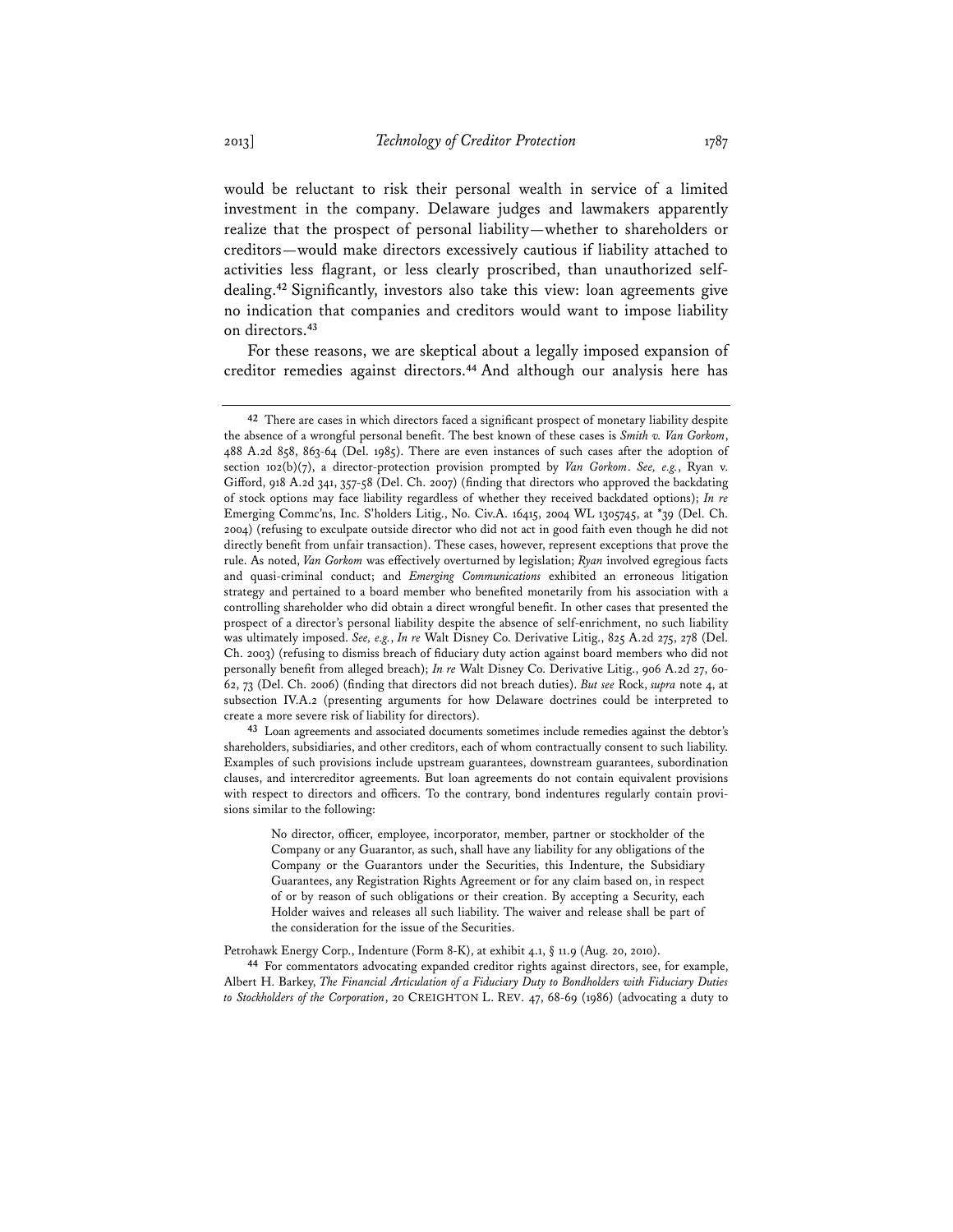would be reluctant to risk their personal wealth in service of a limited investment in the company. Delaware judges and lawmakers apparently realize that the prospect of personal liability—whether to shareholders or creditors—would make directors excessively cautious if liability attached to activities less flagrant, or less clearly proscribed, than unauthorized self-dealing.[42] Significantly, investors also take this view: loan agreements give no indication that companies and creditors would want to impose liability on directors.[43]

For these reasons, we are skeptical about a legally imposed expansion of creditor remedies against directors.[44] And although our analysis here has

---

[42] There are cases in which directors faced a significant prospect of monetary liability despite the absence of a wrongful personal benefit. The best known of these cases is *Smith v. Van Gorkom*, 488 A.2d 858, 863-64 (Del. 1985). There are even instances of such cases after the adoption of section 102(b)(7), a director-protection provision prompted by *Van Gorkom*. *See, e.g.*, Ryan v. Gifford, 918 A.2d 341, 357-58 (Del. Ch. 2007) (finding that directors who approved the backdating of stock options may face liability regardless of whether they received backdated options); *In re* Emerging Commc'ns, Inc. S'holders Litig., No. Civ.A. 16415, 2004 WL 1305745, at *39 (Del. Ch. 2004) (refusing to exculpate outside director who did not act in good faith even though he did not directly benefit from unfair transaction). These cases, however, represent exceptions that prove the rule. As noted, *Van Gorkom* was effectively overturned by legislation; *Ryan* involved egregious facts and quasi-criminal conduct; and *Emerging Communications* exhibited an erroneous litigation strategy and pertained to a board member who benefited monetarily from his association with a controlling shareholder who did obtain a direct wrongful benefit. In other cases that presented the prospect of a director's personal liability despite the absence of self-enrichment, no such liability was ultimately imposed. *See, e.g.*, *In re* Walt Disney Co. Derivative Litig., 825 A.2d 275, 278 (Del. Ch. 2003) (refusing to dismiss breach of fiduciary duty action against board members who did not personally benefit from alleged breach); *In re* Walt Disney Co. Derivative Litig., 906 A.2d 27, 60-62, 73 (Del. Ch. 2006) (finding that directors did not breach duties). *But see* Rock, *supra* note 4, at subsection IV.A.2 (presenting arguments for how Delaware doctrines could be interpreted to create a more severe risk of liability for directors).

[43] Loan agreements and associated documents sometimes include remedies against the debtor's shareholders, subsidiaries, and other creditors, each of whom contractually consent to such liability. Examples of such provisions include upstream guarantees, downstream guarantees, subordination clauses, and intercreditor agreements. But loan agreements do not contain equivalent provisions with respect to directors and officers. To the contrary, bond indentures regularly contain provisions similar to the following:

> No director, officer, employee, incorporator, member, partner or stockholder of the Company or any Guarantor, as such, shall have any liability for any obligations of the Company or the Guarantors under the Securities, this Indenture, the Subsidiary Guarantees, any Registration Rights Agreement or for any claim based on, in respect of or by reason of such obligations or their creation. By accepting a Security, each Holder waives and releases all such liability. The waiver and release shall be part of the consideration for the issue of the Securities.

Petrohawk Energy Corp., Indenture (Form 8-K), at exhibit 4.1, § 11.9 (Aug. 20, 2010).

[44] For commentators advocating expanded creditor rights against directors, see, for example, Albert H. Barkey, *The Financial Articulation of a Fiduciary Duty to Bondholders with Fiduciary Duties to Stockholders of the Corporation*, 20 CREIGHTON L. REV. 47, 68-69 (1986) (advocating a duty to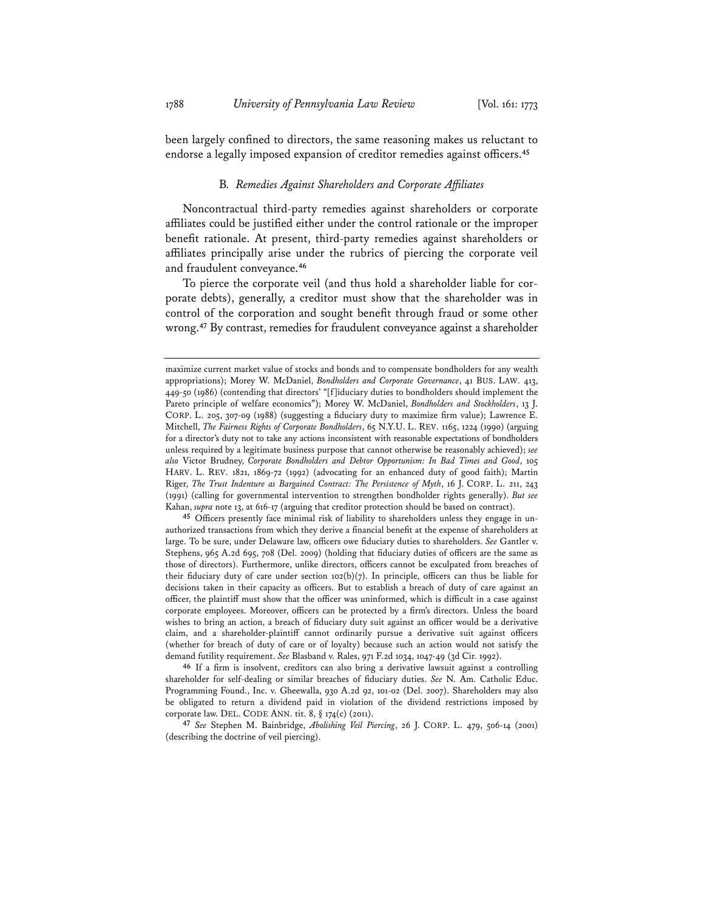been largely confined to directors, the same reasoning makes us reluctant to endorse a legally imposed expansion of creditor remedies against officers.[45]

### B. *Remedies Against Shareholders and Corporate Affiliates*

Noncontractual third-party remedies against shareholders or corporate affiliates could be justified either under the control rationale or the improper benefit rationale. At present, third-party remedies against shareholders or affiliates principally arise under the rubrics of piercing the corporate veil and fraudulent conveyance.[46]

To pierce the corporate veil (and thus hold a shareholder liable for corporate debts), generally, a creditor must show that the shareholder was in control of the corporation and sought benefit through fraud or some other wrong.[47] By contrast, remedies for fraudulent conveyance against a shareholder

---

maximize current market value of stocks and bonds and to compensate bondholders for any wealth appropriations); Morey W. McDaniel, *Bondholders and Corporate Governance*, 41 BUS. LAW. 413, 449-50 (1986) (contending that directors' "[f]iduciary duties to bondholders should implement the Pareto principle of welfare economics"); Morey W. McDaniel, *Bondholders and Stockholders*, 13 J. CORP. L. 205, 307-09 (1988) (suggesting a fiduciary duty to maximize firm value); Lawrence E. Mitchell, *The Fairness Rights of Corporate Bondholders*, 65 N.Y.U. L. REV. 1165, 1224 (1990) (arguing for a director's duty not to take any actions inconsistent with reasonable expectations of bondholders unless required by a legitimate business purpose that cannot otherwise be reasonably achieved); *see also* Victor Brudney, *Corporate Bondholders and Debtor Opportunism: In Bad Times and Good*, 105 HARV. L. REV. 1821, 1869-72 (1992) (advocating for an enhanced duty of good faith); Martin Riger, *The Trust Indenture as Bargained Contract: The Persistence of Myth*, 16 J. CORP. L. 211, 243 (1991) (calling for governmental intervention to strengthen bondholder rights generally). *But see* Kahan, *supra* note 13, at 616-17 (arguing that creditor protection should be based on contract).

[45] Officers presently face minimal risk of liability to shareholders unless they engage in unauthorized transactions from which they derive a financial benefit at the expense of shareholders at large. To be sure, under Delaware law, officers owe fiduciary duties to shareholders. *See* Gantler v. Stephens, 965 A.2d 695, 708 (Del. 2009) (holding that fiduciary duties of officers are the same as those of directors). Furthermore, unlike directors, officers cannot be exculpated from breaches of their fiduciary duty of care under section 102(b)(7). In principle, officers can thus be liable for decisions taken in their capacity as officers. But to establish a breach of duty of care against an officer, the plaintiff must show that the officer was uninformed, which is difficult in a case against corporate employees. Moreover, officers can be protected by a firm's directors. Unless the board wishes to bring an action, a breach of fiduciary duty suit against an officer would be a derivative claim, and a shareholder-plaintiff cannot ordinarily pursue a derivative suit against officers (whether for breach of duty of care or of loyalty) because such an action would not satisfy the demand futility requirement. *See* Blasband v. Rales, 971 F.2d 1034, 1047-49 (3d Cir. 1992).

[46] If a firm is insolvent, creditors can also bring a derivative lawsuit against a controlling shareholder for self-dealing or similar breaches of fiduciary duties. *See* N. Am. Catholic Educ. Programming Found., Inc. v. Gheewalla, 930 A.2d 92, 101-02 (Del. 2007). Shareholders may also be obligated to return a dividend paid in violation of the dividend restrictions imposed by corporate law. DEL. CODE ANN. tit. 8, § 174(c) (2011).

[47] *See* Stephen M. Bainbridge, *Abolishing Veil Piercing*, 26 J. CORP. L. 479, 506-14 (2001) (describing the doctrine of veil piercing).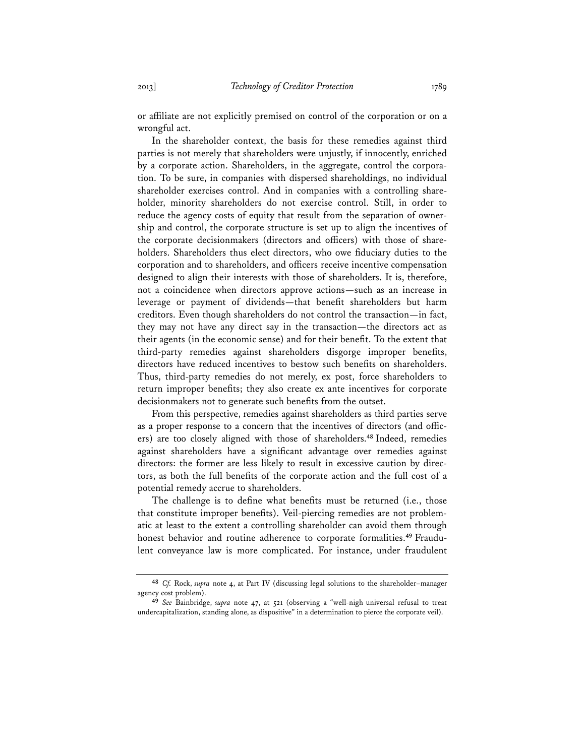or affiliate are not explicitly premised on control of the corporation or on a wrongful act.

In the shareholder context, the basis for these remedies against third parties is not merely that shareholders were unjustly, if innocently, enriched by a corporate action. Shareholders, in the aggregate, control the corporation. To be sure, in companies with dispersed shareholdings, no individual shareholder exercises control. And in companies with a controlling shareholder, minority shareholders do not exercise control. Still, in order to reduce the agency costs of equity that result from the separation of ownership and control, the corporate structure is set up to align the incentives of the corporate decisionmakers (directors and officers) with those of shareholders. Shareholders thus elect directors, who owe fiduciary duties to the corporation and to shareholders, and officers receive incentive compensation designed to align their interests with those of shareholders. It is, therefore, not a coincidence when directors approve actions—such as an increase in leverage or payment of dividends—that benefit shareholders but harm creditors. Even though shareholders do not control the transaction—in fact, they may not have any direct say in the transaction—the directors act as their agents (in the economic sense) and for their benefit. To the extent that third-party remedies against shareholders disgorge improper benefits, directors have reduced incentives to bestow such benefits on shareholders. Thus, third-party remedies do not merely, ex post, force shareholders to return improper benefits; they also create ex ante incentives for corporate decisionmakers not to generate such benefits from the outset.

From this perspective, remedies against shareholders as third parties serve as a proper response to a concern that the incentives of directors (and officers) are too closely aligned with those of shareholders.[48] Indeed, remedies against shareholders have a significant advantage over remedies against directors: the former are less likely to result in excessive caution by directors, as both the full benefits of the corporate action and the full cost of a potential remedy accrue to shareholders.

The challenge is to define what benefits must be returned (i.e., those that constitute improper benefits). Veil-piercing remedies are not problematic at least to the extent a controlling shareholder can avoid them through honest behavior and routine adherence to corporate formalities.[49] Fraudulent conveyance law is more complicated. For instance, under fraudulent

---

[48] *Cf.* Rock, *supra* note 4, at Part IV (discussing legal solutions to the shareholder–manager agency cost problem).

[49] *See* Bainbridge, *supra* note 47, at 521 (observing a "well-nigh universal refusal to treat undercapitalization, standing alone, as dispositive" in a determination to pierce the corporate veil).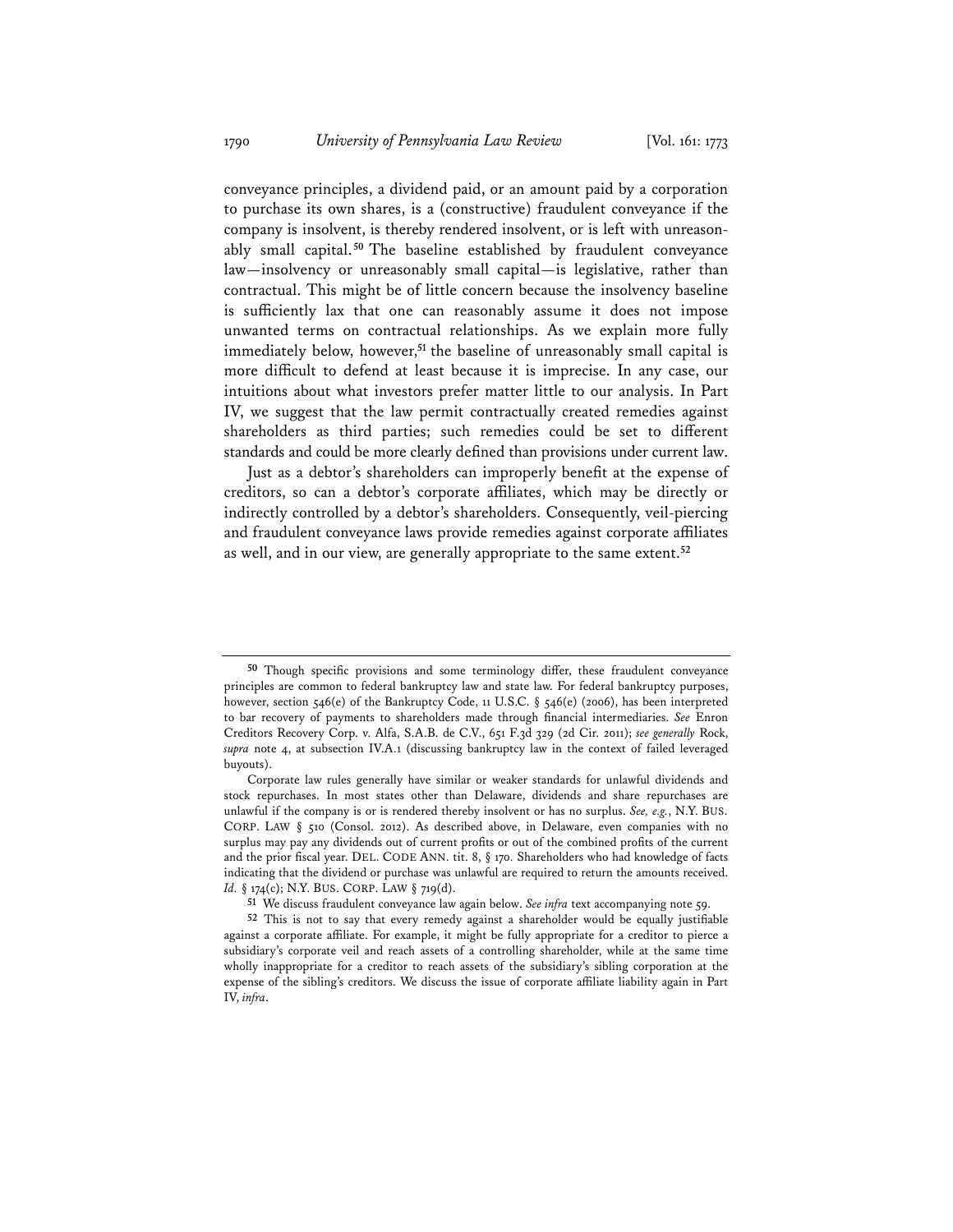conveyance principles, a dividend paid, or an amount paid by a corporation to purchase its own shares, is a (constructive) fraudulent conveyance if the company is insolvent, is thereby rendered insolvent, or is left with unreasonably small capital.[50] The baseline established by fraudulent conveyance law—insolvency or unreasonably small capital—is legislative, rather than contractual. This might be of little concern because the insolvency baseline is sufficiently lax that one can reasonably assume it does not impose unwanted terms on contractual relationships. As we explain more fully immediately below, however,[51] the baseline of unreasonably small capital is more difficult to defend at least because it is imprecise. In any case, our intuitions about what investors prefer matter little to our analysis. In Part IV, we suggest that the law permit contractually created remedies against shareholders as third parties; such remedies could be set to different standards and could be more clearly defined than provisions under current law.

Just as a debtor's shareholders can improperly benefit at the expense of creditors, so can a debtor's corporate affiliates, which may be directly or indirectly controlled by a debtor's shareholders. Consequently, veil-piercing and fraudulent conveyance laws provide remedies against corporate affiliates as well, and in our view, are generally appropriate to the same extent.[52]

---

[50] Though specific provisions and some terminology differ, these fraudulent conveyance principles are common to federal bankruptcy law and state law. For federal bankruptcy purposes, however, section 546(e) of the Bankruptcy Code, 11 U.S.C. § 546(e) (2006), has been interpreted to bar recovery of payments to shareholders made through financial intermediaries. *See* Enron Creditors Recovery Corp. v. Alfa, S.A.B. de C.V., 651 F.3d 329 (2d Cir. 2011); *see generally* Rock, *supra* note 4, at subsection IV.A.1 (discussing bankruptcy law in the context of failed leveraged buyouts).

Corporate law rules generally have similar or weaker standards for unlawful dividends and stock repurchases. In most states other than Delaware, dividends and share repurchases are unlawful if the company is or is rendered thereby insolvent or has no surplus. *See, e.g.*, N.Y. BUS. CORP. LAW § 510 (Consol. 2012). As described above, in Delaware, even companies with no surplus may pay any dividends out of current profits or out of the combined profits of the current and the prior fiscal year. DEL. CODE ANN. tit. 8, § 170. Shareholders who had knowledge of facts indicating that the dividend or purchase was unlawful are required to return the amounts received. *Id.* § 174(c); N.Y. BUS. CORP. LAW § 719(d).

[51] We discuss fraudulent conveyance law again below. *See infra* text accompanying note 59.

[52] This is not to say that every remedy against a shareholder would be equally justifiable against a corporate affiliate. For example, it might be fully appropriate for a creditor to pierce a subsidiary's corporate veil and reach assets of a controlling shareholder, while at the same time wholly inappropriate for a creditor to reach assets of the subsidiary's sibling corporation at the expense of the sibling's creditors. We discuss the issue of corporate affiliate liability again in Part IV, *infra*.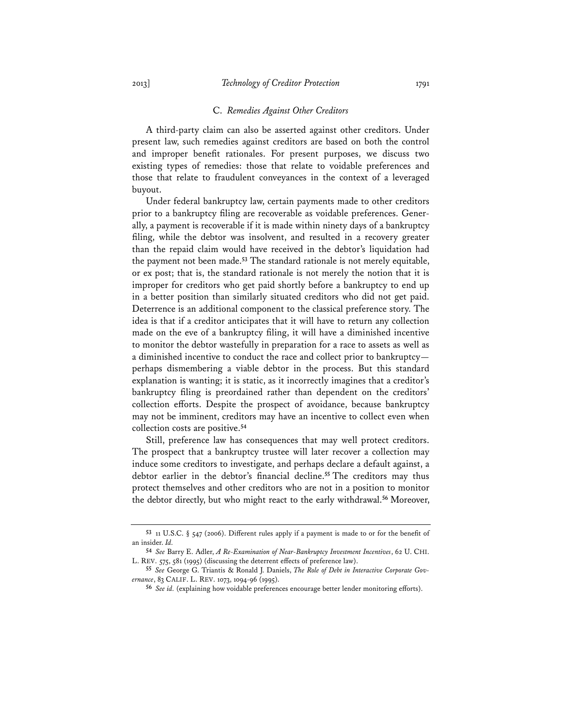### C. *Remedies Against Other Creditors*

A third-party claim can also be asserted against other creditors. Under present law, such remedies against creditors are based on both the control and improper benefit rationales. For present purposes, we discuss two existing types of remedies: those that relate to voidable preferences and those that relate to fraudulent conveyances in the context of a leveraged buyout.

Under federal bankruptcy law, certain payments made to other creditors prior to a bankruptcy filing are recoverable as voidable preferences. Generally, a payment is recoverable if it is made within ninety days of a bankruptcy filing, while the debtor was insolvent, and resulted in a recovery greater than the repaid claim would have received in the debtor's liquidation had the payment not been made.[53] The standard rationale is not merely equitable, or ex post; that is, the standard rationale is not merely the notion that it is improper for creditors who get paid shortly before a bankruptcy to end up in a better position than similarly situated creditors who did not get paid. Deterrence is an additional component to the classical preference story. The idea is that if a creditor anticipates that it will have to return any collection made on the eve of a bankruptcy filing, it will have a diminished incentive to monitor the debtor wastefully in preparation for a race to assets as well as a diminished incentive to conduct the race and collect prior to bankruptcy—perhaps dismembering a viable debtor in the process. But this standard explanation is wanting; it is static, as it incorrectly imagines that a creditor's bankruptcy filing is preordained rather than dependent on the creditors' collection efforts. Despite the prospect of avoidance, because bankruptcy may not be imminent, creditors may have an incentive to collect even when collection costs are positive.[54]

Still, preference law has consequences that may well protect creditors. The prospect that a bankruptcy trustee will later recover a collection may induce some creditors to investigate, and perhaps declare a default against, a debtor earlier in the debtor's financial decline.[55] The creditors may thus protect themselves and other creditors who are not in a position to monitor the debtor directly, but who might react to the early withdrawal.[56] Moreover,

---

[53] 11 U.S.C. § 547 (2006). Different rules apply if a payment is made to or for the benefit of an insider. *Id.*

[54] *See* Barry E. Adler, *A Re-Examination of Near-Bankruptcy Investment Incentives*, 62 U. CHI. L. REV. 575, 581 (1995) (discussing the deterrent effects of preference law).

[55] *See* George G. Triantis & Ronald J. Daniels, *The Role of Debt in Interactive Corporate Governance*, 83 CALIF. L. REV. 1073, 1094-96 (1995).

[56] *See id.* (explaining how voidable preferences encourage better lender monitoring efforts).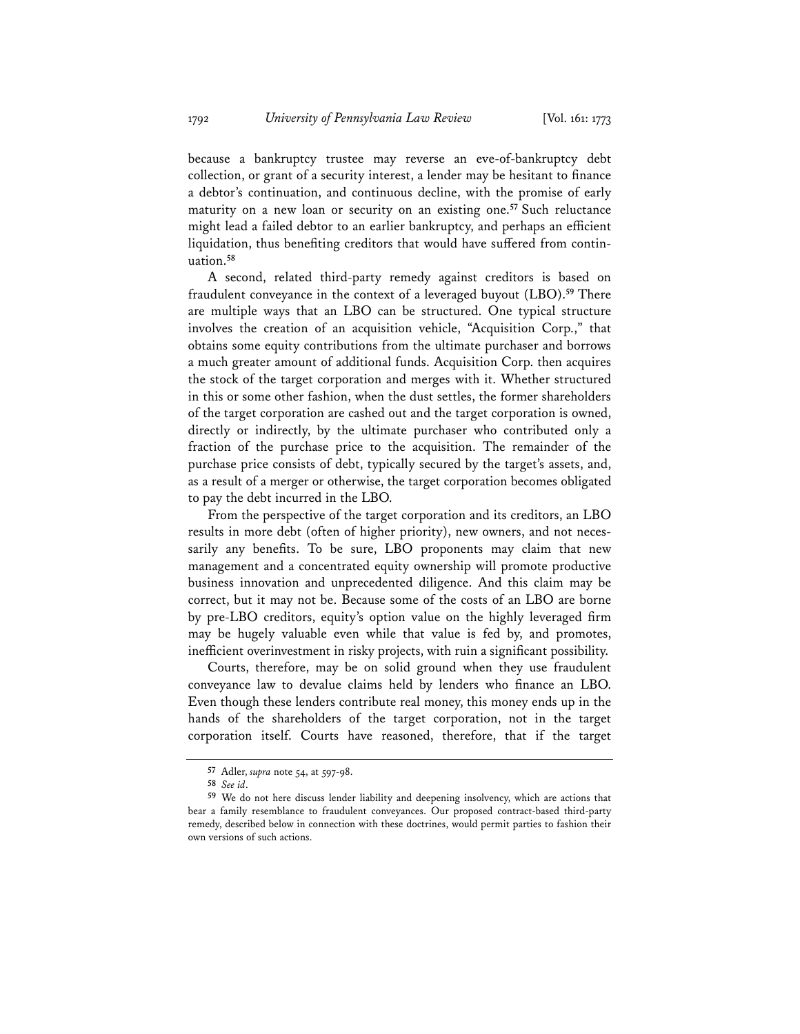because a bankruptcy trustee may reverse an eve-of-bankruptcy debt collection, or grant of a security interest, a lender may be hesitant to finance a debtor's continuation, and continuous decline, with the promise of early maturity on a new loan or security on an existing one.[57] Such reluctance might lead a failed debtor to an earlier bankruptcy, and perhaps an efficient liquidation, thus benefiting creditors that would have suffered from continuation.[58]

A second, related third-party remedy against creditors is based on fraudulent conveyance in the context of a leveraged buyout (LBO).[59] There are multiple ways that an LBO can be structured. One typical structure involves the creation of an acquisition vehicle, "Acquisition Corp.," that obtains some equity contributions from the ultimate purchaser and borrows a much greater amount of additional funds. Acquisition Corp. then acquires the stock of the target corporation and merges with it. Whether structured in this or some other fashion, when the dust settles, the former shareholders of the target corporation are cashed out and the target corporation is owned, directly or indirectly, by the ultimate purchaser who contributed only a fraction of the purchase price to the acquisition. The remainder of the purchase price consists of debt, typically secured by the target's assets, and, as a result of a merger or otherwise, the target corporation becomes obligated to pay the debt incurred in the LBO.

From the perspective of the target corporation and its creditors, an LBO results in more debt (often of higher priority), new owners, and not necessarily any benefits. To be sure, LBO proponents may claim that new management and a concentrated equity ownership will promote productive business innovation and unprecedented diligence. And this claim may be correct, but it may not be. Because some of the costs of an LBO are borne by pre-LBO creditors, equity's option value on the highly leveraged firm may be hugely valuable even while that value is fed by, and promotes, inefficient overinvestment in risky projects, with ruin a significant possibility.

Courts, therefore, may be on solid ground when they use fraudulent conveyance law to devalue claims held by lenders who finance an LBO. Even though these lenders contribute real money, this money ends up in the hands of the shareholders of the target corporation, not in the target corporation itself. Courts have reasoned, therefore, that if the target

---

57 Adler, *supra* note 54, at 597-98.

58 *See id*.

59 We do not here discuss lender liability and deepening insolvency, which are actions that bear a family resemblance to fraudulent conveyances. Our proposed contract-based third-party remedy, described below in connection with these doctrines, would permit parties to fashion their own versions of such actions.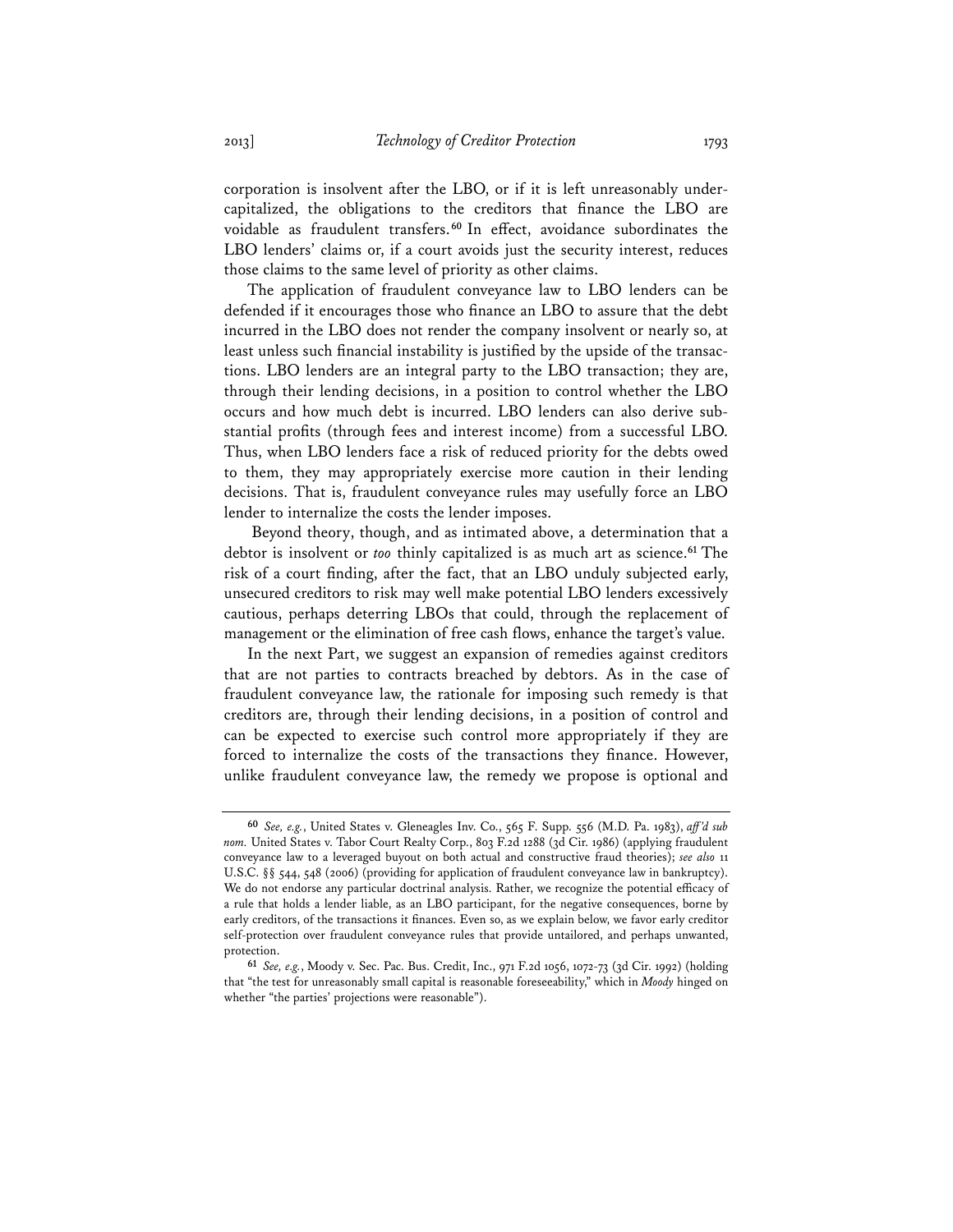corporation is insolvent after the LBO, or if it is left unreasonably undercapitalized, the obligations to the creditors that finance the LBO are voidable as fraudulent transfers.[60] In effect, avoidance subordinates the LBO lenders' claims or, if a court avoids just the security interest, reduces those claims to the same level of priority as other claims.

The application of fraudulent conveyance law to LBO lenders can be defended if it encourages those who finance an LBO to assure that the debt incurred in the LBO does not render the company insolvent or nearly so, at least unless such financial instability is justified by the upside of the transactions. LBO lenders are an integral party to the LBO transaction; they are, through their lending decisions, in a position to control whether the LBO occurs and how much debt is incurred. LBO lenders can also derive substantial profits (through fees and interest income) from a successful LBO. Thus, when LBO lenders face a risk of reduced priority for the debts owed to them, they may appropriately exercise more caution in their lending decisions. That is, fraudulent conveyance rules may usefully force an LBO lender to internalize the costs the lender imposes.

Beyond theory, though, and as intimated above, a determination that a debtor is insolvent or *too* thinly capitalized is as much art as science.[61] The risk of a court finding, after the fact, that an LBO unduly subjected early, unsecured creditors to risk may well make potential LBO lenders excessively cautious, perhaps deterring LBOs that could, through the replacement of management or the elimination of free cash flows, enhance the target's value.

In the next Part, we suggest an expansion of remedies against creditors that are not parties to contracts breached by debtors. As in the case of fraudulent conveyance law, the rationale for imposing such remedy is that creditors are, through their lending decisions, in a position of control and can be expected to exercise such control more appropriately if they are forced to internalize the costs of the transactions they finance. However, unlike fraudulent conveyance law, the remedy we propose is optional and

---

[60] *See, e.g.*, United States v. Gleneagles Inv. Co., 565 F. Supp. 556 (M.D. Pa. 1983), *aff'd sub nom.* United States v. Tabor Court Realty Corp., 803 F.2d 1288 (3d Cir. 1986) (applying fraudulent conveyance law to a leveraged buyout on both actual and constructive fraud theories); *see also* 11 U.S.C. §§ 544, 548 (2006) (providing for application of fraudulent conveyance law in bankruptcy). We do not endorse any particular doctrinal analysis. Rather, we recognize the potential efficacy of a rule that holds a lender liable, as an LBO participant, for the negative consequences, borne by early creditors, of the transactions it finances. Even so, as we explain below, we favor early creditor self-protection over fraudulent conveyance rules that provide untailored, and perhaps unwanted, protection.

[61] *See, e.g.*, Moody v. Sec. Pac. Bus. Credit, Inc., 971 F.2d 1056, 1072-73 (3d Cir. 1992) (holding that "the test for unreasonably small capital is reasonable foreseeability," which in *Moody* hinged on whether "the parties' projections were reasonable").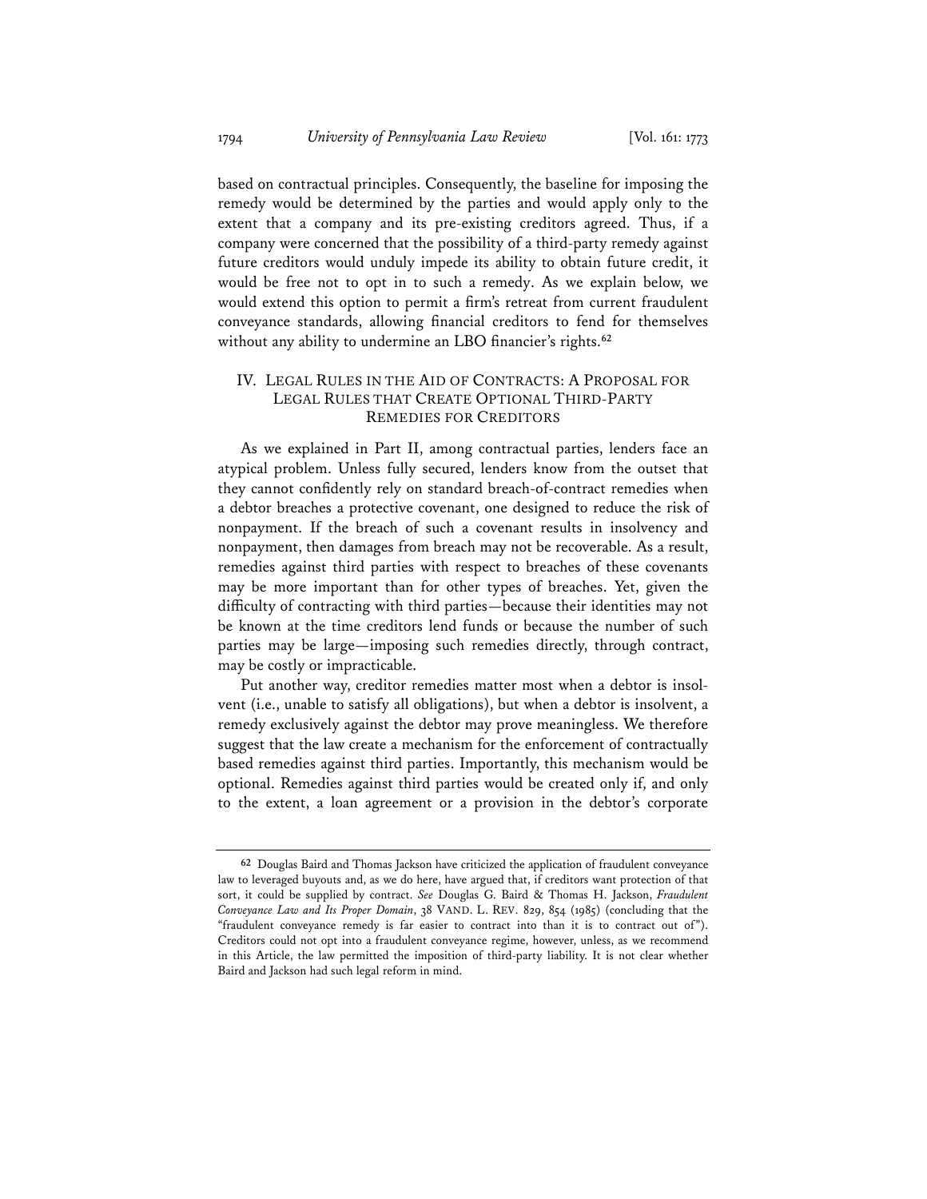based on contractual principles. Consequently, the baseline for imposing the remedy would be determined by the parties and would apply only to the extent that a company and its pre-existing creditors agreed. Thus, if a company were concerned that the possibility of a third-party remedy against future creditors would unduly impede its ability to obtain future credit, it would be free not to opt in to such a remedy. As we explain below, we would extend this option to permit a firm's retreat from current fraudulent conveyance standards, allowing financial creditors to fend for themselves without any ability to undermine an LBO financier's rights.[62]

## IV. LEGAL RULES IN THE AID OF CONTRACTS: A PROPOSAL FOR LEGAL RULES THAT CREATE OPTIONAL THIRD-PARTY REMEDIES FOR CREDITORS

As we explained in Part II, among contractual parties, lenders face an atypical problem. Unless fully secured, lenders know from the outset that they cannot confidently rely on standard breach-of-contract remedies when a debtor breaches a protective covenant, one designed to reduce the risk of nonpayment. If the breach of such a covenant results in insolvency and nonpayment, then damages from breach may not be recoverable. As a result, remedies against third parties with respect to breaches of these covenants may be more important than for other types of breaches. Yet, given the difficulty of contracting with third parties—because their identities may not be known at the time creditors lend funds or because the number of such parties may be large—imposing such remedies directly, through contract, may be costly or impracticable.

Put another way, creditor remedies matter most when a debtor is insolvent (i.e., unable to satisfy all obligations), but when a debtor is insolvent, a remedy exclusively against the debtor may prove meaningless. We therefore suggest that the law create a mechanism for the enforcement of contractually based remedies against third parties. Importantly, this mechanism would be optional. Remedies against third parties would be created only if, and only to the extent, a loan agreement or a provision in the debtor's corporate

---

[62] Douglas Baird and Thomas Jackson have criticized the application of fraudulent conveyance law to leveraged buyouts and, as we do here, have argued that, if creditors want protection of that sort, it could be supplied by contract. *See* Douglas G. Baird & Thomas H. Jackson, *Fraudulent Conveyance Law and Its Proper Domain*, 38 VAND. L. REV. 829, 854 (1985) (concluding that the "fraudulent conveyance remedy is far easier to contract into than it is to contract out of"). Creditors could not opt into a fraudulent conveyance regime, however, unless, as we recommend in this Article, the law permitted the imposition of third-party liability. It is not clear whether Baird and Jackson had such legal reform in mind.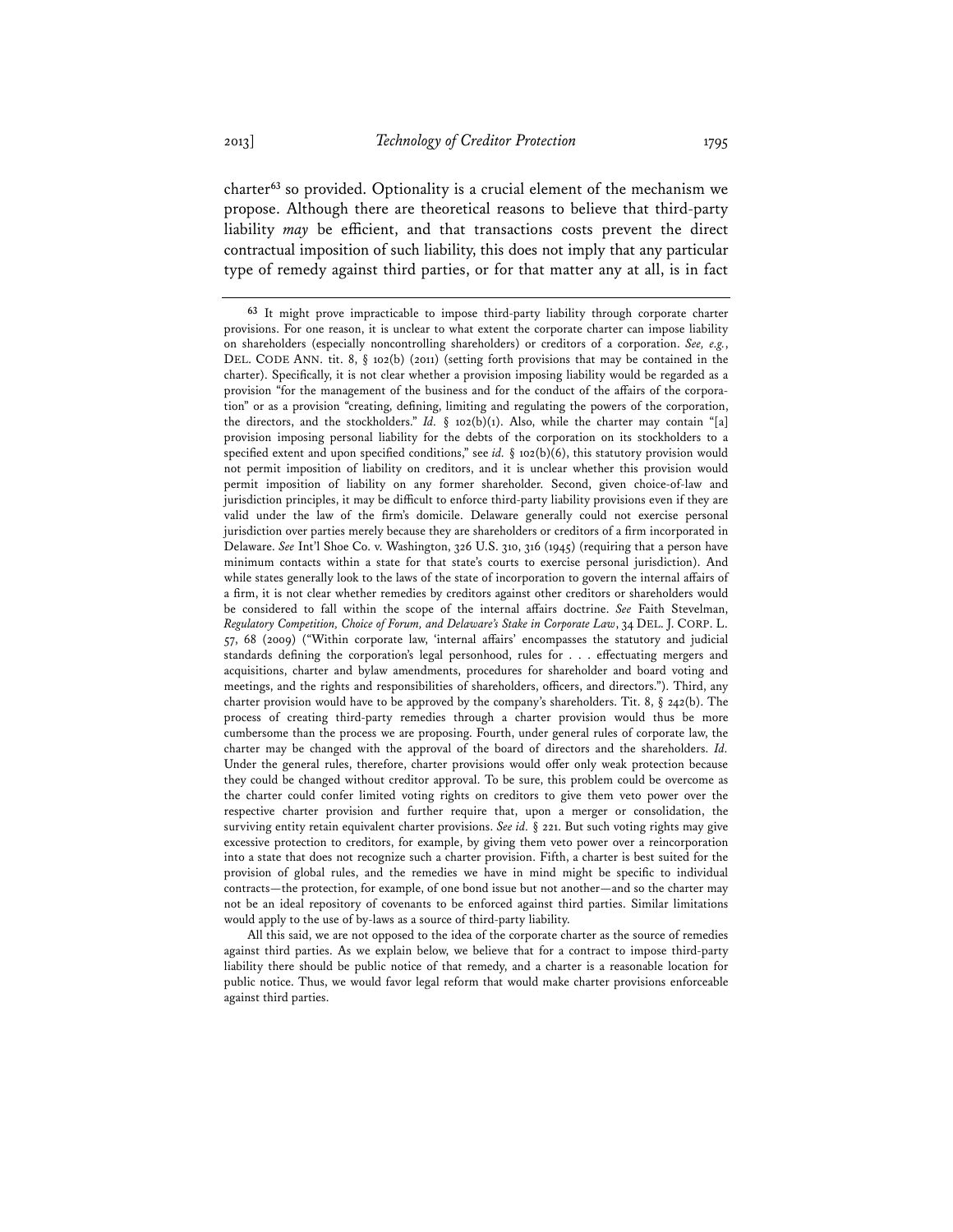charter[63] so provided. Optionality is a crucial element of the mechanism we propose. Although there are theoretical reasons to believe that third-party liability *may* be efficient, and that transactions costs prevent the direct contractual imposition of such liability, this does not imply that any particular type of remedy against third parties, or for that matter any at all, is in fact

---

[63] It might prove impracticable to impose third-party liability through corporate charter provisions. For one reason, it is unclear to what extent the corporate charter can impose liability on shareholders (especially noncontrolling shareholders) or creditors of a corporation. *See, e.g.*, DEL. CODE ANN. tit. 8, § 102(b) (2011) (setting forth provisions that may be contained in the charter). Specifically, it is not clear whether a provision imposing liability would be regarded as a provision "for the management of the business and for the conduct of the affairs of the corporation" or as a provision "creating, defining, limiting and regulating the powers of the corporation, the directors, and the stockholders." *Id.* § 102(b)(1). Also, while the charter may contain "[a] provision imposing personal liability for the debts of the corporation on its stockholders to a specified extent and upon specified conditions," see *id.* § 102(b)(6), this statutory provision would not permit imposition of liability on creditors, and it is unclear whether this provision would permit imposition of liability on any former shareholder. Second, given choice-of-law and jurisdiction principles, it may be difficult to enforce third-party liability provisions even if they are valid under the law of the firm's domicile. Delaware generally could not exercise personal jurisdiction over parties merely because they are shareholders or creditors of a firm incorporated in Delaware. *See* Int'l Shoe Co. v. Washington, 326 U.S. 310, 316 (1945) (requiring that a person have minimum contacts within a state for that state's courts to exercise personal jurisdiction). And while states generally look to the laws of the state of incorporation to govern the internal affairs of a firm, it is not clear whether remedies by creditors against other creditors or shareholders would be considered to fall within the scope of the internal affairs doctrine. *See* Faith Stevelman, *Regulatory Competition, Choice of Forum, and Delaware's Stake in Corporate Law*, 34 DEL. J. CORP. L. 57, 68 (2009) ("Within corporate law, 'internal affairs' encompasses the statutory and judicial standards defining the corporation's legal personhood, rules for . . . effectuating mergers and acquisitions, charter and bylaw amendments, procedures for shareholder and board voting and meetings, and the rights and responsibilities of shareholders, officers, and directors."). Third, any charter provision would have to be approved by the company's shareholders. Tit. 8, § 242(b). The process of creating third-party remedies through a charter provision would thus be more cumbersome than the process we are proposing. Fourth, under general rules of corporate law, the charter may be changed with the approval of the board of directors and the shareholders. *Id.* Under the general rules, therefore, charter provisions would offer only weak protection because they could be changed without creditor approval. To be sure, this problem could be overcome as the charter could confer limited voting rights on creditors to give them veto power over the respective charter provision and further require that, upon a merger or consolidation, the surviving entity retain equivalent charter provisions. *See id.* § 221. But such voting rights may give excessive protection to creditors, for example, by giving them veto power over a reincorporation into a state that does not recognize such a charter provision. Fifth, a charter is best suited for the provision of global rules, and the remedies we have in mind might be specific to individual contracts—the protection, for example, of one bond issue but not another—and so the charter may not be an ideal repository of covenants to be enforced against third parties. Similar limitations would apply to the use of by-laws as a source of third-party liability.

All this said, we are not opposed to the idea of the corporate charter as the source of remedies against third parties. As we explain below, we believe that for a contract to impose third-party liability there should be public notice of that remedy, and a charter is a reasonable location for public notice. Thus, we would favor legal reform that would make charter provisions enforceable against third parties.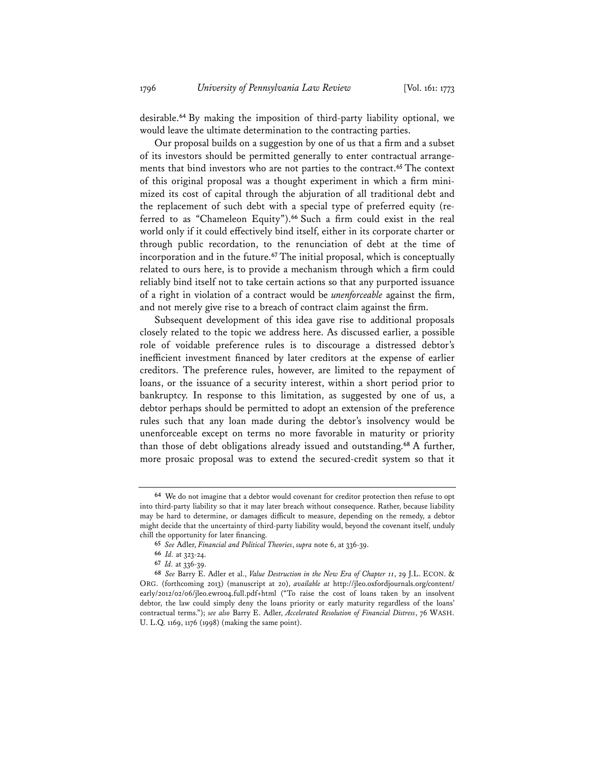desirable.[64] By making the imposition of third-party liability optional, we would leave the ultimate determination to the contracting parties.

Our proposal builds on a suggestion by one of us that a firm and a subset of its investors should be permitted generally to enter contractual arrangements that bind investors who are not parties to the contract.[65] The context of this original proposal was a thought experiment in which a firm minimized its cost of capital through the abjuration of all traditional debt and the replacement of such debt with a special type of preferred equity (referred to as "Chameleon Equity").[66] Such a firm could exist in the real world only if it could effectively bind itself, either in its corporate charter or through public recordation, to the renunciation of debt at the time of incorporation and in the future.[67] The initial proposal, which is conceptually related to ours here, is to provide a mechanism through which a firm could reliably bind itself not to take certain actions so that any purported issuance of a right in violation of a contract would be *unenforceable* against the firm, and not merely give rise to a breach of contract claim against the firm.

Subsequent development of this idea gave rise to additional proposals closely related to the topic we address here. As discussed earlier, a possible role of voidable preference rules is to discourage a distressed debtor's inefficient investment financed by later creditors at the expense of earlier creditors. The preference rules, however, are limited to the repayment of loans, or the issuance of a security interest, within a short period prior to bankruptcy. In response to this limitation, as suggested by one of us, a debtor perhaps should be permitted to adopt an extension of the preference rules such that any loan made during the debtor's insolvency would be unenforceable except on terms no more favorable in maturity or priority than those of debt obligations already issued and outstanding.[68] A further, more prosaic proposal was to extend the secured-credit system so that it

---

[64] We do not imagine that a debtor would covenant for creditor protection then refuse to opt into third-party liability so that it may later breach without consequence. Rather, because liability may be hard to determine, or damages difficult to measure, depending on the remedy, a debtor might decide that the uncertainty of third-party liability would, beyond the covenant itself, unduly chill the opportunity for later financing.

[65] *See* Adler, *Financial and Political Theories*, *supra* note 6, at 336-39.

[66] *Id.* at 323-24.

[67] *Id.* at 336-39.

[68] *See* Barry E. Adler et al., *Value Destruction in the New Era of Chapter 11*, 29 J.L. ECON. & ORG. (forthcoming 2013) (manuscript at 20), *available at* http://jleo.oxfordjournals.org/content/early/2012/02/06/jleo.ewr004.full.pdf+html ("To raise the cost of loans taken by an insolvent debtor, the law could simply deny the loans priority or early maturity regardless of the loans' contractual terms."); *see also* Barry E. Adler, *Accelerated Resolution of Financial Distress*, 76 WASH. U. L.Q. 1169, 1176 (1998) (making the same point).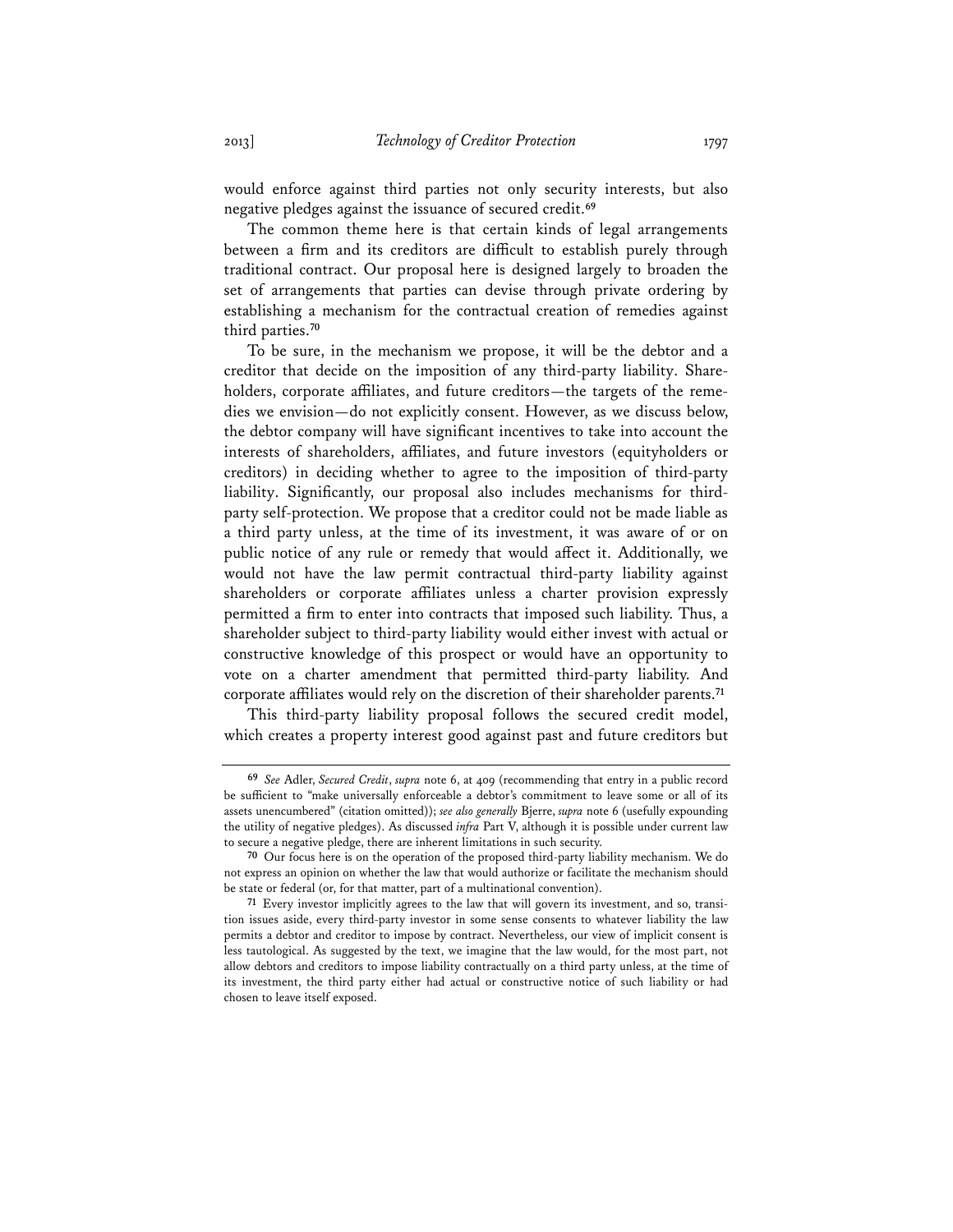would enforce against third parties not only security interests, but also negative pledges against the issuance of secured credit.[69]

The common theme here is that certain kinds of legal arrangements between a firm and its creditors are difficult to establish purely through traditional contract. Our proposal here is designed largely to broaden the set of arrangements that parties can devise through private ordering by establishing a mechanism for the contractual creation of remedies against third parties.[70]

To be sure, in the mechanism we propose, it will be the debtor and a creditor that decide on the imposition of any third-party liability. Shareholders, corporate affiliates, and future creditors—the targets of the remedies we envision—do not explicitly consent. However, as we discuss below, the debtor company will have significant incentives to take into account the interests of shareholders, affiliates, and future investors (equityholders or creditors) in deciding whether to agree to the imposition of third-party liability. Significantly, our proposal also includes mechanisms for third-party self-protection. We propose that a creditor could not be made liable as a third party unless, at the time of its investment, it was aware of or on public notice of any rule or remedy that would affect it. Additionally, we would not have the law permit contractual third-party liability against shareholders or corporate affiliates unless a charter provision expressly permitted a firm to enter into contracts that imposed such liability. Thus, a shareholder subject to third-party liability would either invest with actual or constructive knowledge of this prospect or would have an opportunity to vote on a charter amendment that permitted third-party liability. And corporate affiliates would rely on the discretion of their shareholder parents.[71]

This third-party liability proposal follows the secured credit model, which creates a property interest good against past and future creditors but

---

69 *See* Adler, *Secured Credit*, *supra* note 6, at 409 (recommending that entry in a public record be sufficient to "make universally enforceable a debtor's commitment to leave some or all of its assets unencumbered" (citation omitted)); *see also generally* Bjerre, *supra* note 6 (usefully expounding the utility of negative pledges). As discussed *infra* Part V, although it is possible under current law to secure a negative pledge, there are inherent limitations in such security.

70 Our focus here is on the operation of the proposed third-party liability mechanism. We do not express an opinion on whether the law that would authorize or facilitate the mechanism should be state or federal (or, for that matter, part of a multinational convention).

71 Every investor implicitly agrees to the law that will govern its investment, and so, transition issues aside, every third-party investor in some sense consents to whatever liability the law permits a debtor and creditor to impose by contract. Nevertheless, our view of implicit consent is less tautological. As suggested by the text, we imagine that the law would, for the most part, not allow debtors and creditors to impose liability contractually on a third party unless, at the time of its investment, the third party either had actual or constructive notice of such liability or had chosen to leave itself exposed.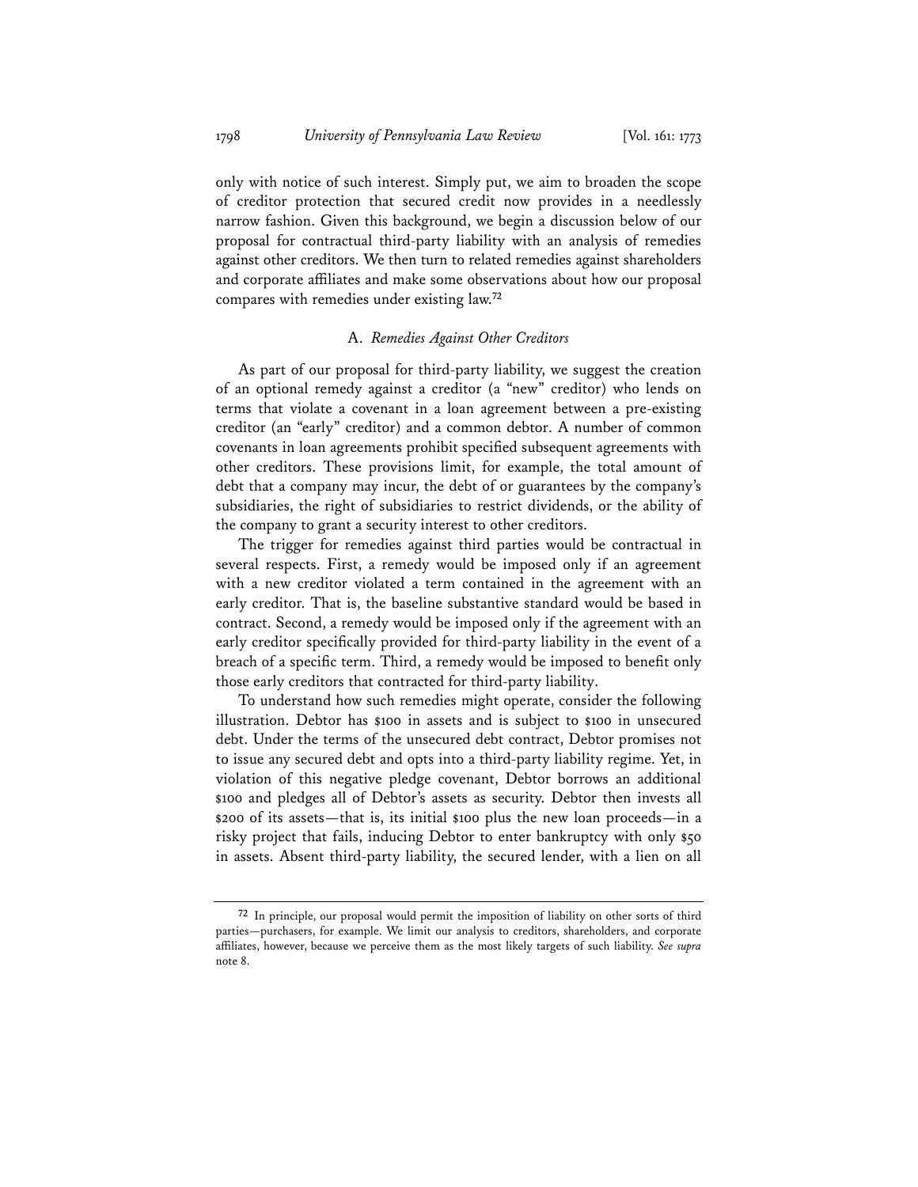only with notice of such interest. Simply put, we aim to broaden the scope of creditor protection that secured credit now provides in a needlessly narrow fashion. Given this background, we begin a discussion below of our proposal for contractual third-party liability with an analysis of remedies against other creditors. We then turn to related remedies against shareholders and corporate affiliates and make some observations about how our proposal compares with remedies under existing law.[72]

### A. *Remedies Against Other Creditors*

As part of our proposal for third-party liability, we suggest the creation of an optional remedy against a creditor (a "new" creditor) who lends on terms that violate a covenant in a loan agreement between a pre-existing creditor (an "early" creditor) and a common debtor. A number of common covenants in loan agreements prohibit specified subsequent agreements with other creditors. These provisions limit, for example, the total amount of debt that a company may incur, the debt of or guarantees by the company's subsidiaries, the right of subsidiaries to restrict dividends, or the ability of the company to grant a security interest to other creditors.

The trigger for remedies against third parties would be contractual in several respects. First, a remedy would be imposed only if an agreement with a new creditor violated a term contained in the agreement with an early creditor. That is, the baseline substantive standard would be based in contract. Second, a remedy would be imposed only if the agreement with an early creditor specifically provided for third-party liability in the event of a breach of a specific term. Third, a remedy would be imposed to benefit only those early creditors that contracted for third-party liability.

To understand how such remedies might operate, consider the following illustration. Debtor has $100 in assets and is subject to $100 in unsecured debt. Under the terms of the unsecured debt contract, Debtor promises not to issue any secured debt and opts into a third-party liability regime. Yet, in violation of this negative pledge covenant, Debtor borrows an additional $100 and pledges all of Debtor's assets as security. Debtor then invests all $200 of its assets—that is, its initial $100 plus the new loan proceeds—in a risky project that fails, inducing Debtor to enter bankruptcy with only $50 in assets. Absent third-party liability, the secured lender, with a lien on all

---

[72] In principle, our proposal would permit the imposition of liability on other sorts of third parties—purchasers, for example. We limit our analysis to creditors, shareholders, and corporate affiliates, however, because we perceive them as the most likely targets of such liability. *See supra* note 8.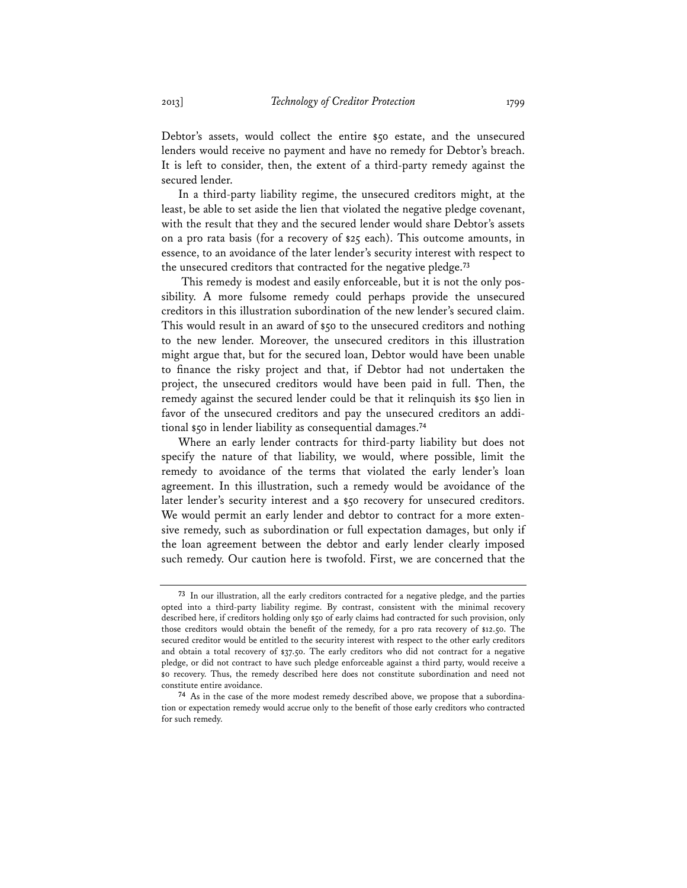Debtor's assets, would collect the entire \$50 estate, and the unsecured lenders would receive no payment and have no remedy for Debtor's breach. It is left to consider, then, the extent of a third-party remedy against the secured lender.

In a third-party liability regime, the unsecured creditors might, at the least, be able to set aside the lien that violated the negative pledge covenant, with the result that they and the secured lender would share Debtor's assets on a pro rata basis (for a recovery of \$25 each). This outcome amounts, in essence, to an avoidance of the later lender's security interest with respect to the unsecured creditors that contracted for the negative pledge.[73]

This remedy is modest and easily enforceable, but it is not the only possibility. A more fulsome remedy could perhaps provide the unsecured creditors in this illustration subordination of the new lender's secured claim. This would result in an award of \$50 to the unsecured creditors and nothing to the new lender. Moreover, the unsecured creditors in this illustration might argue that, but for the secured loan, Debtor would have been unable to finance the risky project and that, if Debtor had not undertaken the project, the unsecured creditors would have been paid in full. Then, the remedy against the secured lender could be that it relinquish its \$50 lien in favor of the unsecured creditors and pay the unsecured creditors an additional \$50 in lender liability as consequential damages.[74]

Where an early lender contracts for third-party liability but does not specify the nature of that liability, we would, where possible, limit the remedy to avoidance of the terms that violated the early lender's loan agreement. In this illustration, such a remedy would be avoidance of the later lender's security interest and a \$50 recovery for unsecured creditors. We would permit an early lender and debtor to contract for a more extensive remedy, such as subordination or full expectation damages, but only if the loan agreement between the debtor and early lender clearly imposed such remedy. Our caution here is twofold. First, we are concerned that the

---

[73] In our illustration, all the early creditors contracted for a negative pledge, and the parties opted into a third-party liability regime. By contrast, consistent with the minimal recovery described here, if creditors holding only \$50 of early claims had contracted for such provision, only those creditors would obtain the benefit of the remedy, for a pro rata recovery of \$12.50. The secured creditor would be entitled to the security interest with respect to the other early creditors and obtain a total recovery of \$37.50. The early creditors who did not contract for a negative pledge, or did not contract to have such pledge enforceable against a third party, would receive a \$0 recovery. Thus, the remedy described here does not constitute subordination and need not constitute entire avoidance.

[74] As in the case of the more modest remedy described above, we propose that a subordination or expectation remedy would accrue only to the benefit of those early creditors who contracted for such remedy.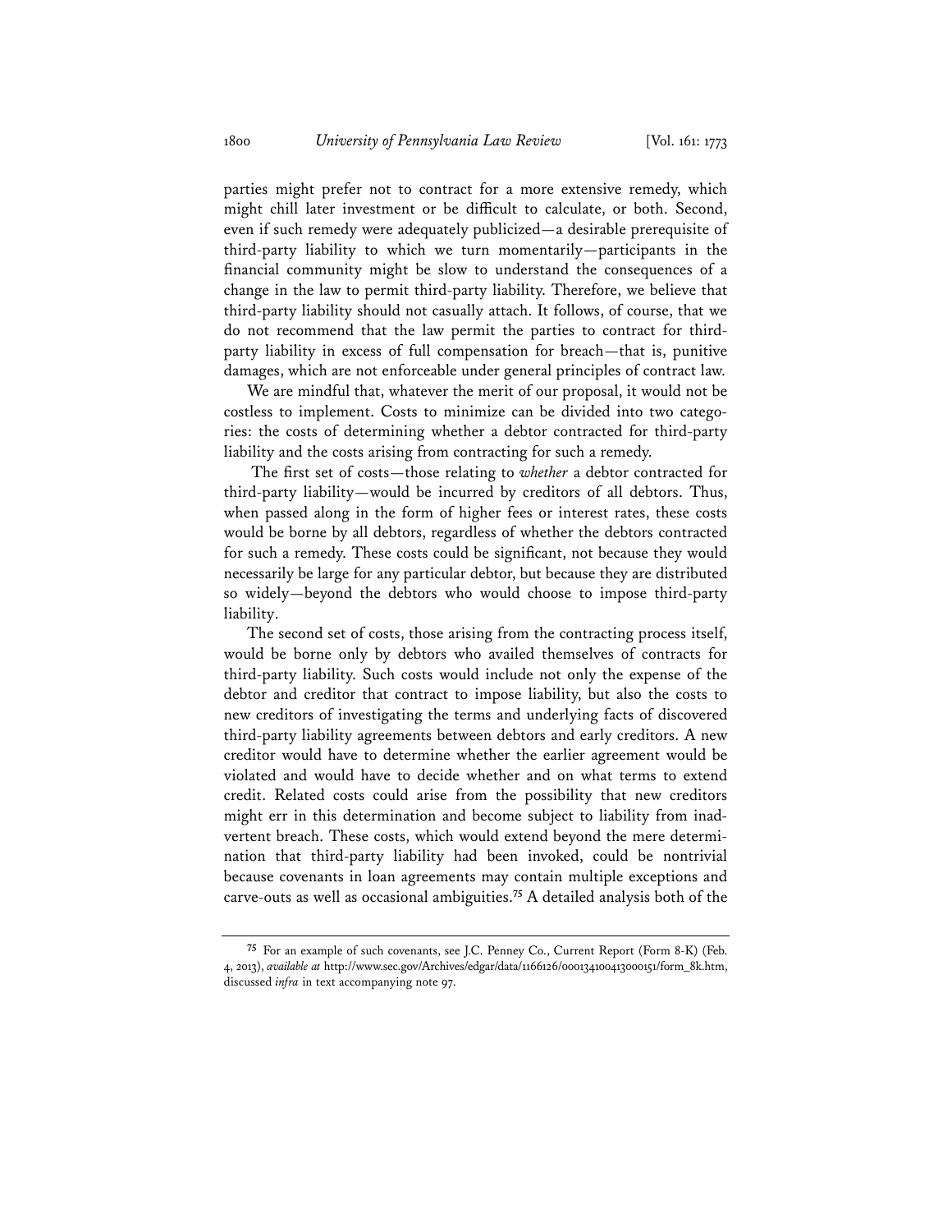parties might prefer not to contract for a more extensive remedy, which might chill later investment or be difficult to calculate, or both. Second, even if such remedy were adequately publicized—a desirable prerequisite of third-party liability to which we turn momentarily—participants in the financial community might be slow to understand the consequences of a change in the law to permit third-party liability. Therefore, we believe that third-party liability should not casually attach. It follows, of course, that we do not recommend that the law permit the parties to contract for third-party liability in excess of full compensation for breach—that is, punitive damages, which are not enforceable under general principles of contract law.

We are mindful that, whatever the merit of our proposal, it would not be costless to implement. Costs to minimize can be divided into two categories: the costs of determining whether a debtor contracted for third-party liability and the costs arising from contracting for such a remedy.

The first set of costs—those relating to *whether* a debtor contracted for third-party liability—would be incurred by creditors of all debtors. Thus, when passed along in the form of higher fees or interest rates, these costs would be borne by all debtors, regardless of whether the debtors contracted for such a remedy. These costs could be significant, not because they would necessarily be large for any particular debtor, but because they are distributed so widely—beyond the debtors who would choose to impose third-party liability.

The second set of costs, those arising from the contracting process itself, would be borne only by debtors who availed themselves of contracts for third-party liability. Such costs would include not only the expense of the debtor and creditor that contract to impose liability, but also the costs to new creditors of investigating the terms and underlying facts of discovered third-party liability agreements between debtors and early creditors. A new creditor would have to determine whether the earlier agreement would be violated and would have to decide whether and on what terms to extend credit. Related costs could arise from the possibility that new creditors might err in this determination and become subject to liability from inadvertent breach. These costs, which would extend beyond the mere determination that third-party liability had been invoked, could be nontrivial because covenants in loan agreements may contain multiple exceptions and carve-outs as well as occasional ambiguities.[75] A detailed analysis both of the

---

[75] For an example of such covenants, see J.C. Penney Co., Current Report (Form 8-K) (Feb. 4, 2013), *available at* http://www.sec.gov/Archives/edgar/data/1166126/000134100413000151/form_8k.htm, discussed *infra* in text accompanying note 97.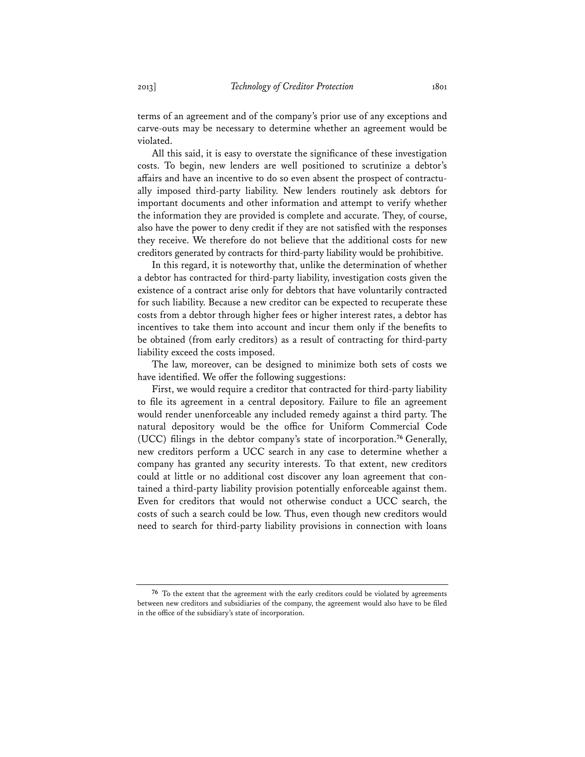terms of an agreement and of the company's prior use of any exceptions and carve-outs may be necessary to determine whether an agreement would be violated.

All this said, it is easy to overstate the significance of these investigation costs. To begin, new lenders are well positioned to scrutinize a debtor's affairs and have an incentive to do so even absent the prospect of contractually imposed third-party liability. New lenders routinely ask debtors for important documents and other information and attempt to verify whether the information they are provided is complete and accurate. They, of course, also have the power to deny credit if they are not satisfied with the responses they receive. We therefore do not believe that the additional costs for new creditors generated by contracts for third-party liability would be prohibitive.

In this regard, it is noteworthy that, unlike the determination of whether a debtor has contracted for third-party liability, investigation costs given the existence of a contract arise only for debtors that have voluntarily contracted for such liability. Because a new creditor can be expected to recuperate these costs from a debtor through higher fees or higher interest rates, a debtor has incentives to take them into account and incur them only if the benefits to be obtained (from early creditors) as a result of contracting for third-party liability exceed the costs imposed.

The law, moreover, can be designed to minimize both sets of costs we have identified. We offer the following suggestions:

First, we would require a creditor that contracted for third-party liability to file its agreement in a central depository. Failure to file an agreement would render unenforceable any included remedy against a third party. The natural depository would be the office for Uniform Commercial Code (UCC) filings in the debtor company's state of incorporation.[76] Generally, new creditors perform a UCC search in any case to determine whether a company has granted any security interests. To that extent, new creditors could at little or no additional cost discover any loan agreement that contained a third-party liability provision potentially enforceable against them. Even for creditors that would not otherwise conduct a UCC search, the costs of such a search could be low. Thus, even though new creditors would need to search for third-party liability provisions in connection with loans

---

[76] To the extent that the agreement with the early creditors could be violated by agreements between new creditors and subsidiaries of the company, the agreement would also have to be filed in the office of the subsidiary's state of incorporation.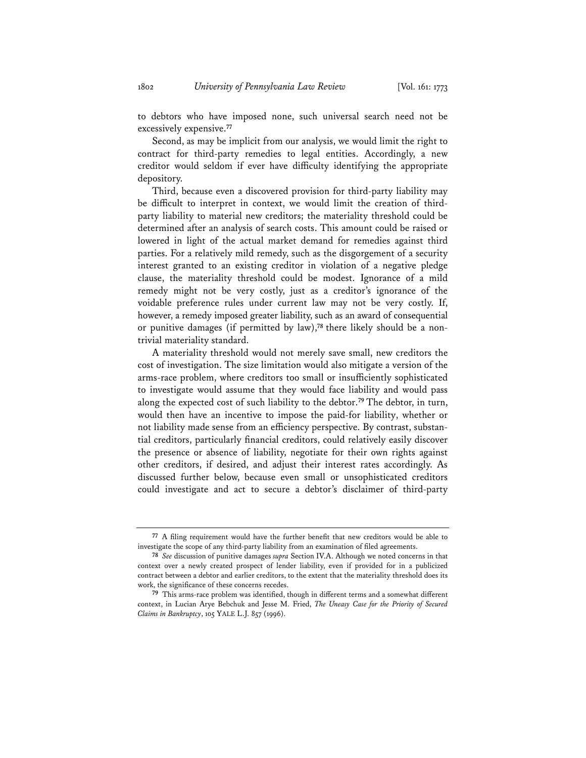to debtors who have imposed none, such universal search need not be excessively expensive.[77]

Second, as may be implicit from our analysis, we would limit the right to contract for third-party remedies to legal entities. Accordingly, a new creditor would seldom if ever have difficulty identifying the appropriate depository.

Third, because even a discovered provision for third-party liability may be difficult to interpret in context, we would limit the creation of third-party liability to material new creditors; the materiality threshold could be determined after an analysis of search costs. This amount could be raised or lowered in light of the actual market demand for remedies against third parties. For a relatively mild remedy, such as the disgorgement of a security interest granted to an existing creditor in violation of a negative pledge clause, the materiality threshold could be modest. Ignorance of a mild remedy might not be very costly, just as a creditor's ignorance of the voidable preference rules under current law may not be very costly. If, however, a remedy imposed greater liability, such as an award of consequential or punitive damages (if permitted by law),[78] there likely should be a non-trivial materiality standard.

A materiality threshold would not merely save small, new creditors the cost of investigation. The size limitation would also mitigate a version of the arms-race problem, where creditors too small or insufficiently sophisticated to investigate would assume that they would face liability and would pass along the expected cost of such liability to the debtor.[79] The debtor, in turn, would then have an incentive to impose the paid-for liability, whether or not liability made sense from an efficiency perspective. By contrast, substantial creditors, particularly financial creditors, could relatively easily discover the presence or absence of liability, negotiate for their own rights against other creditors, if desired, and adjust their interest rates accordingly. As discussed further below, because even small or unsophisticated creditors could investigate and act to secure a debtor's disclaimer of third-party

---

[77] A filing requirement would have the further benefit that new creditors would be able to investigate the scope of any third-party liability from an examination of filed agreements.

[78] *See* discussion of punitive damages *supra* Section IV.A. Although we noted concerns in that context over a newly created prospect of lender liability, even if provided for in a publicized contract between a debtor and earlier creditors, to the extent that the materiality threshold does its work, the significance of these concerns recedes.

[79] This arms-race problem was identified, though in different terms and a somewhat different context, in Lucian Arye Bebchuk and Jesse M. Fried, *The Uneasy Case for the Priority of Secured Claims in Bankruptcy*, 105 YALE L.J. 857 (1996).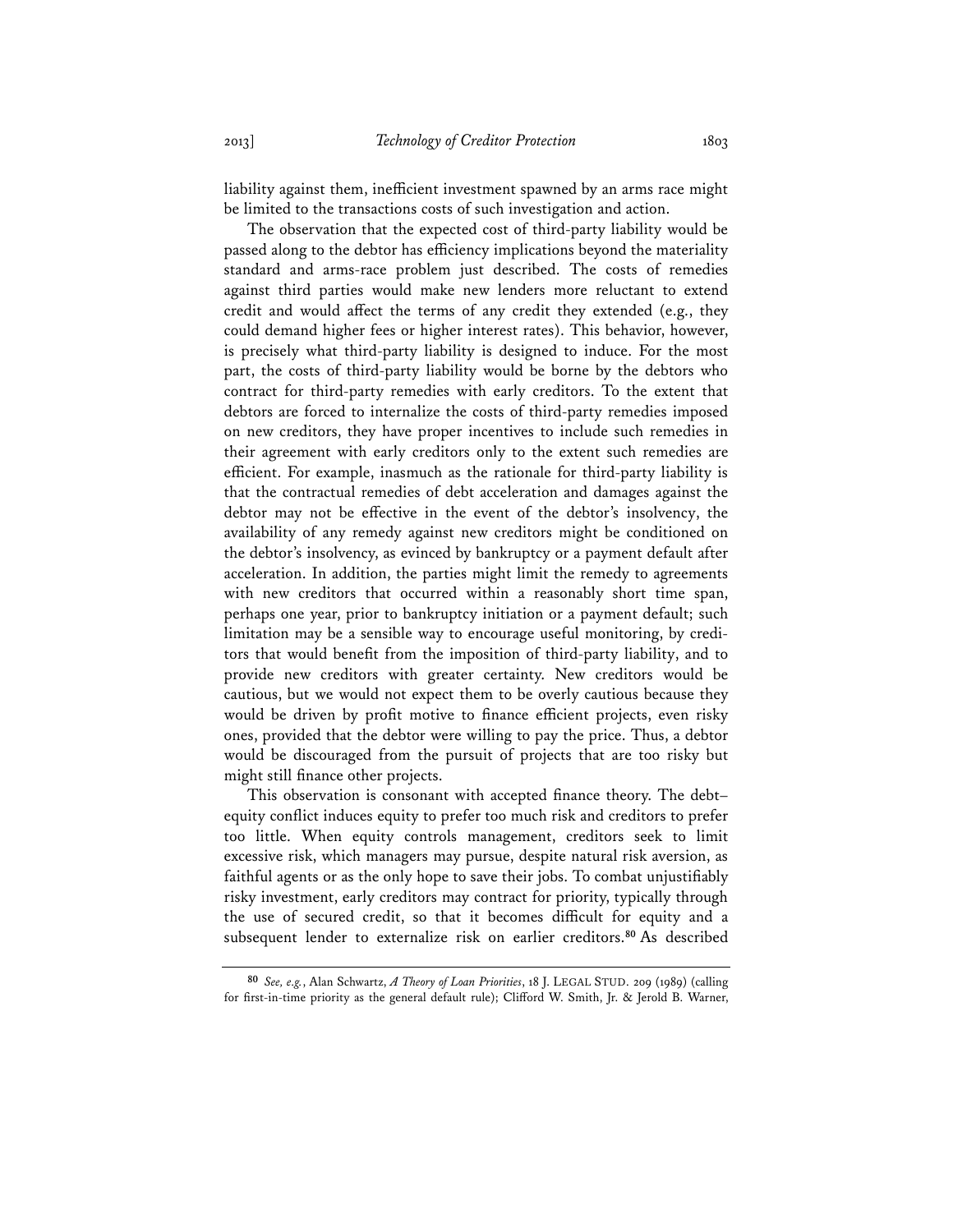liability against them, inefficient investment spawned by an arms race might be limited to the transactions costs of such investigation and action.

The observation that the expected cost of third-party liability would be passed along to the debtor has efficiency implications beyond the materiality standard and arms-race problem just described. The costs of remedies against third parties would make new lenders more reluctant to extend credit and would affect the terms of any credit they extended (e.g., they could demand higher fees or higher interest rates). This behavior, however, is precisely what third-party liability is designed to induce. For the most part, the costs of third-party liability would be borne by the debtors who contract for third-party remedies with early creditors. To the extent that debtors are forced to internalize the costs of third-party remedies imposed on new creditors, they have proper incentives to include such remedies in their agreement with early creditors only to the extent such remedies are efficient. For example, inasmuch as the rationale for third-party liability is that the contractual remedies of debt acceleration and damages against the debtor may not be effective in the event of the debtor's insolvency, the availability of any remedy against new creditors might be conditioned on the debtor's insolvency, as evinced by bankruptcy or a payment default after acceleration. In addition, the parties might limit the remedy to agreements with new creditors that occurred within a reasonably short time span, perhaps one year, prior to bankruptcy initiation or a payment default; such limitation may be a sensible way to encourage useful monitoring, by creditors that would benefit from the imposition of third-party liability, and to provide new creditors with greater certainty. New creditors would be cautious, but we would not expect them to be overly cautious because they would be driven by profit motive to finance efficient projects, even risky ones, provided that the debtor were willing to pay the price. Thus, a debtor would be discouraged from the pursuit of projects that are too risky but might still finance other projects.

This observation is consonant with accepted finance theory. The debt–equity conflict induces equity to prefer too much risk and creditors to prefer too little. When equity controls management, creditors seek to limit excessive risk, which managers may pursue, despite natural risk aversion, as faithful agents or as the only hope to save their jobs. To combat unjustifiably risky investment, early creditors may contract for priority, typically through the use of secured credit, so that it becomes difficult for equity and a subsequent lender to externalize risk on earlier creditors.[80] As described

---

[80] *See, e.g.*, Alan Schwartz, *A Theory of Loan Priorities*, 18 J. LEGAL STUD. 209 (1989) (calling for first-in-time priority as the general default rule); Clifford W. Smith, Jr. & Jerold B. Warner,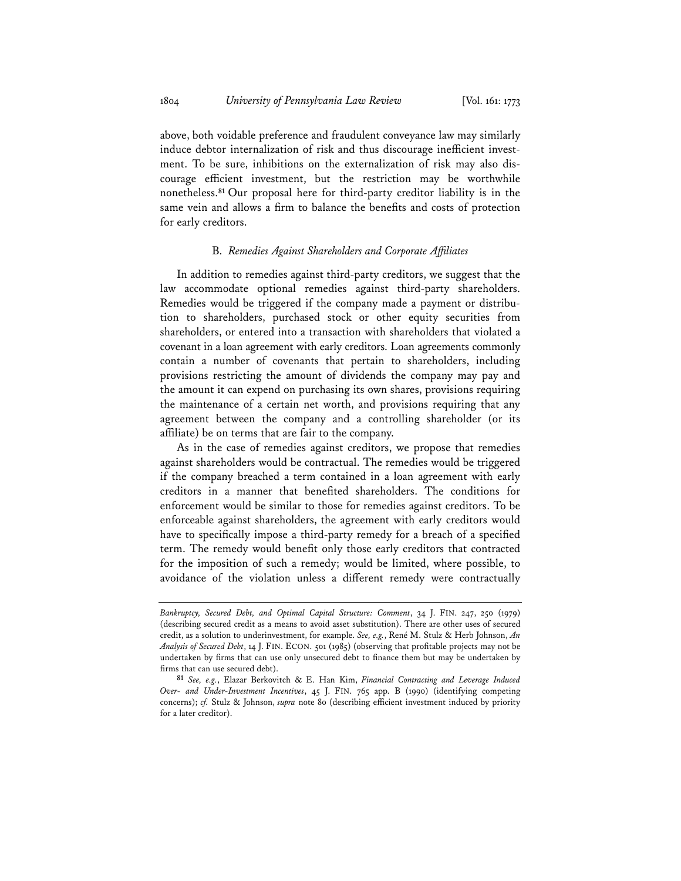above, both voidable preference and fraudulent conveyance law may similarly induce debtor internalization of risk and thus discourage inefficient investment. To be sure, inhibitions on the externalization of risk may also discourage efficient investment, but the restriction may be worthwhile nonetheless.[81] Our proposal here for third-party creditor liability is in the same vein and allows a firm to balance the benefits and costs of protection for early creditors.

### B. *Remedies Against Shareholders and Corporate Affiliates*

In addition to remedies against third-party creditors, we suggest that the law accommodate optional remedies against third-party shareholders. Remedies would be triggered if the company made a payment or distribution to shareholders, purchased stock or other equity securities from shareholders, or entered into a transaction with shareholders that violated a covenant in a loan agreement with early creditors. Loan agreements commonly contain a number of covenants that pertain to shareholders, including provisions restricting the amount of dividends the company may pay and the amount it can expend on purchasing its own shares, provisions requiring the maintenance of a certain net worth, and provisions requiring that any agreement between the company and a controlling shareholder (or its affiliate) be on terms that are fair to the company.

As in the case of remedies against creditors, we propose that remedies against shareholders would be contractual. The remedies would be triggered if the company breached a term contained in a loan agreement with early creditors in a manner that benefited shareholders. The conditions for enforcement would be similar to those for remedies against creditors. To be enforceable against shareholders, the agreement with early creditors would have to specifically impose a third-party remedy for a breach of a specified term. The remedy would benefit only those early creditors that contracted for the imposition of such a remedy; would be limited, where possible, to avoidance of the violation unless a different remedy were contractually

---

*Bankruptcy, Secured Debt, and Optimal Capital Structure: Comment*, 34 J. FIN. 247, 250 (1979) (describing secured credit as a means to avoid asset substitution). There are other uses of secured credit, as a solution to underinvestment, for example. *See, e.g.*, René M. Stulz & Herb Johnson, *An Analysis of Secured Debt*, 14 J. FIN. ECON. 501 (1985) (observing that profitable projects may not be undertaken by firms that can use only unsecured debt to finance them but may be undertaken by firms that can use secured debt).

[81] *See, e.g.*, Elazar Berkovitch & E. Han Kim, *Financial Contracting and Leverage Induced Over- and Under-Investment Incentives*, 45 J. FIN. 765 app. B (1990) (identifying competing concerns); *cf.* Stulz & Johnson, *supra* note 80 (describing efficient investment induced by priority for a later creditor).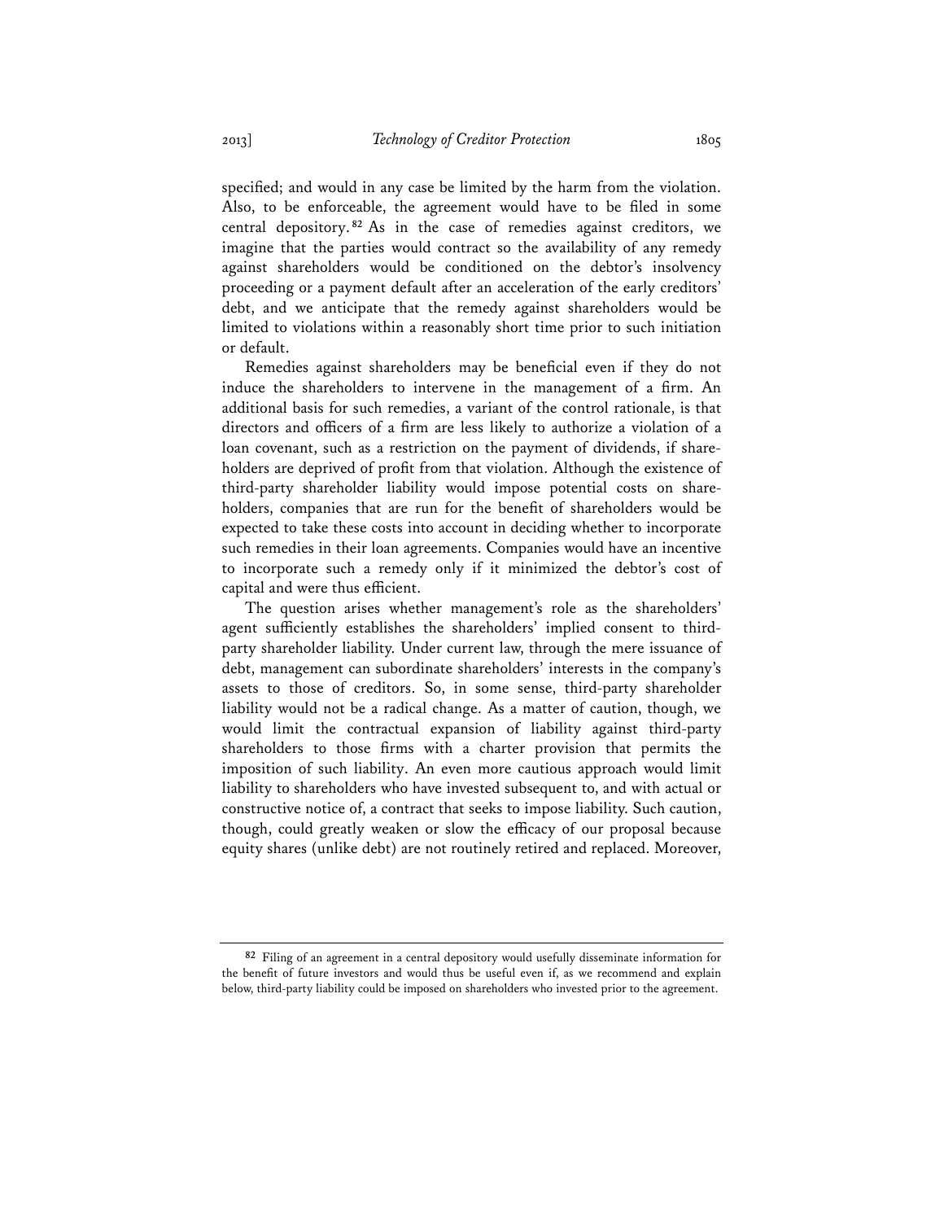specified; and would in any case be limited by the harm from the violation. Also, to be enforceable, the agreement would have to be filed in some central depository.[82] As in the case of remedies against creditors, we imagine that the parties would contract so the availability of any remedy against shareholders would be conditioned on the debtor's insolvency proceeding or a payment default after an acceleration of the early creditors' debt, and we anticipate that the remedy against shareholders would be limited to violations within a reasonably short time prior to such initiation or default.

Remedies against shareholders may be beneficial even if they do not induce the shareholders to intervene in the management of a firm. An additional basis for such remedies, a variant of the control rationale, is that directors and officers of a firm are less likely to authorize a violation of a loan covenant, such as a restriction on the payment of dividends, if shareholders are deprived of profit from that violation. Although the existence of third-party shareholder liability would impose potential costs on shareholders, companies that are run for the benefit of shareholders would be expected to take these costs into account in deciding whether to incorporate such remedies in their loan agreements. Companies would have an incentive to incorporate such a remedy only if it minimized the debtor's cost of capital and were thus efficient.

The question arises whether management's role as the shareholders' agent sufficiently establishes the shareholders' implied consent to third-party shareholder liability. Under current law, through the mere issuance of debt, management can subordinate shareholders' interests in the company's assets to those of creditors. So, in some sense, third-party shareholder liability would not be a radical change. As a matter of caution, though, we would limit the contractual expansion of liability against third-party shareholders to those firms with a charter provision that permits the imposition of such liability. An even more cautious approach would limit liability to shareholders who have invested subsequent to, and with actual or constructive notice of, a contract that seeks to impose liability. Such caution, though, could greatly weaken or slow the efficacy of our proposal because equity shares (unlike debt) are not routinely retired and replaced. Moreover,

[82] Filing of an agreement in a central depository would usefully disseminate information for the benefit of future investors and would thus be useful even if, as we recommend and explain below, third-party liability could be imposed on shareholders who invested prior to the agreement.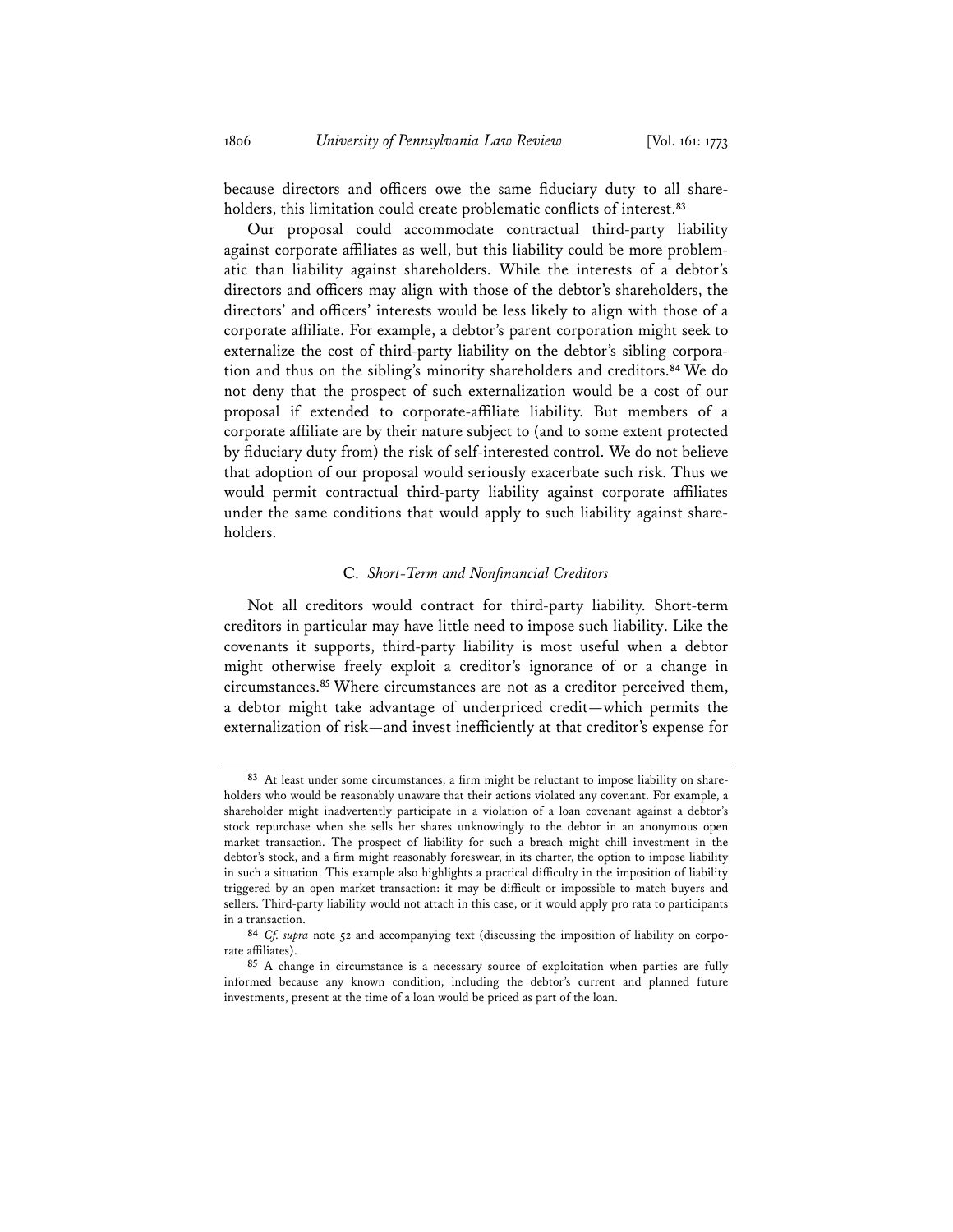because directors and officers owe the same fiduciary duty to all shareholders, this limitation could create problematic conflicts of interest.[83]

Our proposal could accommodate contractual third-party liability against corporate affiliates as well, but this liability could be more problematic than liability against shareholders. While the interests of a debtor's directors and officers may align with those of the debtor's shareholders, the directors' and officers' interests would be less likely to align with those of a corporate affiliate. For example, a debtor's parent corporation might seek to externalize the cost of third-party liability on the debtor's sibling corporation and thus on the sibling's minority shareholders and creditors.[84] We do not deny that the prospect of such externalization would be a cost of our proposal if extended to corporate-affiliate liability. But members of a corporate affiliate are by their nature subject to (and to some extent protected by fiduciary duty from) the risk of self-interested control. We do not believe that adoption of our proposal would seriously exacerbate such risk. Thus we would permit contractual third-party liability against corporate affiliates under the same conditions that would apply to such liability against shareholders.

### C. *Short-Term and Nonfinancial Creditors*

Not all creditors would contract for third-party liability. Short-term creditors in particular may have little need to impose such liability. Like the covenants it supports, third-party liability is most useful when a debtor might otherwise freely exploit a creditor's ignorance of or a change in circumstances.[85] Where circumstances are not as a creditor perceived them, a debtor might take advantage of underpriced credit—which permits the externalization of risk—and invest inefficiently at that creditor's expense for

---

[83] At least under some circumstances, a firm might be reluctant to impose liability on shareholders who would be reasonably unaware that their actions violated any covenant. For example, a shareholder might inadvertently participate in a violation of a loan covenant against a debtor's stock repurchase when she sells her shares unknowingly to the debtor in an anonymous open market transaction. The prospect of liability for such a breach might chill investment in the debtor's stock, and a firm might reasonably foreswear, in its charter, the option to impose liability in such a situation. This example also highlights a practical difficulty in the imposition of liability triggered by an open market transaction: it may be difficult or impossible to match buyers and sellers. Third-party liability would not attach in this case, or it would apply pro rata to participants in a transaction.

[84] *Cf. supra* note 52 and accompanying text (discussing the imposition of liability on corporate affiliates).

[85] A change in circumstance is a necessary source of exploitation when parties are fully informed because any known condition, including the debtor's current and planned future investments, present at the time of a loan would be priced as part of the loan.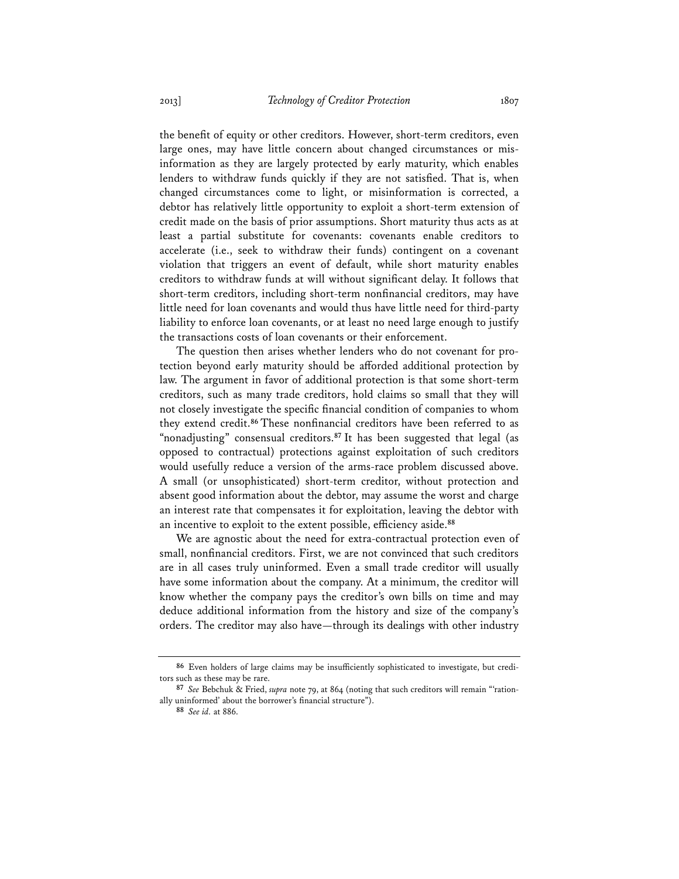the benefit of equity or other creditors. However, short-term creditors, even large ones, may have little concern about changed circumstances or misinformation as they are largely protected by early maturity, which enables lenders to withdraw funds quickly if they are not satisfied. That is, when changed circumstances come to light, or misinformation is corrected, a debtor has relatively little opportunity to exploit a short-term extension of credit made on the basis of prior assumptions. Short maturity thus acts as at least a partial substitute for covenants: covenants enable creditors to accelerate (i.e., seek to withdraw their funds) contingent on a covenant violation that triggers an event of default, while short maturity enables creditors to withdraw funds at will without significant delay. It follows that short-term creditors, including short-term nonfinancial creditors, may have little need for loan covenants and would thus have little need for third-party liability to enforce loan covenants, or at least no need large enough to justify the transactions costs of loan covenants or their enforcement.

The question then arises whether lenders who do not covenant for protection beyond early maturity should be afforded additional protection by law. The argument in favor of additional protection is that some short-term creditors, such as many trade creditors, hold claims so small that they will not closely investigate the specific financial condition of companies to whom they extend credit.[86] These nonfinancial creditors have been referred to as "nonadjusting" consensual creditors.[87] It has been suggested that legal (as opposed to contractual) protections against exploitation of such creditors would usefully reduce a version of the arms-race problem discussed above. A small (or unsophisticated) short-term creditor, without protection and absent good information about the debtor, may assume the worst and charge an interest rate that compensates it for exploitation, leaving the debtor with an incentive to exploit to the extent possible, efficiency aside.[88]

We are agnostic about the need for extra-contractual protection even of small, nonfinancial creditors. First, we are not convinced that such creditors are in all cases truly uninformed. Even a small trade creditor will usually have some information about the company. At a minimum, the creditor will know whether the company pays the creditor's own bills on time and may deduce additional information from the history and size of the company's orders. The creditor may also have—through its dealings with other industry

---

[86] Even holders of large claims may be insufficiently sophisticated to investigate, but creditors such as these may be rare.

[87] *See* Bebchuk & Fried, *supra* note 79, at 864 (noting that such creditors will remain "'rationally uninformed' about the borrower's financial structure").

[88] *See id.* at 886.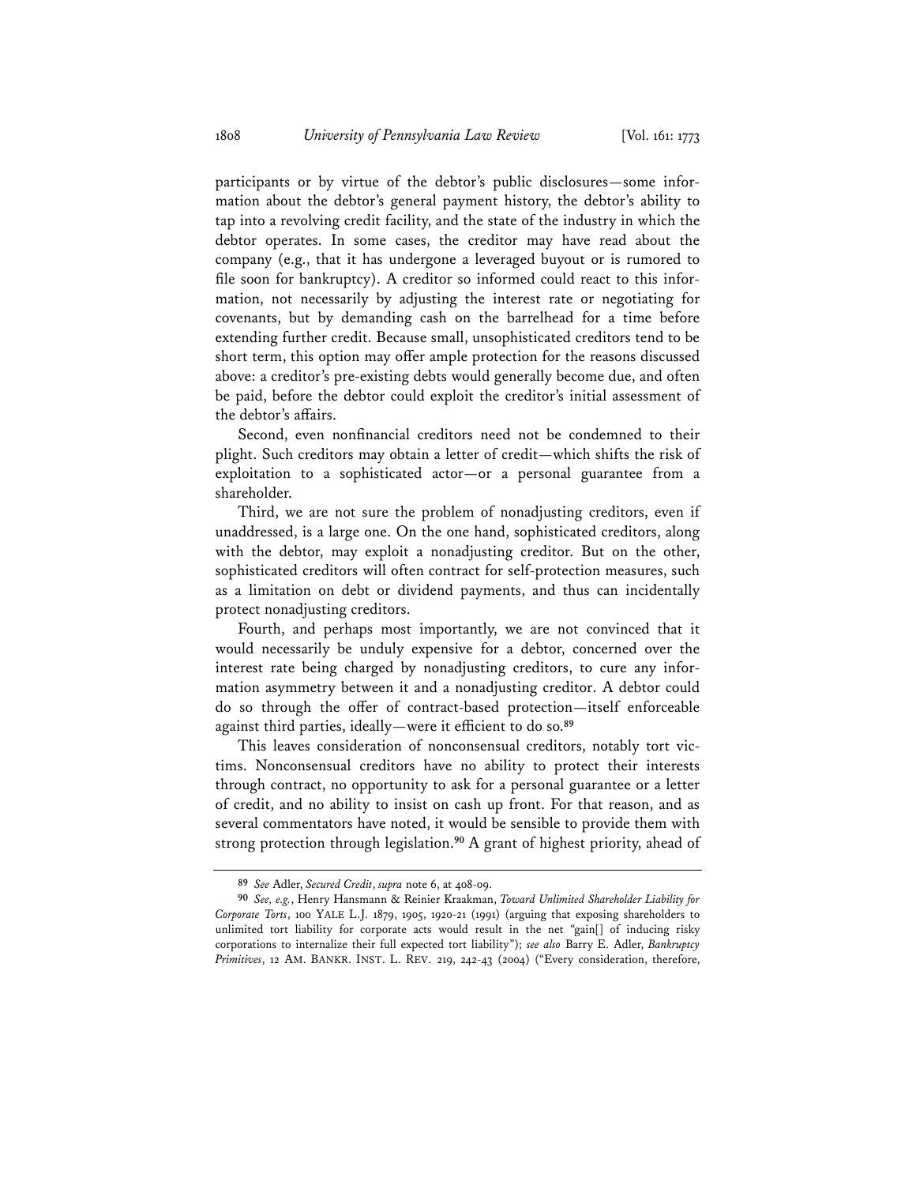participants or by virtue of the debtor's public disclosures—some information about the debtor's general payment history, the debtor's ability to tap into a revolving credit facility, and the state of the industry in which the debtor operates. In some cases, the creditor may have read about the company (e.g., that it has undergone a leveraged buyout or is rumored to file soon for bankruptcy). A creditor so informed could react to this information, not necessarily by adjusting the interest rate or negotiating for covenants, but by demanding cash on the barrelhead for a time before extending further credit. Because small, unsophisticated creditors tend to be short term, this option may offer ample protection for the reasons discussed above: a creditor's pre-existing debts would generally become due, and often be paid, before the debtor could exploit the creditor's initial assessment of the debtor's affairs.

Second, even nonfinancial creditors need not be condemned to their plight. Such creditors may obtain a letter of credit—which shifts the risk of exploitation to a sophisticated actor—or a personal guarantee from a shareholder.

Third, we are not sure the problem of nonadjusting creditors, even if unaddressed, is a large one. On the one hand, sophisticated creditors, along with the debtor, may exploit a nonadjusting creditor. But on the other, sophisticated creditors will often contract for self-protection measures, such as a limitation on debt or dividend payments, and thus can incidentally protect nonadjusting creditors.

Fourth, and perhaps most importantly, we are not convinced that it would necessarily be unduly expensive for a debtor, concerned over the interest rate being charged by nonadjusting creditors, to cure any information asymmetry between it and a nonadjusting creditor. A debtor could do so through the offer of contract-based protection—itself enforceable against third parties, ideally—were it efficient to do so.[89]

This leaves consideration of nonconsensual creditors, notably tort victims. Nonconsensual creditors have no ability to protect their interests through contract, no opportunity to ask for a personal guarantee or a letter of credit, and no ability to insist on cash up front. For that reason, and as several commentators have noted, it would be sensible to provide them with strong protection through legislation.[90] A grant of highest priority, ahead of

---

[89] *See* Adler, *Secured Credit*, *supra* note 6, at 408-09.

[90] *See, e.g.*, Henry Hansmann & Reinier Kraakman, *Toward Unlimited Shareholder Liability for Corporate Torts*, 100 YALE L.J. 1879, 1905, 1920-21 (1991) (arguing that exposing shareholders to unlimited tort liability for corporate acts would result in the net "gain[] of inducing risky corporations to internalize their full expected tort liability"); *see also* Barry E. Adler, *Bankruptcy Primitives*, 12 AM. BANKR. INST. L. REV. 219, 242-43 (2004) ("Every consideration, therefore,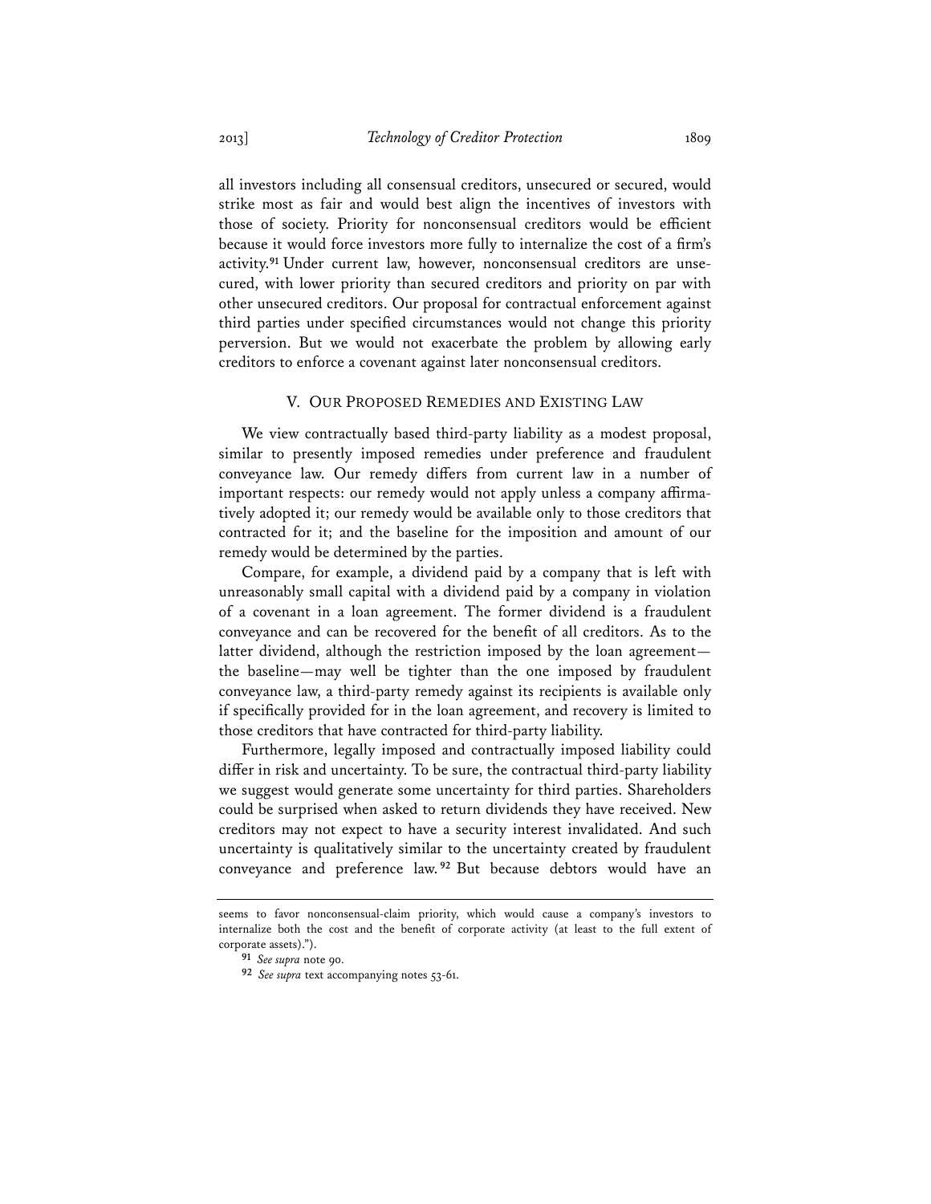all investors including all consensual creditors, unsecured or secured, would strike most as fair and would best align the incentives of investors with those of society. Priority for nonconsensual creditors would be efficient because it would force investors more fully to internalize the cost of a firm's activity.[91] Under current law, however, nonconsensual creditors are unsecured, with lower priority than secured creditors and priority on par with other unsecured creditors. Our proposal for contractual enforcement against third parties under specified circumstances would not change this priority perversion. But we would not exacerbate the problem by allowing early creditors to enforce a covenant against later nonconsensual creditors.

## V. Our Proposed Remedies and Existing Law

We view contractually based third-party liability as a modest proposal, similar to presently imposed remedies under preference and fraudulent conveyance law. Our remedy differs from current law in a number of important respects: our remedy would not apply unless a company affirmatively adopted it; our remedy would be available only to those creditors that contracted for it; and the baseline for the imposition and amount of our remedy would be determined by the parties.

Compare, for example, a dividend paid by a company that is left with unreasonably small capital with a dividend paid by a company in violation of a covenant in a loan agreement. The former dividend is a fraudulent conveyance and can be recovered for the benefit of all creditors. As to the latter dividend, although the restriction imposed by the loan agreement—the baseline—may well be tighter than the one imposed by fraudulent conveyance law, a third-party remedy against its recipients is available only if specifically provided for in the loan agreement, and recovery is limited to those creditors that have contracted for third-party liability.

Furthermore, legally imposed and contractually imposed liability could differ in risk and uncertainty. To be sure, the contractual third-party liability we suggest would generate some uncertainty for third parties. Shareholders could be surprised when asked to return dividends they have received. New creditors may not expect to have a security interest invalidated. And such uncertainty is qualitatively similar to the uncertainty created by fraudulent conveyance and preference law.[92] But because debtors would have an

---

seems to favor nonconsensual-claim priority, which would cause a company's investors to internalize both the cost and the benefit of corporate activity (at least to the full extent of corporate assets).").

[91] *See supra* note 90.

[92] *See supra* text accompanying notes 53-61.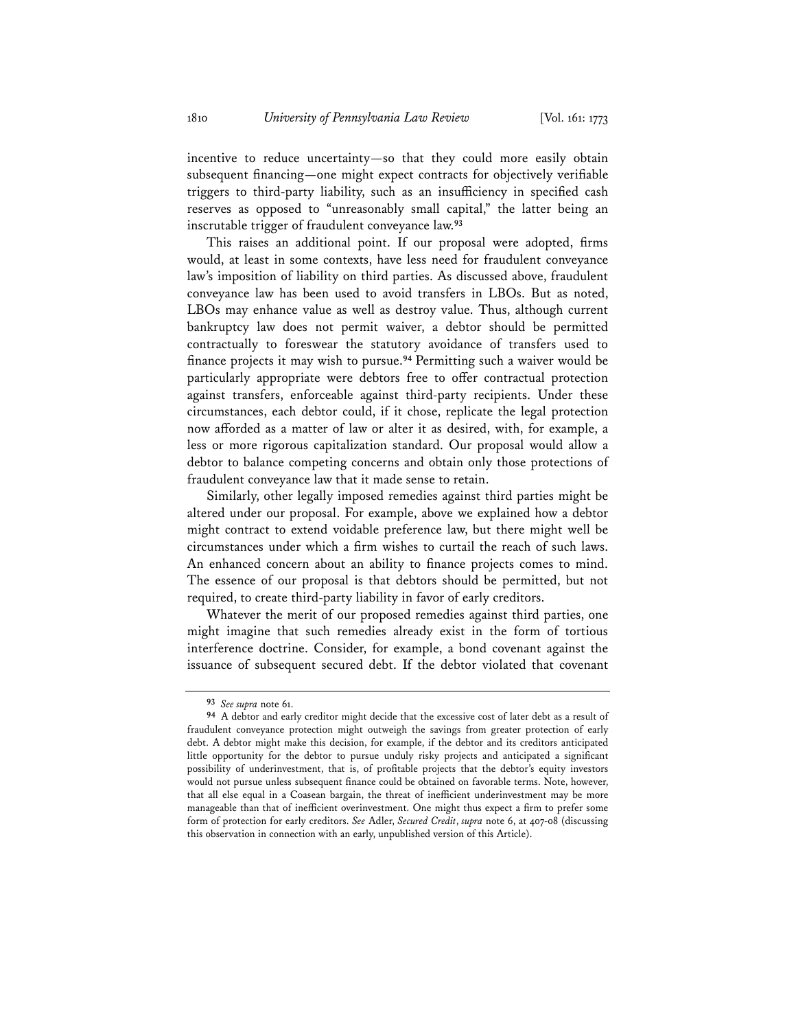incentive to reduce uncertainty—so that they could more easily obtain subsequent financing—one might expect contracts for objectively verifiable triggers to third-party liability, such as an insufficiency in specified cash reserves as opposed to "unreasonably small capital," the latter being an inscrutable trigger of fraudulent conveyance law.[93]

This raises an additional point. If our proposal were adopted, firms would, at least in some contexts, have less need for fraudulent conveyance law's imposition of liability on third parties. As discussed above, fraudulent conveyance law has been used to avoid transfers in LBOs. But as noted, LBOs may enhance value as well as destroy value. Thus, although current bankruptcy law does not permit waiver, a debtor should be permitted contractually to foreswear the statutory avoidance of transfers used to finance projects it may wish to pursue.[94] Permitting such a waiver would be particularly appropriate were debtors free to offer contractual protection against transfers, enforceable against third-party recipients. Under these circumstances, each debtor could, if it chose, replicate the legal protection now afforded as a matter of law or alter it as desired, with, for example, a less or more rigorous capitalization standard. Our proposal would allow a debtor to balance competing concerns and obtain only those protections of fraudulent conveyance law that it made sense to retain.

Similarly, other legally imposed remedies against third parties might be altered under our proposal. For example, above we explained how a debtor might contract to extend voidable preference law, but there might well be circumstances under which a firm wishes to curtail the reach of such laws. An enhanced concern about an ability to finance projects comes to mind. The essence of our proposal is that debtors should be permitted, but not required, to create third-party liability in favor of early creditors.

Whatever the merit of our proposed remedies against third parties, one might imagine that such remedies already exist in the form of tortious interference doctrine. Consider, for example, a bond covenant against the issuance of subsequent secured debt. If the debtor violated that covenant

---

[93] *See supra* note 61.

[94] A debtor and early creditor might decide that the excessive cost of later debt as a result of fraudulent conveyance protection might outweigh the savings from greater protection of early debt. A debtor might make this decision, for example, if the debtor and its creditors anticipated little opportunity for the debtor to pursue unduly risky projects and anticipated a significant possibility of underinvestment, that is, of profitable projects that the debtor's equity investors would not pursue unless subsequent finance could be obtained on favorable terms. Note, however, that all else equal in a Coasean bargain, the threat of inefficient underinvestment may be more manageable than that of inefficient overinvestment. One might thus expect a firm to prefer some form of protection for early creditors. *See* Adler, *Secured Credit*, *supra* note 6, at 407-08 (discussing this observation in connection with an early, unpublished version of this Article).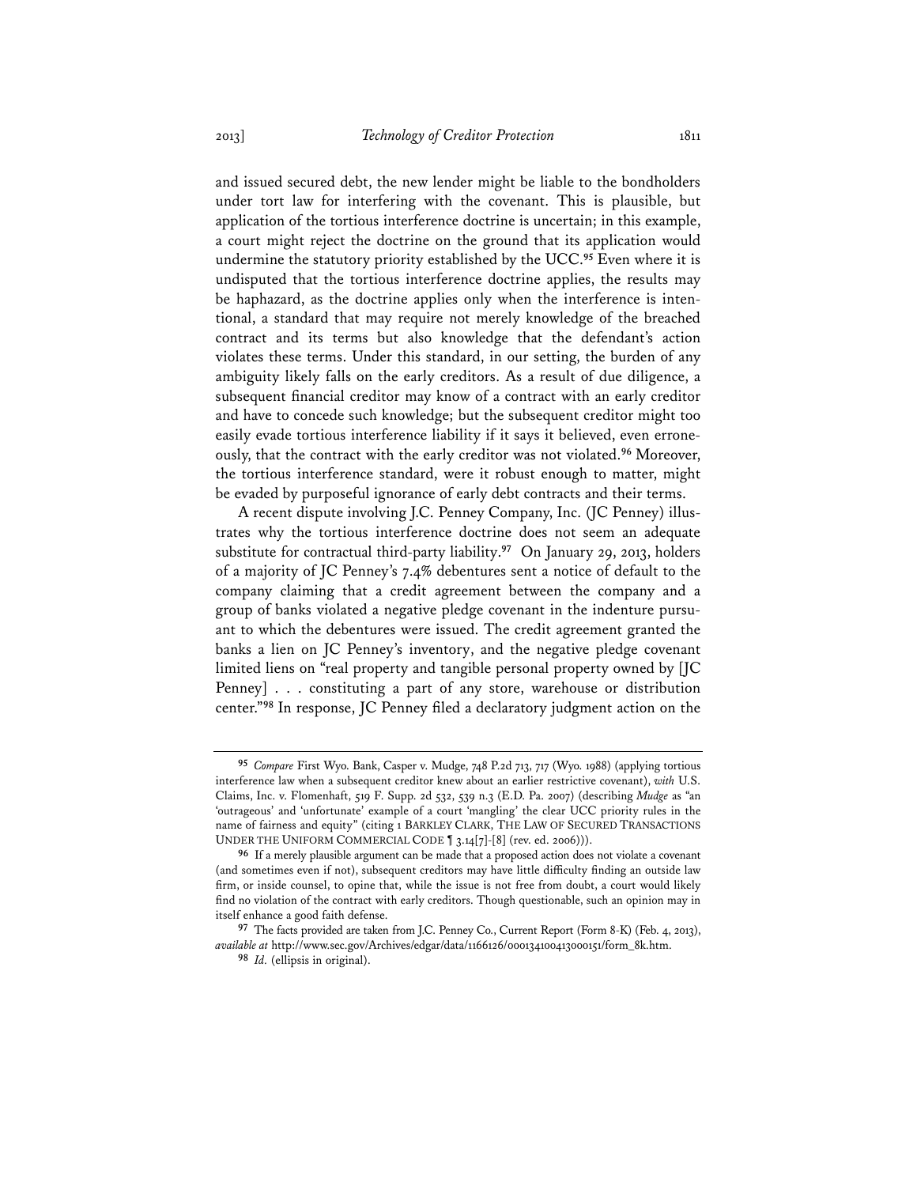and issued secured debt, the new lender might be liable to the bondholders under tort law for interfering with the covenant. This is plausible, but application of the tortious interference doctrine is uncertain; in this example, a court might reject the doctrine on the ground that its application would undermine the statutory priority established by the UCC.[95] Even where it is undisputed that the tortious interference doctrine applies, the results may be haphazard, as the doctrine applies only when the interference is intentional, a standard that may require not merely knowledge of the breached contract and its terms but also knowledge that the defendant's action violates these terms. Under this standard, in our setting, the burden of any ambiguity likely falls on the early creditors. As a result of due diligence, a subsequent financial creditor may know of a contract with an early creditor and have to concede such knowledge; but the subsequent creditor might too easily evade tortious interference liability if it says it believed, even erroneously, that the contract with the early creditor was not violated.[96] Moreover, the tortious interference standard, were it robust enough to matter, might be evaded by purposeful ignorance of early debt contracts and their terms.

A recent dispute involving J.C. Penney Company, Inc. (JC Penney) illustrates why the tortious interference doctrine does not seem an adequate substitute for contractual third-party liability.[97] On January 29, 2013, holders of a majority of JC Penney's 7.4% debentures sent a notice of default to the company claiming that a credit agreement between the company and a group of banks violated a negative pledge covenant in the indenture pursuant to which the debentures were issued. The credit agreement granted the banks a lien on JC Penney's inventory, and the negative pledge covenant limited liens on "real property and tangible personal property owned by [JC Penney] . . . constituting a part of any store, warehouse or distribution center."[98] In response, JC Penney filed a declaratory judgment action on the

---

[95] *Compare* First Wyo. Bank, Casper v. Mudge, 748 P.2d 713, 717 (Wyo. 1988) (applying tortious interference law when a subsequent creditor knew about an earlier restrictive covenant), *with* U.S. Claims, Inc. v. Flomenhaft, 519 F. Supp. 2d 532, 539 n.3 (E.D. Pa. 2007) (describing *Mudge* as "an 'outrageous' and 'unfortunate' example of a court 'mangling' the clear UCC priority rules in the name of fairness and equity" (citing 1 BARKLEY CLARK, THE LAW OF SECURED TRANSACTIONS UNDER THE UNIFORM COMMERCIAL CODE ¶ 3.14[7]-[8] (rev. ed. 2006))).

[96] If a merely plausible argument can be made that a proposed action does not violate a covenant (and sometimes even if not), subsequent creditors may have little difficulty finding an outside law firm, or inside counsel, to opine that, while the issue is not free from doubt, a court would likely find no violation of the contract with early creditors. Though questionable, such an opinion may in itself enhance a good faith defense.

[97] The facts provided are taken from J.C. Penney Co., Current Report (Form 8-K) (Feb. 4, 2013), *available at* http://www.sec.gov/Archives/edgar/data/1166126/000134100413000151/form_8k.htm.

[98] *Id.* (ellipsis in original).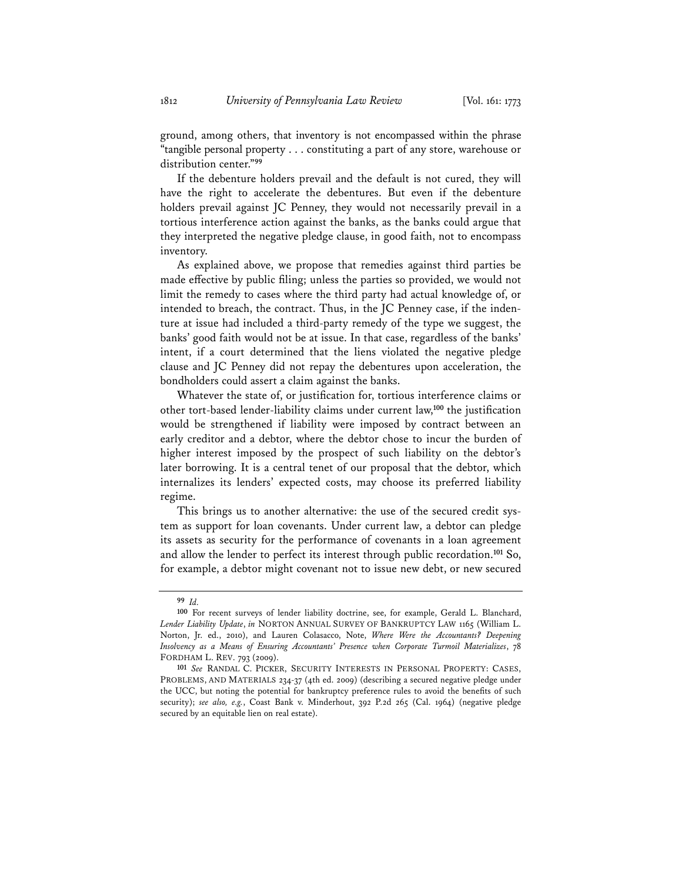ground, among others, that inventory is not encompassed within the phrase "tangible personal property . . . constituting a part of any store, warehouse or distribution center."[99]

If the debenture holders prevail and the default is not cured, they will have the right to accelerate the debentures. But even if the debenture holders prevail against JC Penney, they would not necessarily prevail in a tortious interference action against the banks, as the banks could argue that they interpreted the negative pledge clause, in good faith, not to encompass inventory.

As explained above, we propose that remedies against third parties be made effective by public filing; unless the parties so provided, we would not limit the remedy to cases where the third party had actual knowledge of, or intended to breach, the contract. Thus, in the JC Penney case, if the indenture at issue had included a third-party remedy of the type we suggest, the banks' good faith would not be at issue. In that case, regardless of the banks' intent, if a court determined that the liens violated the negative pledge clause and JC Penney did not repay the debentures upon acceleration, the bondholders could assert a claim against the banks.

Whatever the state of, or justification for, tortious interference claims or other tort-based lender-liability claims under current law,[100] the justification would be strengthened if liability were imposed by contract between an early creditor and a debtor, where the debtor chose to incur the burden of higher interest imposed by the prospect of such liability on the debtor's later borrowing. It is a central tenet of our proposal that the debtor, which internalizes its lenders' expected costs, may choose its preferred liability regime.

This brings us to another alternative: the use of the secured credit system as support for loan covenants. Under current law, a debtor can pledge its assets as security for the performance of covenants in a loan agreement and allow the lender to perfect its interest through public recordation.[101] So, for example, a debtor might covenant not to issue new debt, or new secured

---

[99] *Id.*

[100] For recent surveys of lender liability doctrine, see, for example, Gerald L. Blanchard, *Lender Liability Update*, *in* NORTON ANNUAL SURVEY OF BANKRUPTCY LAW 1165 (William L. Norton, Jr. ed., 2010), and Lauren Colasacco, Note, *Where Were the Accountants? Deepening Insolvency as a Means of Ensuring Accountants' Presence when Corporate Turmoil Materializes*, 78 FORDHAM L. REV. 793 (2009).

[101] *See* RANDAL C. PICKER, SECURITY INTERESTS IN PERSONAL PROPERTY: CASES, PROBLEMS, AND MATERIALS 234-37 (4th ed. 2009) (describing a secured negative pledge under the UCC, but noting the potential for bankruptcy preference rules to avoid the benefits of such security); *see also, e.g.*, Coast Bank v. Minderhout, 392 P.2d 265 (Cal. 1964) (negative pledge secured by an equitable lien on real estate).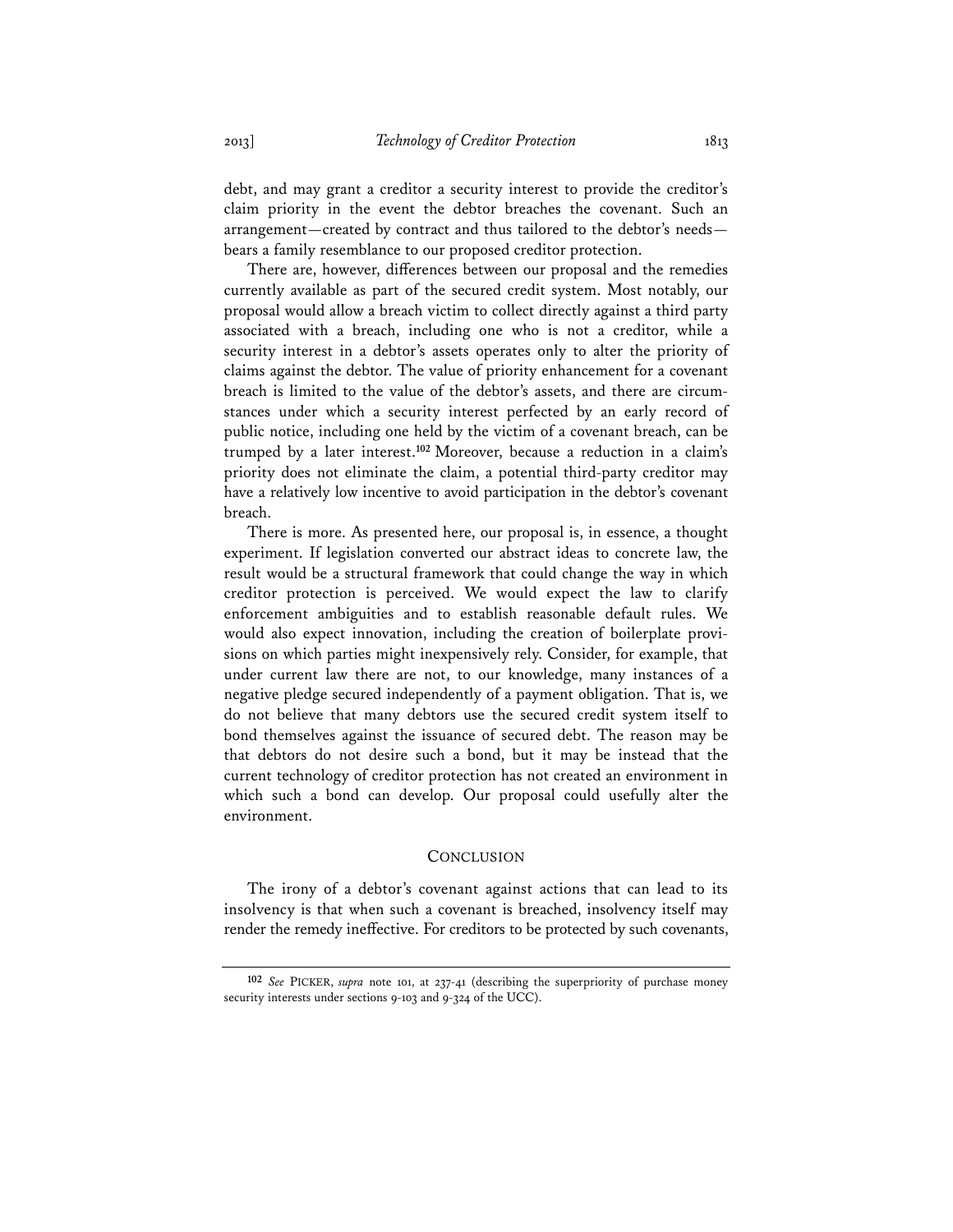debt, and may grant a creditor a security interest to provide the creditor's claim priority in the event the debtor breaches the covenant. Such an arrangement—created by contract and thus tailored to the debtor's needs—bears a family resemblance to our proposed creditor protection.

There are, however, differences between our proposal and the remedies currently available as part of the secured credit system. Most notably, our proposal would allow a breach victim to collect directly against a third party associated with a breach, including one who is not a creditor, while a security interest in a debtor's assets operates only to alter the priority of claims against the debtor. The value of priority enhancement for a covenant breach is limited to the value of the debtor's assets, and there are circumstances under which a security interest perfected by an early record of public notice, including one held by the victim of a covenant breach, can be trumped by a later interest.[102] Moreover, because a reduction in a claim's priority does not eliminate the claim, a potential third-party creditor may have a relatively low incentive to avoid participation in the debtor's covenant breach.

There is more. As presented here, our proposal is, in essence, a thought experiment. If legislation converted our abstract ideas to concrete law, the result would be a structural framework that could change the way in which creditor protection is perceived. We would expect the law to clarify enforcement ambiguities and to establish reasonable default rules. We would also expect innovation, including the creation of boilerplate provisions on which parties might inexpensively rely. Consider, for example, that under current law there are not, to our knowledge, many instances of a negative pledge secured independently of a payment obligation. That is, we do not believe that many debtors use the secured credit system itself to bond themselves against the issuance of secured debt. The reason may be that debtors do not desire such a bond, but it may be instead that the current technology of creditor protection has not created an environment in which such a bond can develop. Our proposal could usefully alter the environment.

## Conclusion

The irony of a debtor's covenant against actions that can lead to its insolvency is that when such a covenant is breached, insolvency itself may render the remedy ineffective. For creditors to be protected by such covenants,

---

[102] *See* PICKER, *supra* note 101, at 237-41 (describing the superpriority of purchase money security interests under sections 9-103 and 9-324 of the UCC).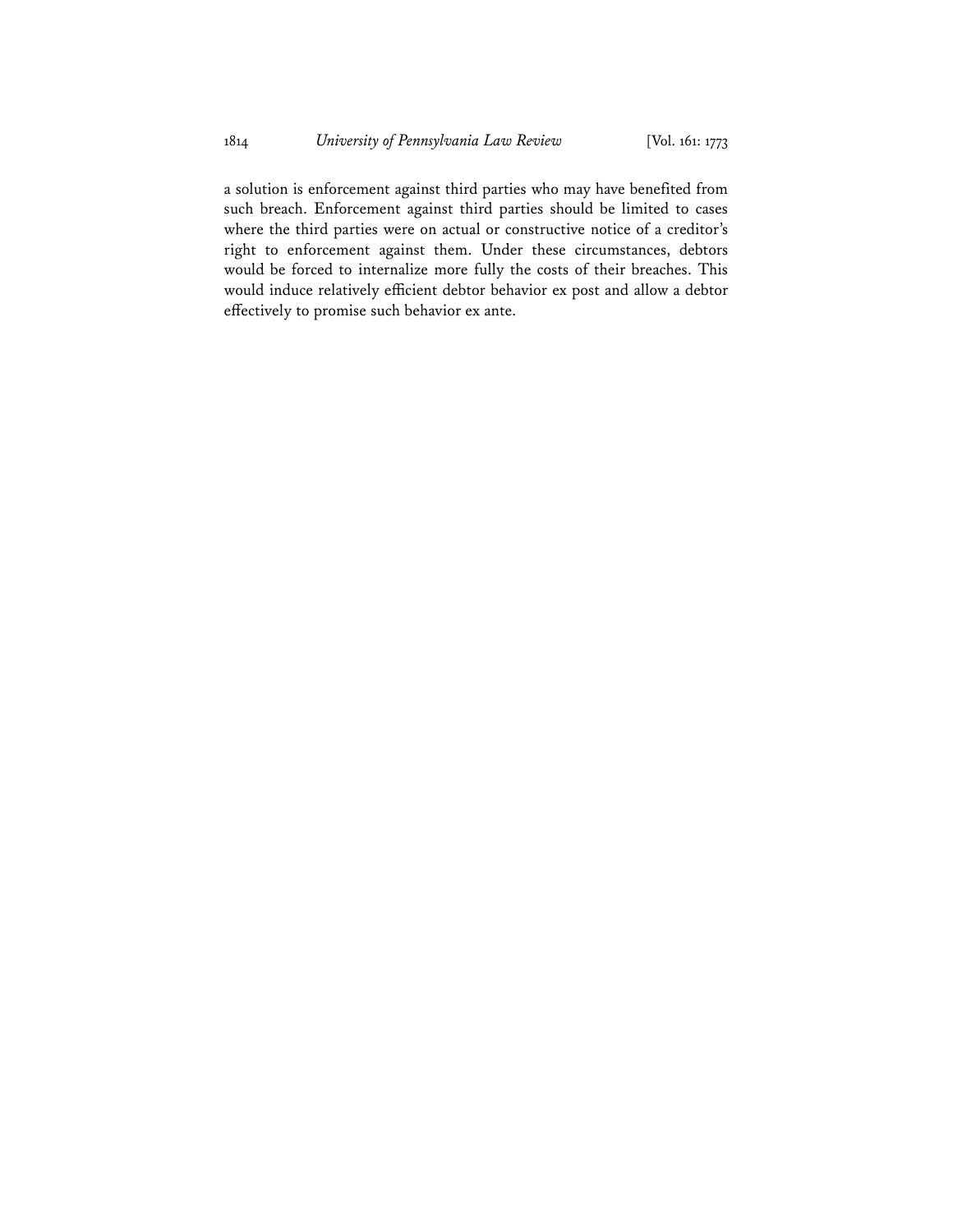a solution is enforcement against third parties who may have benefited from such breach. Enforcement against third parties should be limited to cases where the third parties were on actual or constructive notice of a creditor's right to enforcement against them. Under these circumstances, debtors would be forced to internalize more fully the costs of their breaches. This would induce relatively efficient debtor behavior ex post and allow a debtor effectively to promise such behavior ex ante.